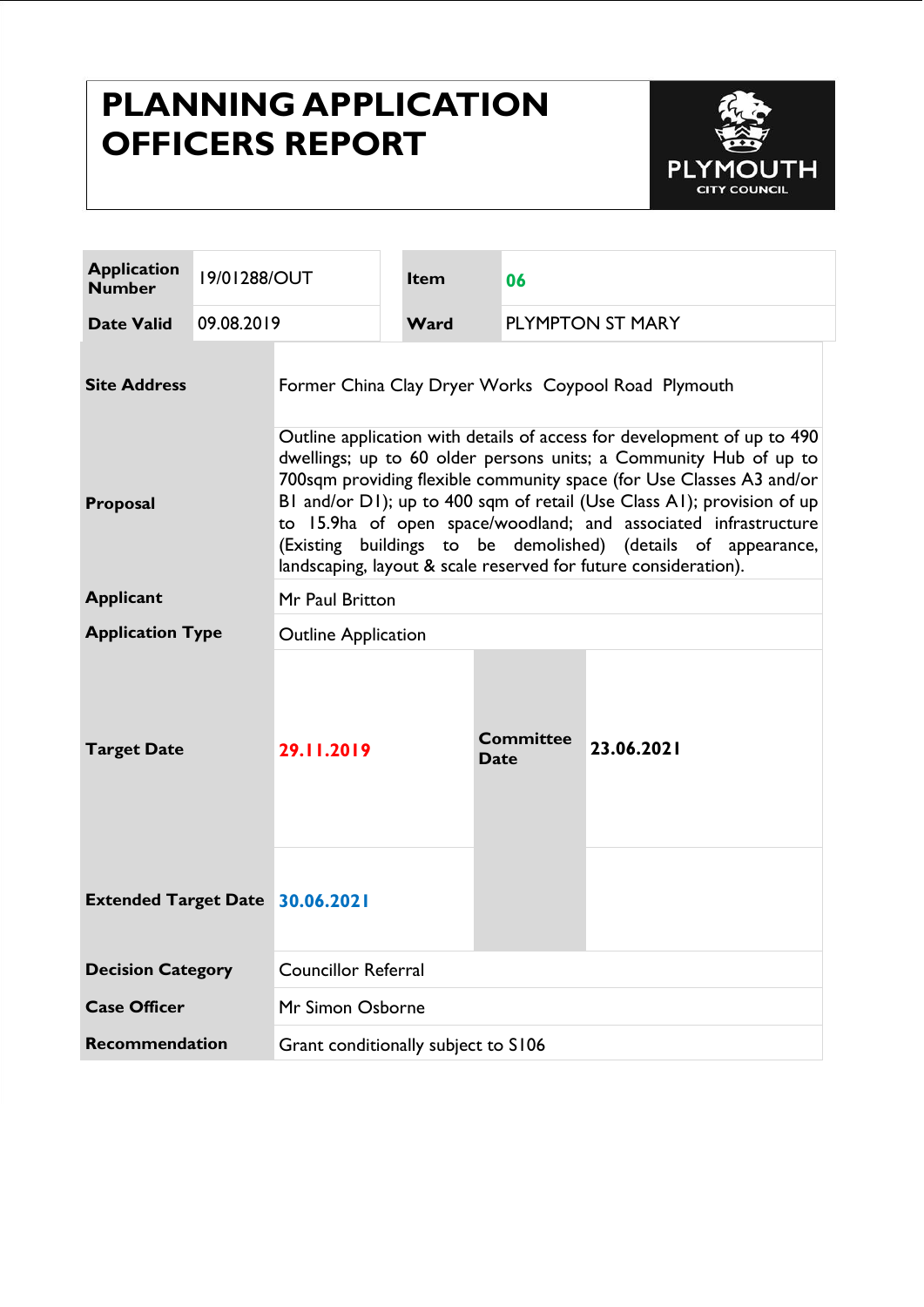# PLANNING APPLICATION OFFICERS REPORT

PLYMOUTH CITY COUNCIL

| Application Number | 19/01288/OUT | Item | 06 |
|---|---|---|---|
| Date Valid | 09.08.2019 | Ward | PLYMPTON ST MARY |

| | | | |
|---|---|---|---|
| **Site Address** | Former China Clay Dryer Works Coypool Road Plymouth | | |
| **Proposal** | Outline application with details of access for development of up to 490 dwellings; up to 60 older persons units; a Community Hub of up to 700sqm providing flexible community space (for Use Classes A3 and/or B1 and/or D1); up to 400 sqm of retail (Use Class A1); provision of up to 15.9ha of open space/woodland; and associated infrastructure (Existing buildings to be demolished) (details of appearance, landscaping, layout & scale reserved for future consideration). | | |
| **Applicant** | Mr Paul Britton | | |
| **Application Type** | Outline Application | | |
| **Target Date** | 29.11.2019 | **Committee Date** | 23.06.2021 |
| **Extended Target Date** | 30.06.2021 | | |
| **Decision Category** | Councillor Referral | | |
| **Case Officer** | Mr Simon Osborne | | |
| **Recommendation** | Grant conditionally subject to S106 | | |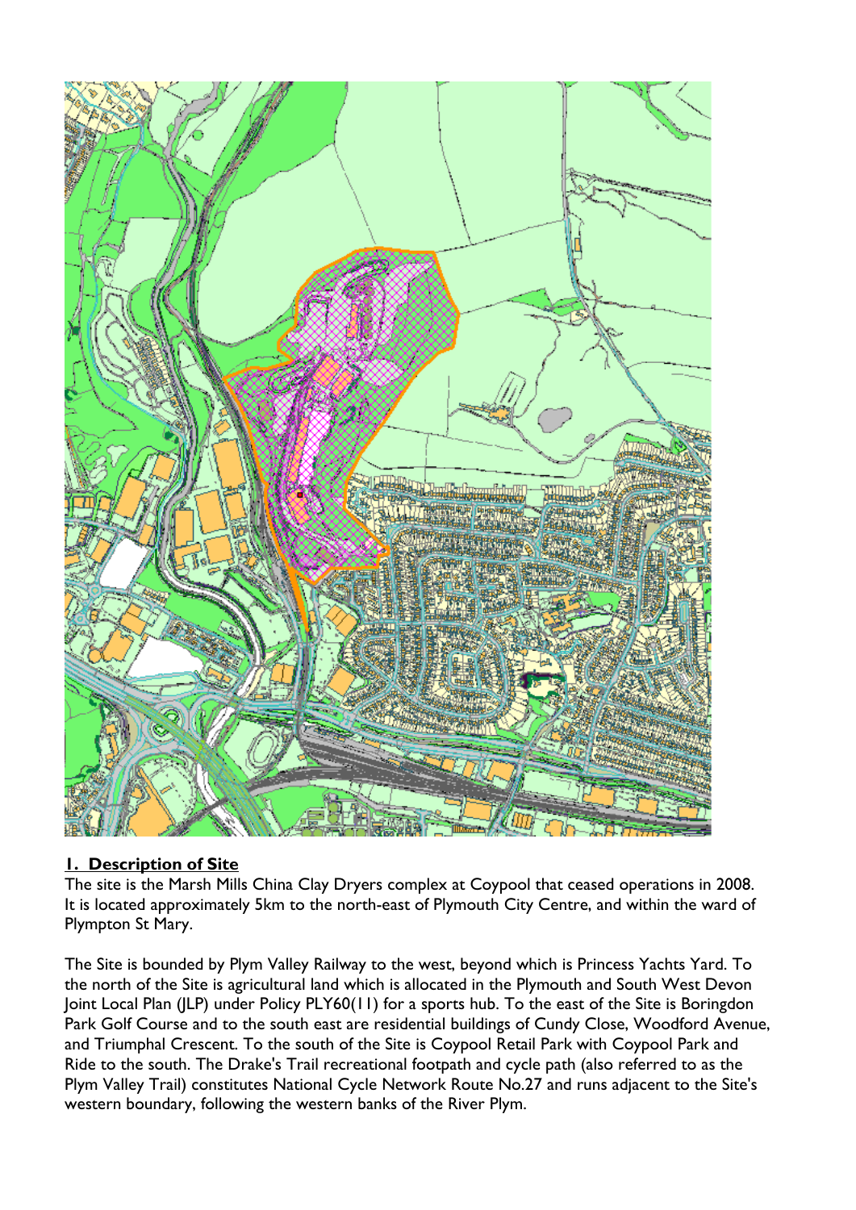## 1. Description of Site

The site is the Marsh Mills China Clay Dryers complex at Coypool that ceased operations in 2008. It is located approximately 5km to the north-east of Plymouth City Centre, and within the ward of Plympton St Mary.

The Site is bounded by Plym Valley Railway to the west, beyond which is Princess Yachts Yard. To the north of the Site is agricultural land which is allocated in the Plymouth and South West Devon Joint Local Plan (JLP) under Policy PLY60(11) for a sports hub. To the east of the Site is Boringdon Park Golf Course and to the south east are residential buildings of Cundy Close, Woodford Avenue, and Triumphal Crescent. To the south of the Site is Coypool Retail Park with Coypool Park and Ride to the south. The Drake's Trail recreational footpath and cycle path (also referred to as the Plym Valley Trail) constitutes National Cycle Network Route No.27 and runs adjacent to the Site's western boundary, following the western banks of the River Plym.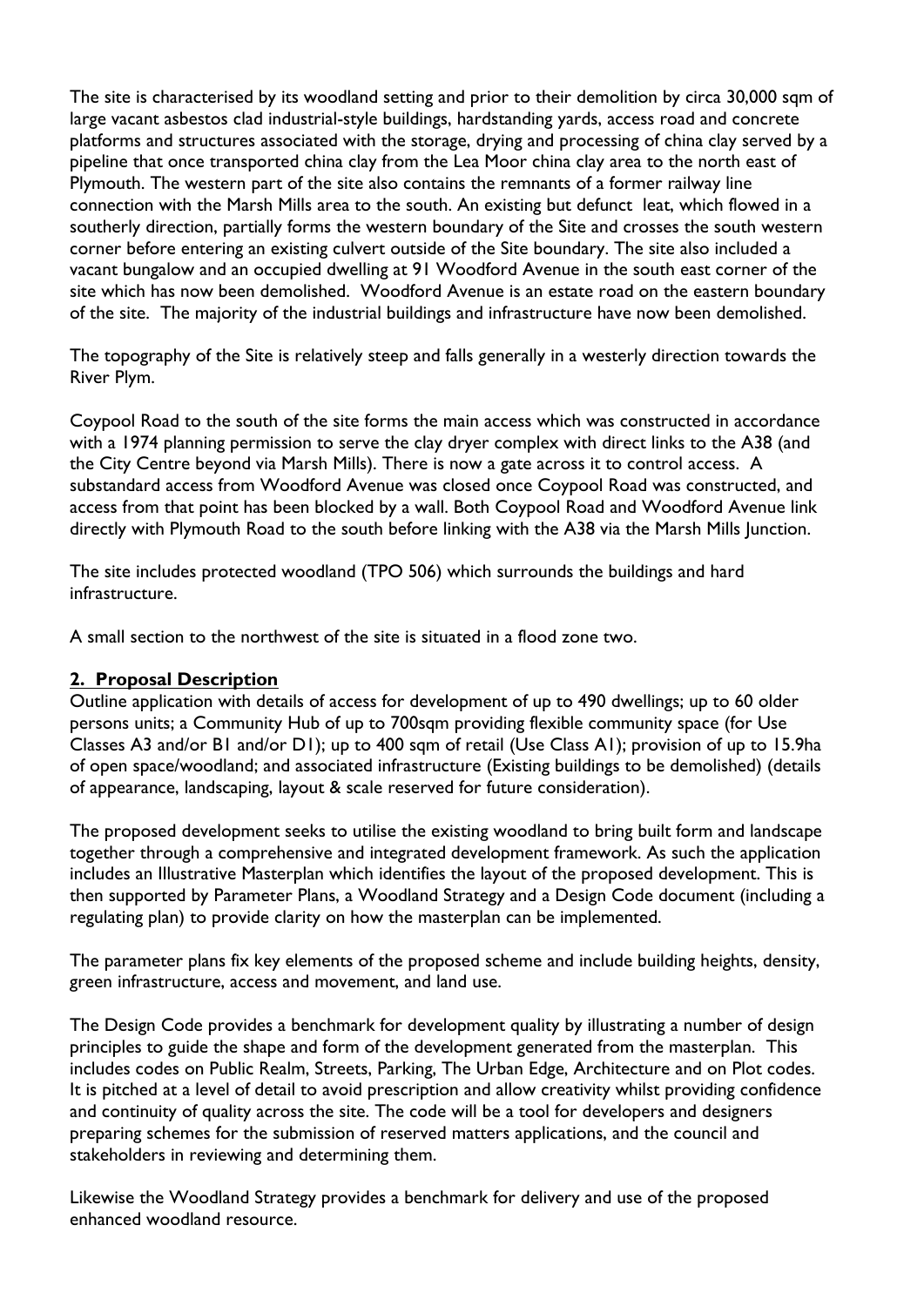The site is characterised by its woodland setting and prior to their demolition by circa 30,000 sqm of large vacant asbestos clad industrial-style buildings, hardstanding yards, access road and concrete platforms and structures associated with the storage, drying and processing of china clay served by a pipeline that once transported china clay from the Lea Moor china clay area to the north east of Plymouth. The western part of the site also contains the remnants of a former railway line connection with the Marsh Mills area to the south. An existing but defunct leat, which flowed in a southerly direction, partially forms the western boundary of the Site and crosses the south western corner before entering an existing culvert outside of the Site boundary. The site also included a vacant bungalow and an occupied dwelling at 91 Woodford Avenue in the south east corner of the site which has now been demolished. Woodford Avenue is an estate road on the eastern boundary of the site. The majority of the industrial buildings and infrastructure have now been demolished.

The topography of the Site is relatively steep and falls generally in a westerly direction towards the River Plym.

Coypool Road to the south of the site forms the main access which was constructed in accordance with a 1974 planning permission to serve the clay dryer complex with direct links to the A38 (and the City Centre beyond via Marsh Mills). There is now a gate across it to control access. A substandard access from Woodford Avenue was closed once Coypool Road was constructed, and access from that point has been blocked by a wall. Both Coypool Road and Woodford Avenue link directly with Plymouth Road to the south before linking with the A38 via the Marsh Mills Junction.

The site includes protected woodland (TPO 506) which surrounds the buildings and hard infrastructure.

A small section to the northwest of the site is situated in a flood zone two.

## 2. Proposal Description

Outline application with details of access for development of up to 490 dwellings; up to 60 older persons units; a Community Hub of up to 700sqm providing flexible community space (for Use Classes A3 and/or B1 and/or D1); up to 400 sqm of retail (Use Class A1); provision of up to 15.9ha of open space/woodland; and associated infrastructure (Existing buildings to be demolished) (details of appearance, landscaping, layout & scale reserved for future consideration).

The proposed development seeks to utilise the existing woodland to bring built form and landscape together through a comprehensive and integrated development framework. As such the application includes an Illustrative Masterplan which identifies the layout of the proposed development. This is then supported by Parameter Plans, a Woodland Strategy and a Design Code document (including a regulating plan) to provide clarity on how the masterplan can be implemented.

The parameter plans fix key elements of the proposed scheme and include building heights, density, green infrastructure, access and movement, and land use.

The Design Code provides a benchmark for development quality by illustrating a number of design principles to guide the shape and form of the development generated from the masterplan. This includes codes on Public Realm, Streets, Parking, The Urban Edge, Architecture and on Plot codes. It is pitched at a level of detail to avoid prescription and allow creativity whilst providing confidence and continuity of quality across the site. The code will be a tool for developers and designers preparing schemes for the submission of reserved matters applications, and the council and stakeholders in reviewing and determining them.

Likewise the Woodland Strategy provides a benchmark for delivery and use of the proposed enhanced woodland resource.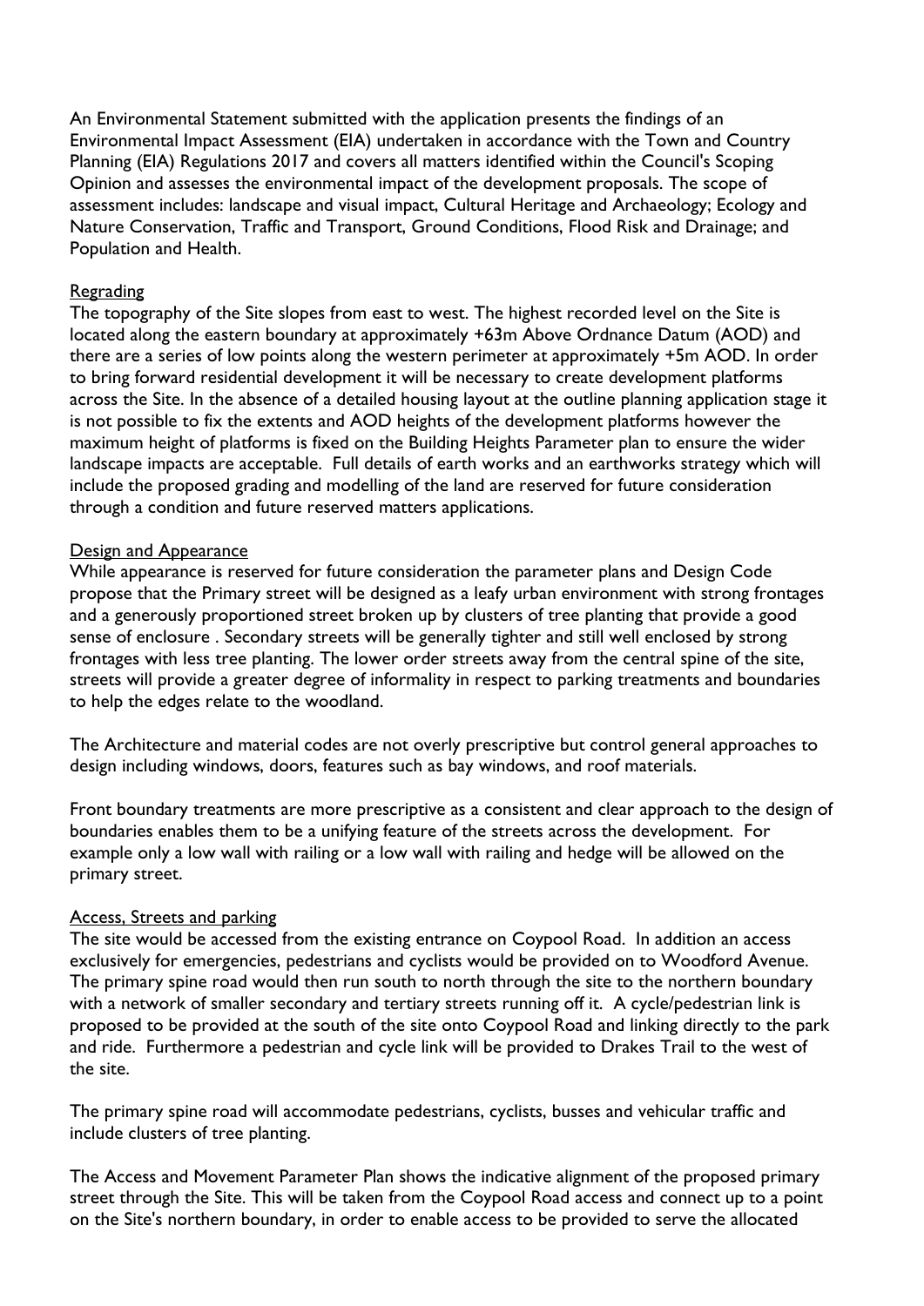An Environmental Statement submitted with the application presents the findings of an Environmental Impact Assessment (EIA) undertaken in accordance with the Town and Country Planning (EIA) Regulations 2017 and covers all matters identified within the Council's Scoping Opinion and assesses the environmental impact of the development proposals. The scope of assessment includes: landscape and visual impact, Cultural Heritage and Archaeology; Ecology and Nature Conservation, Traffic and Transport, Ground Conditions, Flood Risk and Drainage; and Population and Health.

## Regrading

The topography of the Site slopes from east to west. The highest recorded level on the Site is located along the eastern boundary at approximately +63m Above Ordnance Datum (AOD) and there are a series of low points along the western perimeter at approximately +5m AOD. In order to bring forward residential development it will be necessary to create development platforms across the Site. In the absence of a detailed housing layout at the outline planning application stage it is not possible to fix the extents and AOD heights of the development platforms however the maximum height of platforms is fixed on the Building Heights Parameter plan to ensure the wider landscape impacts are acceptable. Full details of earth works and an earthworks strategy which will include the proposed grading and modelling of the land are reserved for future consideration through a condition and future reserved matters applications.

## Design and Appearance

While appearance is reserved for future consideration the parameter plans and Design Code propose that the Primary street will be designed as a leafy urban environment with strong frontages and a generously proportioned street broken up by clusters of tree planting that provide a good sense of enclosure . Secondary streets will be generally tighter and still well enclosed by strong frontages with less tree planting. The lower order streets away from the central spine of the site, streets will provide a greater degree of informality in respect to parking treatments and boundaries to help the edges relate to the woodland.

The Architecture and material codes are not overly prescriptive but control general approaches to design including windows, doors, features such as bay windows, and roof materials.

Front boundary treatments are more prescriptive as a consistent and clear approach to the design of boundaries enables them to be a unifying feature of the streets across the development. For example only a low wall with railing or a low wall with railing and hedge will be allowed on the primary street.

## Access, Streets and parking

The site would be accessed from the existing entrance on Coypool Road. In addition an access exclusively for emergencies, pedestrians and cyclists would be provided on to Woodford Avenue. The primary spine road would then run south to north through the site to the northern boundary with a network of smaller secondary and tertiary streets running off it. A cycle/pedestrian link is proposed to be provided at the south of the site onto Coypool Road and linking directly to the park and ride. Furthermore a pedestrian and cycle link will be provided to Drakes Trail to the west of the site.

The primary spine road will accommodate pedestrians, cyclists, busses and vehicular traffic and include clusters of tree planting.

The Access and Movement Parameter Plan shows the indicative alignment of the proposed primary street through the Site. This will be taken from the Coypool Road access and connect up to a point on the Site's northern boundary, in order to enable access to be provided to serve the allocated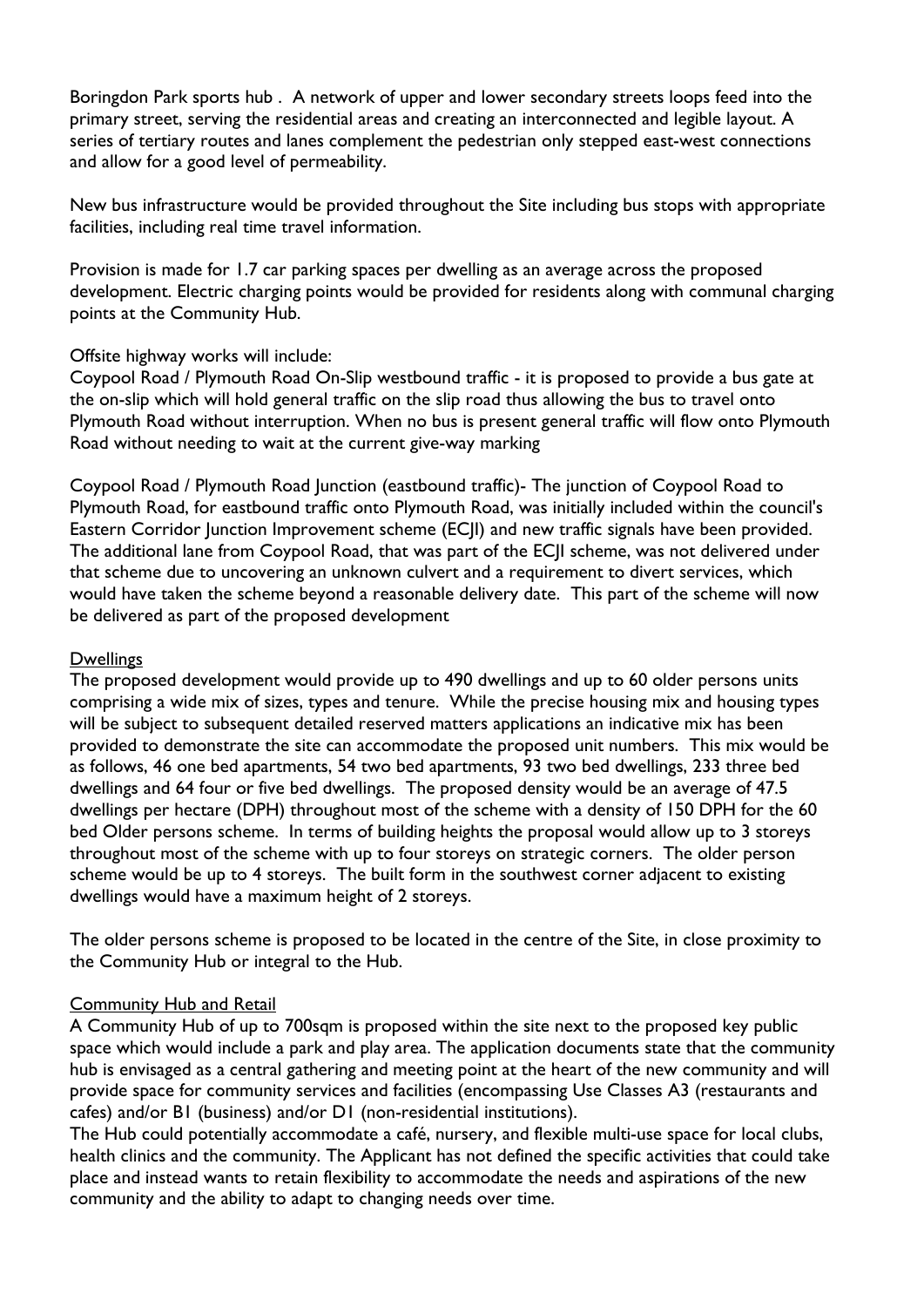Boringdon Park sports hub . A network of upper and lower secondary streets loops feed into the primary street, serving the residential areas and creating an interconnected and legible layout. A series of tertiary routes and lanes complement the pedestrian only stepped east-west connections and allow for a good level of permeability.

New bus infrastructure would be provided throughout the Site including bus stops with appropriate facilities, including real time travel information.

Provision is made for 1.7 car parking spaces per dwelling as an average across the proposed development. Electric charging points would be provided for residents along with communal charging points at the Community Hub.

Offsite highway works will include:
Coypool Road / Plymouth Road On-Slip westbound traffic - it is proposed to provide a bus gate at the on-slip which will hold general traffic on the slip road thus allowing the bus to travel onto Plymouth Road without interruption. When no bus is present general traffic will flow onto Plymouth Road without needing to wait at the current give-way marking

Coypool Road / Plymouth Road Junction (eastbound traffic)- The junction of Coypool Road to Plymouth Road, for eastbound traffic onto Plymouth Road, was initially included within the council's Eastern Corridor Junction Improvement scheme (ECJI) and new traffic signals have been provided. The additional lane from Coypool Road, that was part of the ECJI scheme, was not delivered under that scheme due to uncovering an unknown culvert and a requirement to divert services, which would have taken the scheme beyond a reasonable delivery date. This part of the scheme will now be delivered as part of the proposed development

Dwellings
The proposed development would provide up to 490 dwellings and up to 60 older persons units comprising a wide mix of sizes, types and tenure. While the precise housing mix and housing types will be subject to subsequent detailed reserved matters applications an indicative mix has been provided to demonstrate the site can accommodate the proposed unit numbers. This mix would be as follows, 46 one bed apartments, 54 two bed apartments, 93 two bed dwellings, 233 three bed dwellings and 64 four or five bed dwellings. The proposed density would be an average of 47.5 dwellings per hectare (DPH) throughout most of the scheme with a density of 150 DPH for the 60 bed Older persons scheme. In terms of building heights the proposal would allow up to 3 storeys throughout most of the scheme with up to four storeys on strategic corners. The older person scheme would be up to 4 storeys. The built form in the southwest corner adjacent to existing dwellings would have a maximum height of 2 storeys.

The older persons scheme is proposed to be located in the centre of the Site, in close proximity to the Community Hub or integral to the Hub.

Community Hub and Retail
A Community Hub of up to 700sqm is proposed within the site next to the proposed key public space which would include a park and play area. The application documents state that the community hub is envisaged as a central gathering and meeting point at the heart of the new community and will provide space for community services and facilities (encompassing Use Classes A3 (restaurants and cafes) and/or B1 (business) and/or D1 (non-residential institutions).
The Hub could potentially accommodate a café, nursery, and flexible multi-use space for local clubs, health clinics and the community. The Applicant has not defined the specific activities that could take place and instead wants to retain flexibility to accommodate the needs and aspirations of the new community and the ability to adapt to changing needs over time.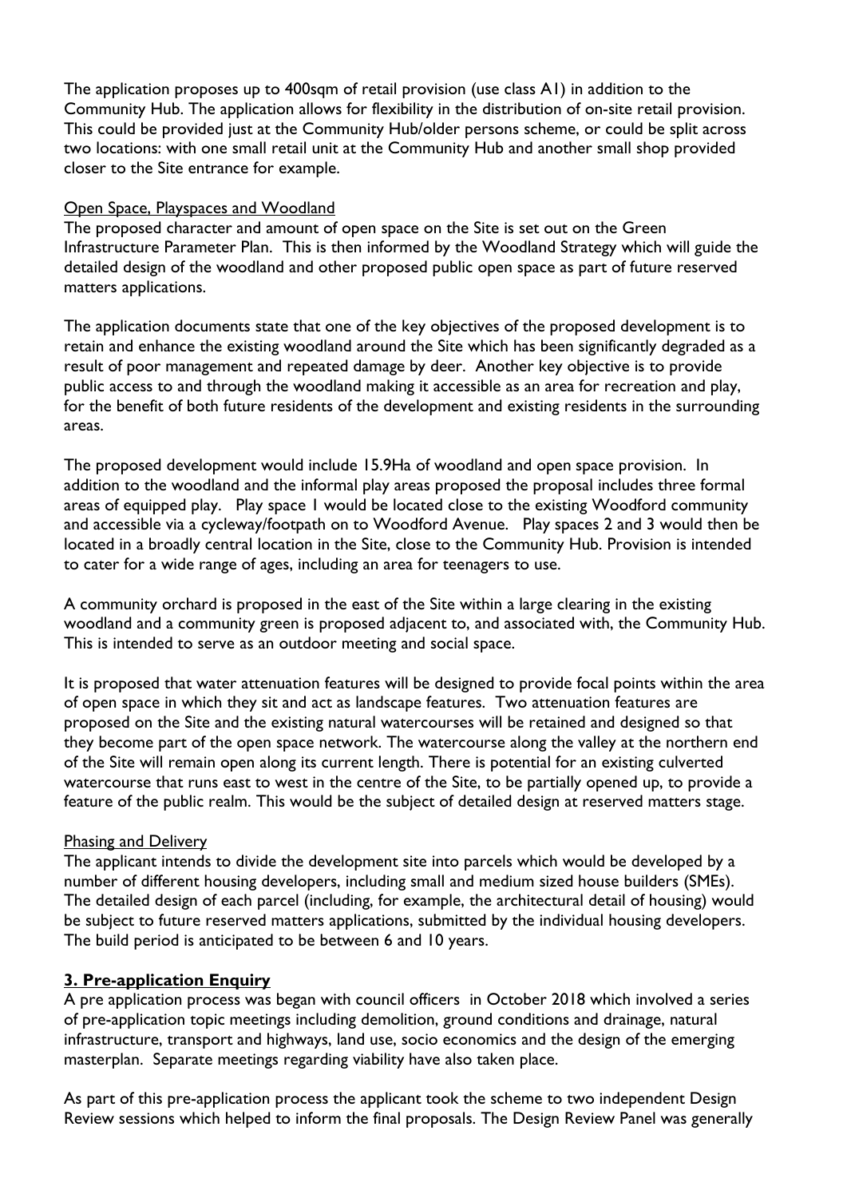The application proposes up to 400sqm of retail provision (use class A1) in addition to the Community Hub. The application allows for flexibility in the distribution of on-site retail provision. This could be provided just at the Community Hub/older persons scheme, or could be split across two locations: with one small retail unit at the Community Hub and another small shop provided closer to the Site entrance for example.

Open Space, Playspaces and Woodland

The proposed character and amount of open space on the Site is set out on the Green Infrastructure Parameter Plan. This is then informed by the Woodland Strategy which will guide the detailed design of the woodland and other proposed public open space as part of future reserved matters applications.

The application documents state that one of the key objectives of the proposed development is to retain and enhance the existing woodland around the Site which has been significantly degraded as a result of poor management and repeated damage by deer. Another key objective is to provide public access to and through the woodland making it accessible as an area for recreation and play, for the benefit of both future residents of the development and existing residents in the surrounding areas.

The proposed development would include 15.9Ha of woodland and open space provision. In addition to the woodland and the informal play areas proposed the proposal includes three formal areas of equipped play. Play space 1 would be located close to the existing Woodford community and accessible via a cycleway/footpath on to Woodford Avenue. Play spaces 2 and 3 would then be located in a broadly central location in the Site, close to the Community Hub. Provision is intended to cater for a wide range of ages, including an area for teenagers to use.

A community orchard is proposed in the east of the Site within a large clearing in the existing woodland and a community green is proposed adjacent to, and associated with, the Community Hub. This is intended to serve as an outdoor meeting and social space.

It is proposed that water attenuation features will be designed to provide focal points within the area of open space in which they sit and act as landscape features. Two attenuation features are proposed on the Site and the existing natural watercourses will be retained and designed so that they become part of the open space network. The watercourse along the valley at the northern end of the Site will remain open along its current length. There is potential for an existing culverted watercourse that runs east to west in the centre of the Site, to be partially opened up, to provide a feature of the public realm. This would be the subject of detailed design at reserved matters stage.

Phasing and Delivery

The applicant intends to divide the development site into parcels which would be developed by a number of different housing developers, including small and medium sized house builders (SMEs). The detailed design of each parcel (including, for example, the architectural detail of housing) would be subject to future reserved matters applications, submitted by the individual housing developers. The build period is anticipated to be between 6 and 10 years.

## 3. Pre-application Enquiry

A pre application process was began with council officers in October 2018 which involved a series of pre-application topic meetings including demolition, ground conditions and drainage, natural infrastructure, transport and highways, land use, socio economics and the design of the emerging masterplan. Separate meetings regarding viability have also taken place.

As part of this pre-application process the applicant took the scheme to two independent Design Review sessions which helped to inform the final proposals. The Design Review Panel was generally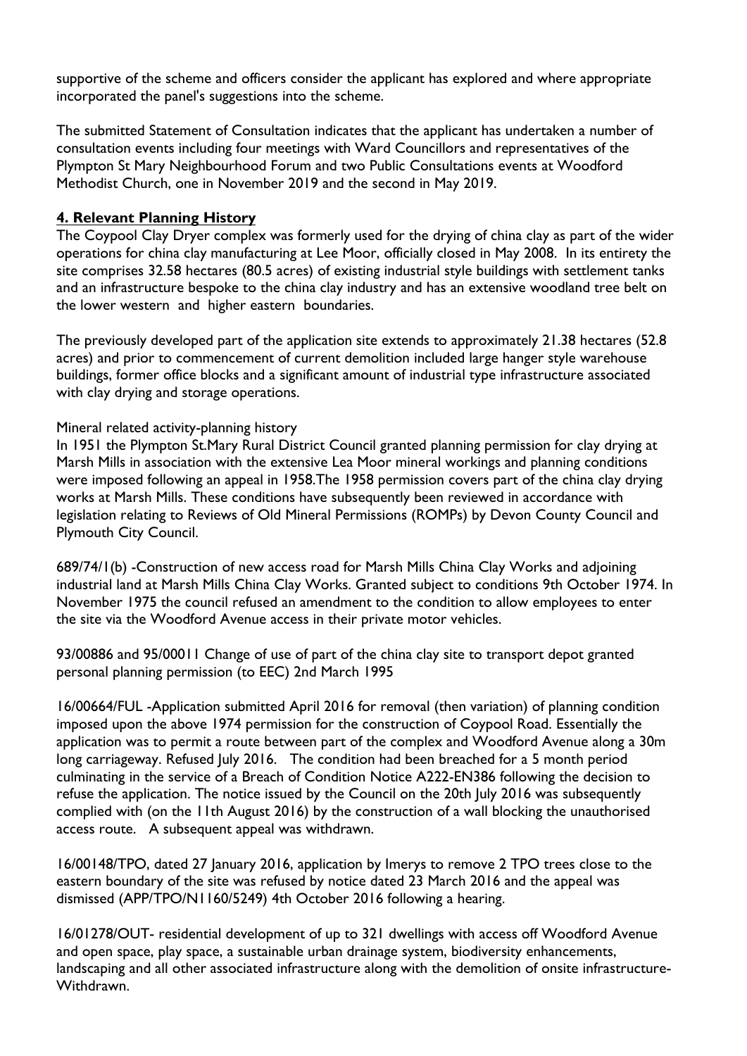supportive of the scheme and officers consider the applicant has explored and where appropriate incorporated the panel's suggestions into the scheme.

The submitted Statement of Consultation indicates that the applicant has undertaken a number of consultation events including four meetings with Ward Councillors and representatives of the Plympton St Mary Neighbourhood Forum and two Public Consultations events at Woodford Methodist Church, one in November 2019 and the second in May 2019.

## **4. Relevant Planning History**

The Coypool Clay Dryer complex was formerly used for the drying of china clay as part of the wider operations for china clay manufacturing at Lee Moor, officially closed in May 2008. In its entirety the site comprises 32.58 hectares (80.5 acres) of existing industrial style buildings with settlement tanks and an infrastructure bespoke to the china clay industry and has an extensive woodland tree belt on the lower western and higher eastern boundaries.

The previously developed part of the application site extends to approximately 21.38 hectares (52.8 acres) and prior to commencement of current demolition included large hanger style warehouse buildings, former office blocks and a significant amount of industrial type infrastructure associated with clay drying and storage operations.

Mineral related activity-planning history

In 1951 the Plympton St.Mary Rural District Council granted planning permission for clay drying at Marsh Mills in association with the extensive Lea Moor mineral workings and planning conditions were imposed following an appeal in 1958.The 1958 permission covers part of the china clay drying works at Marsh Mills. These conditions have subsequently been reviewed in accordance with legislation relating to Reviews of Old Mineral Permissions (ROMPs) by Devon County Council and Plymouth City Council.

689/74/1(b) -Construction of new access road for Marsh Mills China Clay Works and adjoining industrial land at Marsh Mills China Clay Works. Granted subject to conditions 9th October 1974. In November 1975 the council refused an amendment to the condition to allow employees to enter the site via the Woodford Avenue access in their private motor vehicles.

93/00886 and 95/00011 Change of use of part of the china clay site to transport depot granted personal planning permission (to EEC) 2nd March 1995

16/00664/FUL -Application submitted April 2016 for removal (then variation) of planning condition imposed upon the above 1974 permission for the construction of Coypool Road. Essentially the application was to permit a route between part of the complex and Woodford Avenue along a 30m long carriageway. Refused July 2016. The condition had been breached for a 5 month period culminating in the service of a Breach of Condition Notice A222-EN386 following the decision to refuse the application. The notice issued by the Council on the 20th July 2016 was subsequently complied with (on the 11th August 2016) by the construction of a wall blocking the unauthorised access route. A subsequent appeal was withdrawn.

16/00148/TPO, dated 27 January 2016, application by Imerys to remove 2 TPO trees close to the eastern boundary of the site was refused by notice dated 23 March 2016 and the appeal was dismissed (APP/TPO/N1160/5249) 4th October 2016 following a hearing.

16/01278/OUT- residential development of up to 321 dwellings with access off Woodford Avenue and open space, play space, a sustainable urban drainage system, biodiversity enhancements, landscaping and all other associated infrastructure along with the demolition of onsite infrastructure-Withdrawn.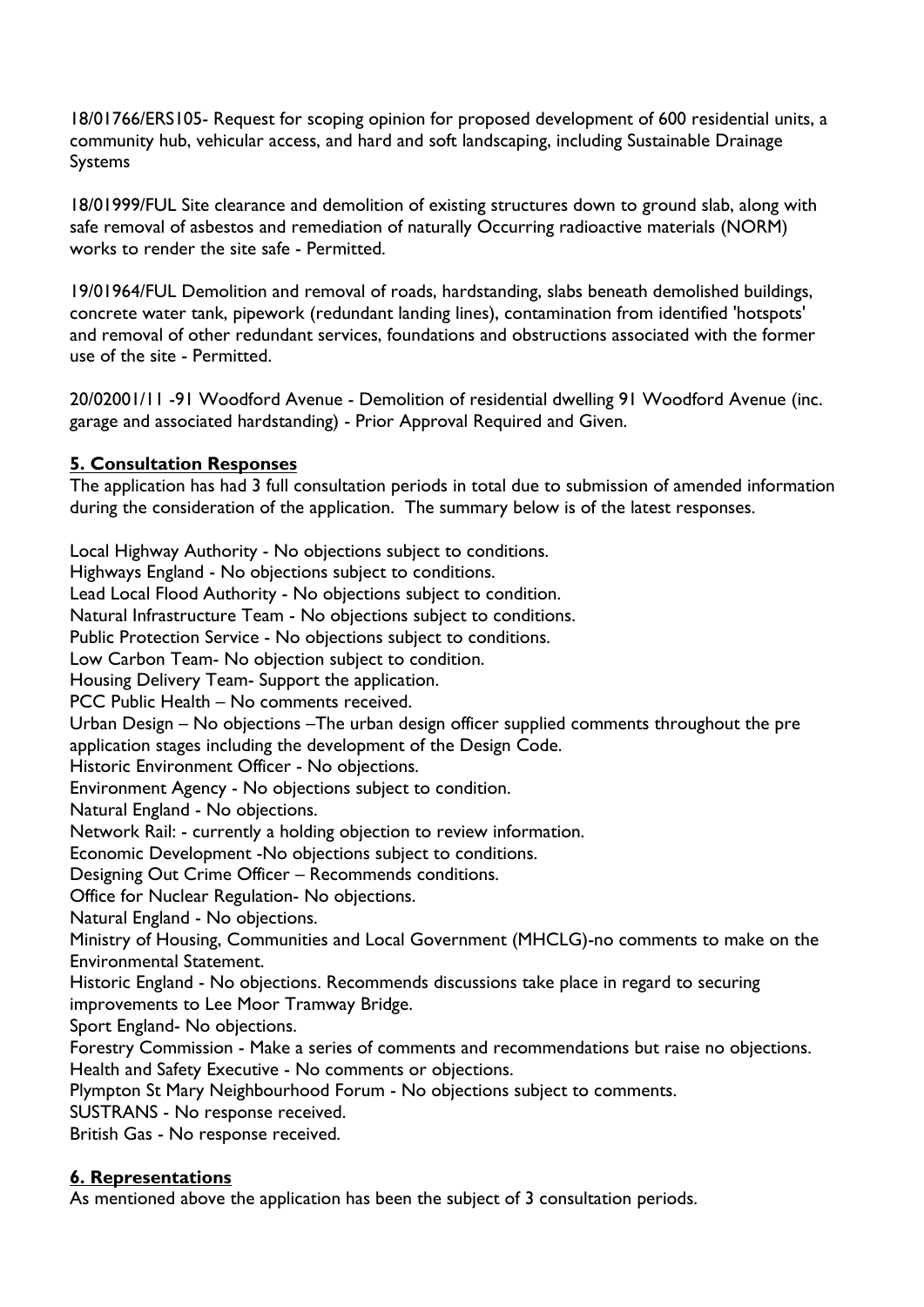18/01766/ERS105- Request for scoping opinion for proposed development of 600 residential units, a community hub, vehicular access, and hard and soft landscaping, including Sustainable Drainage Systems

18/01999/FUL Site clearance and demolition of existing structures down to ground slab, along with safe removal of asbestos and remediation of naturally Occurring radioactive materials (NORM) works to render the site safe - Permitted.

19/01964/FUL Demolition and removal of roads, hardstanding, slabs beneath demolished buildings, concrete water tank, pipework (redundant landing lines), contamination from identified 'hotspots' and removal of other redundant services, foundations and obstructions associated with the former use of the site - Permitted.

20/02001/11 -91 Woodford Avenue - Demolition of residential dwelling 91 Woodford Avenue (inc. garage and associated hardstanding) - Prior Approval Required and Given.

## 5. Consultation Responses

The application has had 3 full consultation periods in total due to submission of amended information during the consideration of the application. The summary below is of the latest responses.

Local Highway Authority - No objections subject to conditions.
Highways England - No objections subject to conditions.
Lead Local Flood Authority - No objections subject to condition.
Natural Infrastructure Team - No objections subject to conditions.
Public Protection Service - No objections subject to conditions.
Low Carbon Team- No objection subject to condition.
Housing Delivery Team- Support the application.
PCC Public Health – No comments received.
Urban Design – No objections –The urban design officer supplied comments throughout the pre application stages including the development of the Design Code.
Historic Environment Officer - No objections.
Environment Agency - No objections subject to condition.
Natural England - No objections.
Network Rail: - currently a holding objection to review information.
Economic Development -No objections subject to conditions.
Designing Out Crime Officer – Recommends conditions.
Office for Nuclear Regulation- No objections.
Natural England - No objections.
Ministry of Housing, Communities and Local Government (MHCLG)-no comments to make on the Environmental Statement.
Historic England - No objections. Recommends discussions take place in regard to securing improvements to Lee Moor Tramway Bridge.
Sport England- No objections.
Forestry Commission - Make a series of comments and recommendations but raise no objections.
Health and Safety Executive - No comments or objections.
Plympton St Mary Neighbourhood Forum - No objections subject to comments.
SUSTRANS - No response received.
British Gas - No response received.

## 6. Representations

As mentioned above the application has been the subject of 3 consultation periods.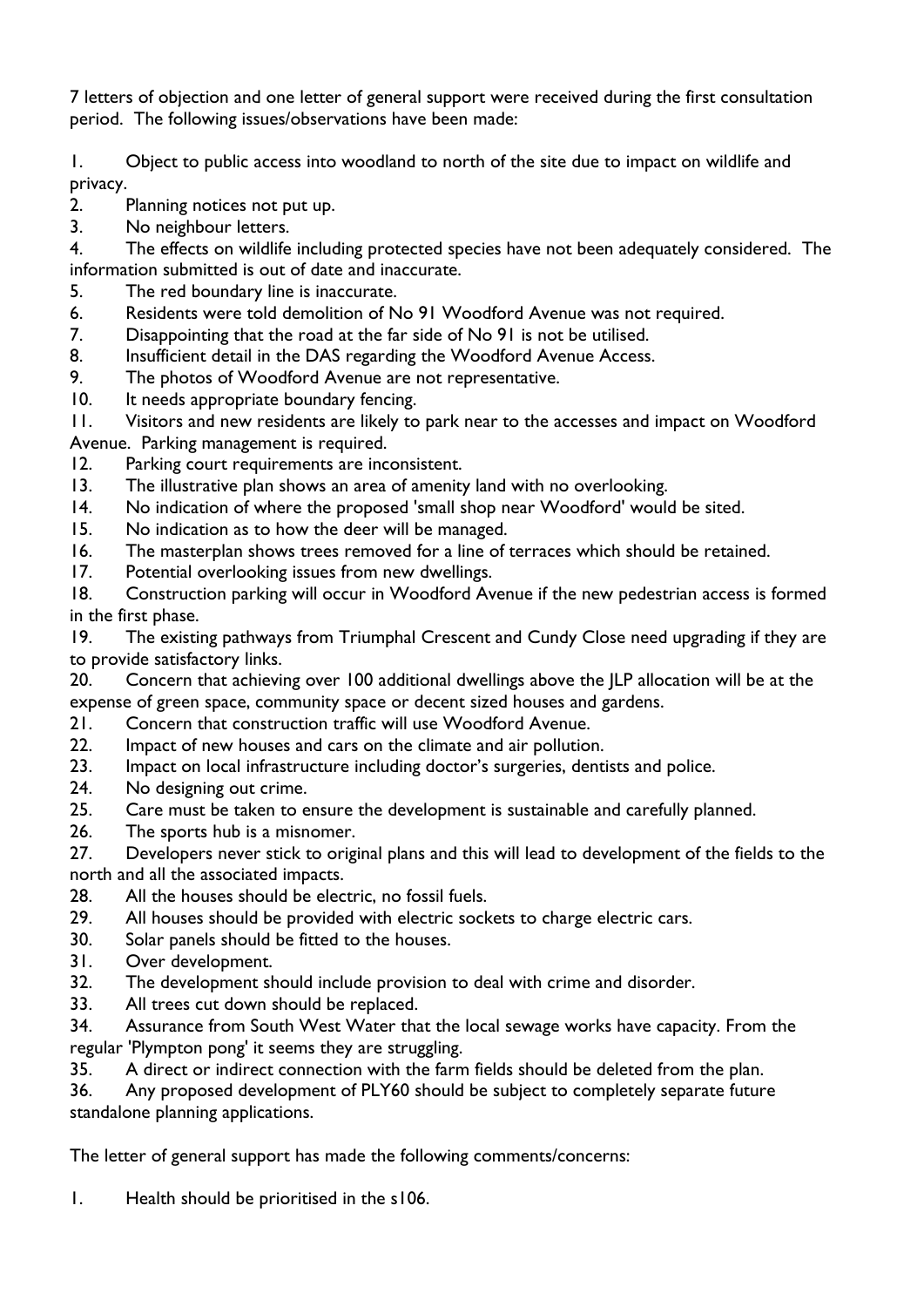7 letters of objection and one letter of general support were received during the first consultation period. The following issues/observations have been made:

1. Object to public access into woodland to north of the site due to impact on wildlife and privacy.
2. Planning notices not put up.
3. No neighbour letters.
4. The effects on wildlife including protected species have not been adequately considered. The information submitted is out of date and inaccurate.
5. The red boundary line is inaccurate.
6. Residents were told demolition of No 91 Woodford Avenue was not required.
7. Disappointing that the road at the far side of No 91 is not be utilised.
8. Insufficient detail in the DAS regarding the Woodford Avenue Access.
9. The photos of Woodford Avenue are not representative.
10. It needs appropriate boundary fencing.
11. Visitors and new residents are likely to park near to the accesses and impact on Woodford Avenue. Parking management is required.
12. Parking court requirements are inconsistent.
13. The illustrative plan shows an area of amenity land with no overlooking.
14. No indication of where the proposed 'small shop near Woodford' would be sited.
15. No indication as to how the deer will be managed.
16. The masterplan shows trees removed for a line of terraces which should be retained.
17. Potential overlooking issues from new dwellings.
18. Construction parking will occur in Woodford Avenue if the new pedestrian access is formed in the first phase.
19. The existing pathways from Triumphal Crescent and Cundy Close need upgrading if they are to provide satisfactory links.
20. Concern that achieving over 100 additional dwellings above the JLP allocation will be at the expense of green space, community space or decent sized houses and gardens.
21. Concern that construction traffic will use Woodford Avenue.
22. Impact of new houses and cars on the climate and air pollution.
23. Impact on local infrastructure including doctor's surgeries, dentists and police.
24. No designing out crime.
25. Care must be taken to ensure the development is sustainable and carefully planned.
26. The sports hub is a misnomer.
27. Developers never stick to original plans and this will lead to development of the fields to the north and all the associated impacts.
28. All the houses should be electric, no fossil fuels.
29. All houses should be provided with electric sockets to charge electric cars.
30. Solar panels should be fitted to the houses.
31. Over development.
32. The development should include provision to deal with crime and disorder.
33. All trees cut down should be replaced.
34. Assurance from South West Water that the local sewage works have capacity. From the regular 'Plympton pong' it seems they are struggling.
35. A direct or indirect connection with the farm fields should be deleted from the plan.
36. Any proposed development of PLY60 should be subject to completely separate future standalone planning applications.

The letter of general support has made the following comments/concerns:

1. Health should be prioritised in the s106.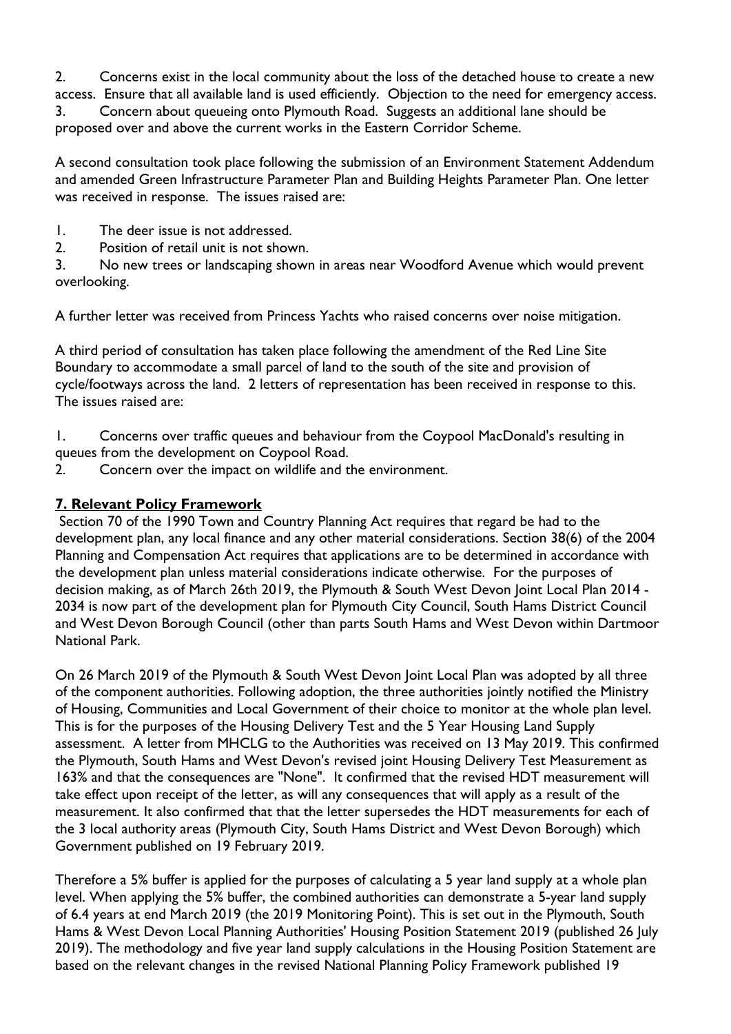2. Concerns exist in the local community about the loss of the detached house to create a new access. Ensure that all available land is used efficiently. Objection to the need for emergency access.
3. Concern about queueing onto Plymouth Road. Suggests an additional lane should be proposed over and above the current works in the Eastern Corridor Scheme.

A second consultation took place following the submission of an Environment Statement Addendum and amended Green Infrastructure Parameter Plan and Building Heights Parameter Plan. One letter was received in response. The issues raised are:

1. The deer issue is not addressed.
2. Position of retail unit is not shown.
3. No new trees or landscaping shown in areas near Woodford Avenue which would prevent overlooking.

A further letter was received from Princess Yachts who raised concerns over noise mitigation.

A third period of consultation has taken place following the amendment of the Red Line Site Boundary to accommodate a small parcel of land to the south of the site and provision of cycle/footways across the land. 2 letters of representation has been received in response to this. The issues raised are:

1. Concerns over traffic queues and behaviour from the Coypool MacDonald's resulting in queues from the development on Coypool Road.
2. Concern over the impact on wildlife and the environment.

## 7. Relevant Policy Framework

Section 70 of the 1990 Town and Country Planning Act requires that regard be had to the development plan, any local finance and any other material considerations. Section 38(6) of the 2004 Planning and Compensation Act requires that applications are to be determined in accordance with the development plan unless material considerations indicate otherwise. For the purposes of decision making, as of March 26th 2019, the Plymouth & South West Devon Joint Local Plan 2014 - 2034 is now part of the development plan for Plymouth City Council, South Hams District Council and West Devon Borough Council (other than parts South Hams and West Devon within Dartmoor National Park.

On 26 March 2019 of the Plymouth & South West Devon Joint Local Plan was adopted by all three of the component authorities. Following adoption, the three authorities jointly notified the Ministry of Housing, Communities and Local Government of their choice to monitor at the whole plan level. This is for the purposes of the Housing Delivery Test and the 5 Year Housing Land Supply assessment. A letter from MHCLG to the Authorities was received on 13 May 2019. This confirmed the Plymouth, South Hams and West Devon's revised joint Housing Delivery Test Measurement as 163% and that the consequences are "None". It confirmed that the revised HDT measurement will take effect upon receipt of the letter, as will any consequences that will apply as a result of the measurement. It also confirmed that that the letter supersedes the HDT measurements for each of the 3 local authority areas (Plymouth City, South Hams District and West Devon Borough) which Government published on 19 February 2019.

Therefore a 5% buffer is applied for the purposes of calculating a 5 year land supply at a whole plan level. When applying the 5% buffer, the combined authorities can demonstrate a 5-year land supply of 6.4 years at end March 2019 (the 2019 Monitoring Point). This is set out in the Plymouth, South Hams & West Devon Local Planning Authorities' Housing Position Statement 2019 (published 26 July 2019). The methodology and five year land supply calculations in the Housing Position Statement are based on the relevant changes in the revised National Planning Policy Framework published 19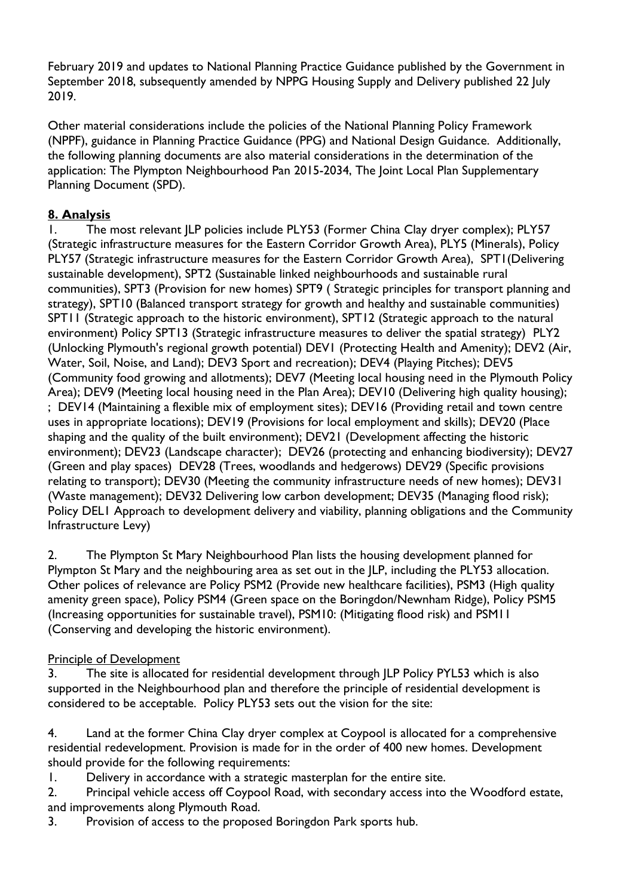February 2019 and updates to National Planning Practice Guidance published by the Government in September 2018, subsequently amended by NPPG Housing Supply and Delivery published 22 July 2019.

Other material considerations include the policies of the National Planning Policy Framework (NPPF), guidance in Planning Practice Guidance (PPG) and National Design Guidance. Additionally, the following planning documents are also material considerations in the determination of the application: The Plympton Neighbourhood Pan 2015-2034, The Joint Local Plan Supplementary Planning Document (SPD).

## **8. Analysis**

1. The most relevant JLP policies include PLY53 (Former China Clay dryer complex); PLY57 (Strategic infrastructure measures for the Eastern Corridor Growth Area), PLY5 (Minerals), Policy PLY57 (Strategic infrastructure measures for the Eastern Corridor Growth Area), SPT1(Delivering sustainable development), SPT2 (Sustainable linked neighbourhoods and sustainable rural communities), SPT3 (Provision for new homes) SPT9 ( Strategic principles for transport planning and strategy), SPT10 (Balanced transport strategy for growth and healthy and sustainable communities) SPT11 (Strategic approach to the historic environment), SPT12 (Strategic approach to the natural environment) Policy SPT13 (Strategic infrastructure measures to deliver the spatial strategy) PLY2 (Unlocking Plymouth's regional growth potential) DEV1 (Protecting Health and Amenity); DEV2 (Air, Water, Soil, Noise, and Land); DEV3 Sport and recreation); DEV4 (Playing Pitches); DEV5 (Community food growing and allotments); DEV7 (Meeting local housing need in the Plymouth Policy Area); DEV9 (Meeting local housing need in the Plan Area); DEV10 (Delivering high quality housing); ; DEV14 (Maintaining a flexible mix of employment sites); DEV16 (Providing retail and town centre uses in appropriate locations); DEV19 (Provisions for local employment and skills); DEV20 (Place shaping and the quality of the built environment); DEV21 (Development affecting the historic environment); DEV23 (Landscape character); DEV26 (protecting and enhancing biodiversity); DEV27 (Green and play spaces) DEV28 (Trees, woodlands and hedgerows) DEV29 (Specific provisions relating to transport); DEV30 (Meeting the community infrastructure needs of new homes); DEV31 (Waste management); DEV32 Delivering low carbon development; DEV35 (Managing flood risk); Policy DEL1 Approach to development delivery and viability, planning obligations and the Community Infrastructure Levy)

2. The Plympton St Mary Neighbourhood Plan lists the housing development planned for Plympton St Mary and the neighbouring area as set out in the JLP, including the PLY53 allocation. Other polices of relevance are Policy PSM2 (Provide new healthcare facilities), PSM3 (High quality amenity green space), Policy PSM4 (Green space on the Boringdon/Newnham Ridge), Policy PSM5 (Increasing opportunities for sustainable travel), PSM10: (Mitigating flood risk) and PSM11 (Conserving and developing the historic environment).

Principle of Development

3. The site is allocated for residential development through JLP Policy PYL53 which is also supported in the Neighbourhood plan and therefore the principle of residential development is considered to be acceptable. Policy PLY53 sets out the vision for the site:

4. Land at the former China Clay dryer complex at Coypool is allocated for a comprehensive residential redevelopment. Provision is made for in the order of 400 new homes. Development should provide for the following requirements:

1. Delivery in accordance with a strategic masterplan for the entire site.
2. Principal vehicle access off Coypool Road, with secondary access into the Woodford estate, and improvements along Plymouth Road.
3. Provision of access to the proposed Boringdon Park sports hub.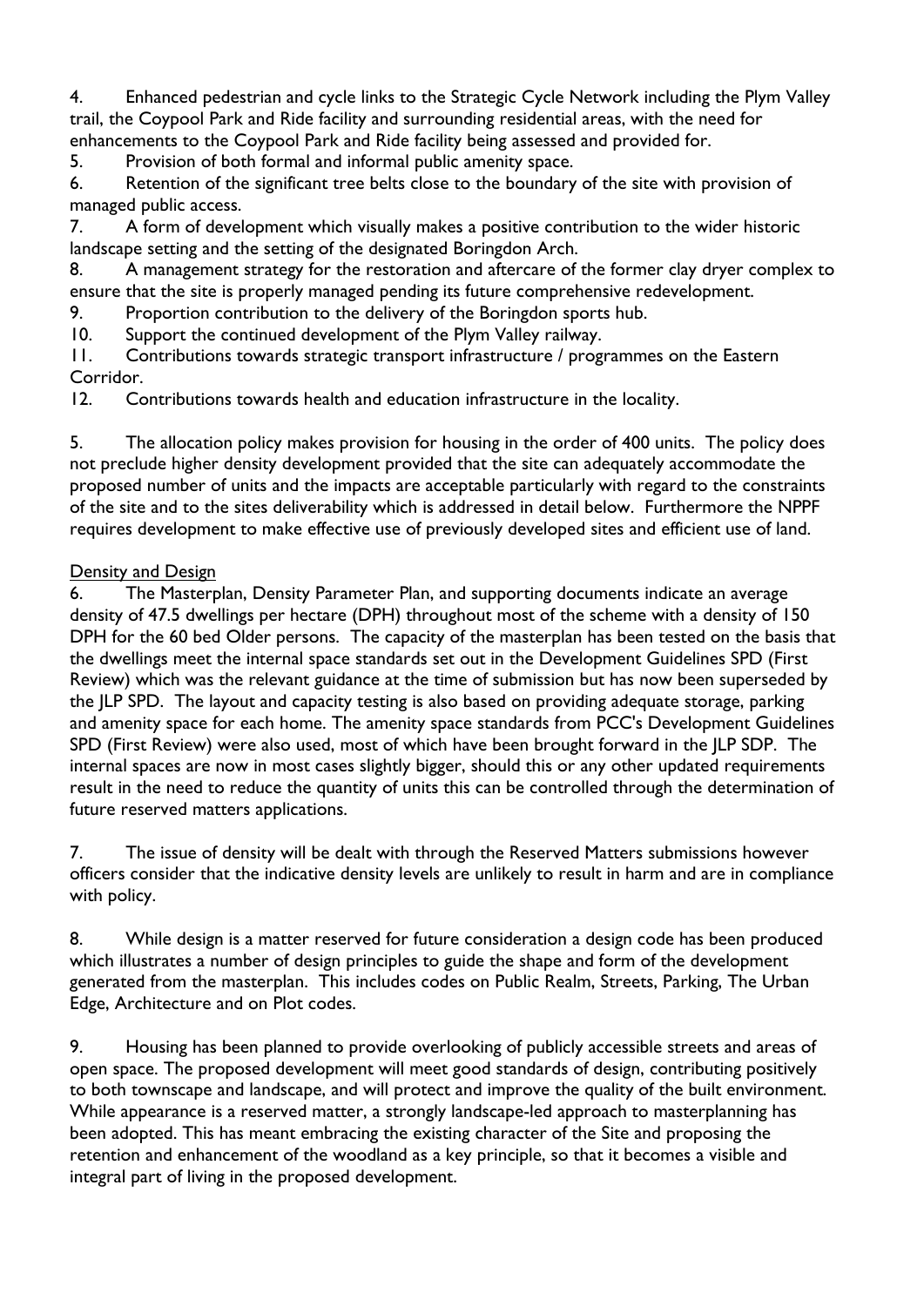4. Enhanced pedestrian and cycle links to the Strategic Cycle Network including the Plym Valley trail, the Coypool Park and Ride facility and surrounding residential areas, with the need for enhancements to the Coypool Park and Ride facility being assessed and provided for.
5. Provision of both formal and informal public amenity space.
6. Retention of the significant tree belts close to the boundary of the site with provision of managed public access.
7. A form of development which visually makes a positive contribution to the wider historic landscape setting and the setting of the designated Boringdon Arch.
8. A management strategy for the restoration and aftercare of the former clay dryer complex to ensure that the site is properly managed pending its future comprehensive redevelopment.
9. Proportion contribution to the delivery of the Boringdon sports hub.
10. Support the continued development of the Plym Valley railway.
11. Contributions towards strategic transport infrastructure / programmes on the Eastern Corridor.
12. Contributions towards health and education infrastructure in the locality.

5. The allocation policy makes provision for housing in the order of 400 units. The policy does not preclude higher density development provided that the site can adequately accommodate the proposed number of units and the impacts are acceptable particularly with regard to the constraints of the site and to the sites deliverability which is addressed in detail below. Furthermore the NPPF requires development to make effective use of previously developed sites and efficient use of land.

<u>Density and Design</u>

6. The Masterplan, Density Parameter Plan, and supporting documents indicate an average density of 47.5 dwellings per hectare (DPH) throughout most of the scheme with a density of 150 DPH for the 60 bed Older persons. The capacity of the masterplan has been tested on the basis that the dwellings meet the internal space standards set out in the Development Guidelines SPD (First Review) which was the relevant guidance at the time of submission but has now been superseded by the JLP SPD. The layout and capacity testing is also based on providing adequate storage, parking and amenity space for each home. The amenity space standards from PCC's Development Guidelines SPD (First Review) were also used, most of which have been brought forward in the JLP SDP. The internal spaces are now in most cases slightly bigger, should this or any other updated requirements result in the need to reduce the quantity of units this can be controlled through the determination of future reserved matters applications.

7. The issue of density will be dealt with through the Reserved Matters submissions however officers consider that the indicative density levels are unlikely to result in harm and are in compliance with policy.

8. While design is a matter reserved for future consideration a design code has been produced which illustrates a number of design principles to guide the shape and form of the development generated from the masterplan. This includes codes on Public Realm, Streets, Parking, The Urban Edge, Architecture and on Plot codes.

9. Housing has been planned to provide overlooking of publicly accessible streets and areas of open space. The proposed development will meet good standards of design, contributing positively to both townscape and landscape, and will protect and improve the quality of the built environment. While appearance is a reserved matter, a strongly landscape-led approach to masterplanning has been adopted. This has meant embracing the existing character of the Site and proposing the retention and enhancement of the woodland as a key principle, so that it becomes a visible and integral part of living in the proposed development.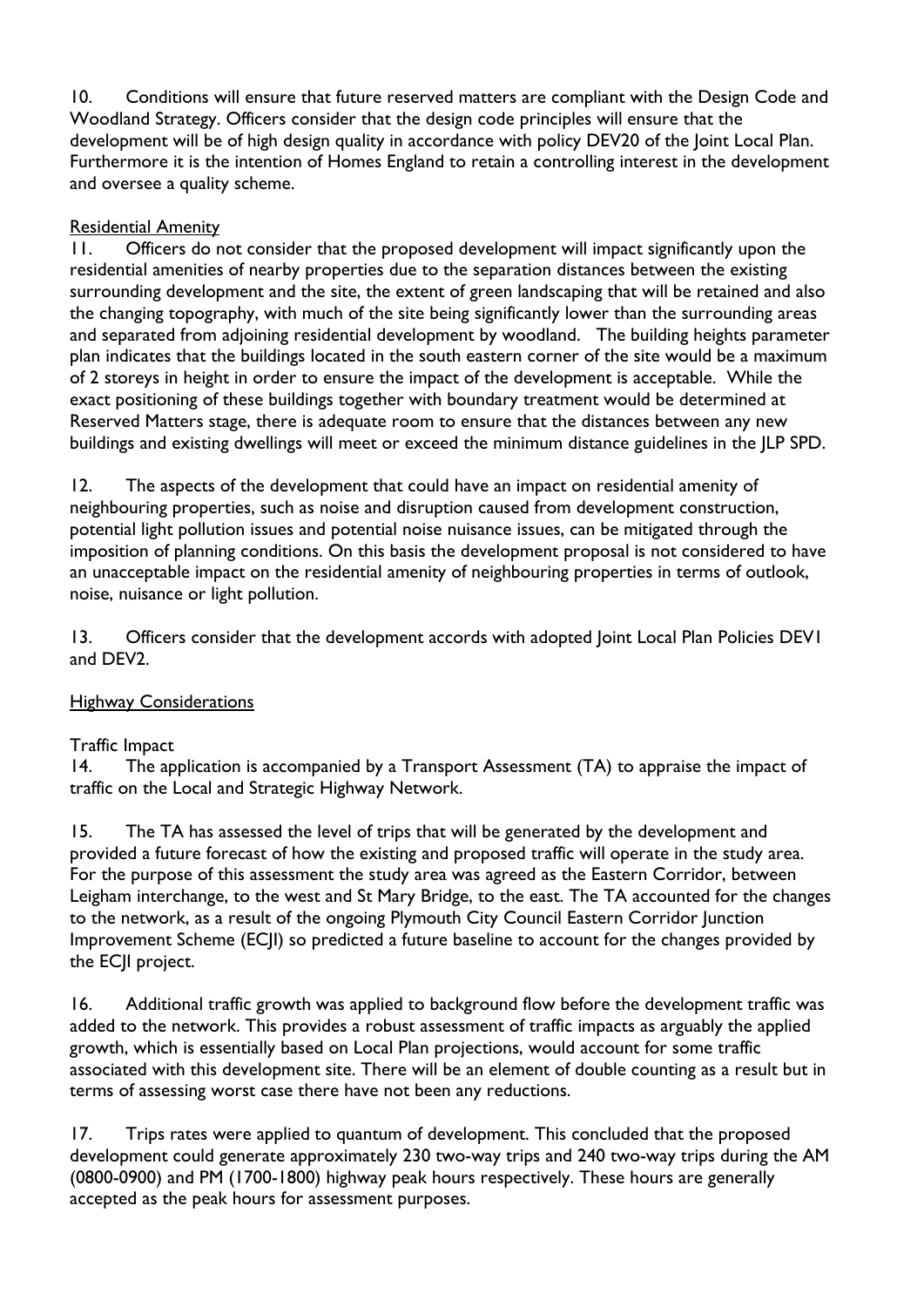10. Conditions will ensure that future reserved matters are compliant with the Design Code and Woodland Strategy. Officers consider that the design code principles will ensure that the development will be of high design quality in accordance with policy DEV20 of the Joint Local Plan. Furthermore it is the intention of Homes England to retain a controlling interest in the development and oversee a quality scheme.

<u>Residential Amenity</u>

11. Officers do not consider that the proposed development will impact significantly upon the residential amenities of nearby properties due to the separation distances between the existing surrounding development and the site, the extent of green landscaping that will be retained and also the changing topography, with much of the site being significantly lower than the surrounding areas and separated from adjoining residential development by woodland. The building heights parameter plan indicates that the buildings located in the south eastern corner of the site would be a maximum of 2 storeys in height in order to ensure the impact of the development is acceptable. While the exact positioning of these buildings together with boundary treatment would be determined at Reserved Matters stage, there is adequate room to ensure that the distances between any new buildings and existing dwellings will meet or exceed the minimum distance guidelines in the JLP SPD.

12. The aspects of the development that could have an impact on residential amenity of neighbouring properties, such as noise and disruption caused from development construction, potential light pollution issues and potential noise nuisance issues, can be mitigated through the imposition of planning conditions. On this basis the development proposal is not considered to have an unacceptable impact on the residential amenity of neighbouring properties in terms of outlook, noise, nuisance or light pollution.

13. Officers consider that the development accords with adopted Joint Local Plan Policies DEV1 and DEV2.

<u>Highway Considerations</u>

Traffic Impact

14. The application is accompanied by a Transport Assessment (TA) to appraise the impact of traffic on the Local and Strategic Highway Network.

15. The TA has assessed the level of trips that will be generated by the development and provided a future forecast of how the existing and proposed traffic will operate in the study area. For the purpose of this assessment the study area was agreed as the Eastern Corridor, between Leigham interchange, to the west and St Mary Bridge, to the east. The TA accounted for the changes to the network, as a result of the ongoing Plymouth City Council Eastern Corridor Junction Improvement Scheme (ECJI) so predicted a future baseline to account for the changes provided by the ECJI project.

16. Additional traffic growth was applied to background flow before the development traffic was added to the network. This provides a robust assessment of traffic impacts as arguably the applied growth, which is essentially based on Local Plan projections, would account for some traffic associated with this development site. There will be an element of double counting as a result but in terms of assessing worst case there have not been any reductions.

17. Trips rates were applied to quantum of development. This concluded that the proposed development could generate approximately 230 two-way trips and 240 two-way trips during the AM (0800-0900) and PM (1700-1800) highway peak hours respectively. These hours are generally accepted as the peak hours for assessment purposes.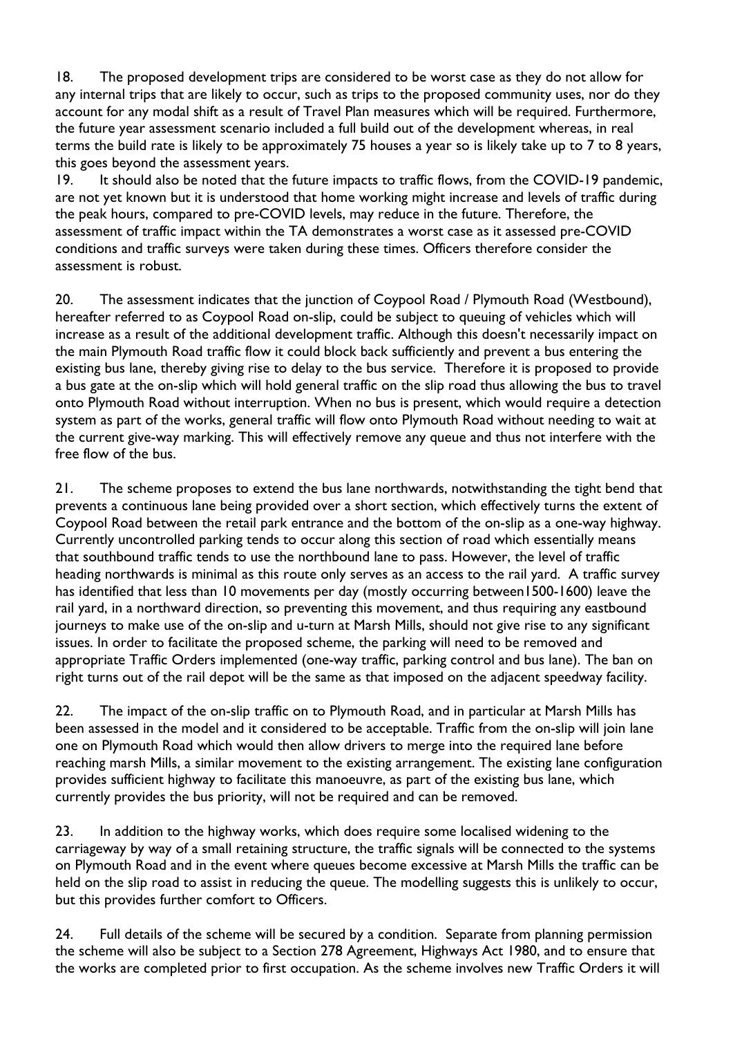18. The proposed development trips are considered to be worst case as they do not allow for any internal trips that are likely to occur, such as trips to the proposed community uses, nor do they account for any modal shift as a result of Travel Plan measures which will be required. Furthermore, the future year assessment scenario included a full build out of the development whereas, in real terms the build rate is likely to be approximately 75 houses a year so is likely take up to 7 to 8 years, this goes beyond the assessment years.

19. It should also be noted that the future impacts to traffic flows, from the COVID-19 pandemic, are not yet known but it is understood that home working might increase and levels of traffic during the peak hours, compared to pre-COVID levels, may reduce in the future. Therefore, the assessment of traffic impact within the TA demonstrates a worst case as it assessed pre-COVID conditions and traffic surveys were taken during these times. Officers therefore consider the assessment is robust.

20. The assessment indicates that the junction of Coypool Road / Plymouth Road (Westbound), hereafter referred to as Coypool Road on-slip, could be subject to queuing of vehicles which will increase as a result of the additional development traffic. Although this doesn't necessarily impact on the main Plymouth Road traffic flow it could block back sufficiently and prevent a bus entering the existing bus lane, thereby giving rise to delay to the bus service. Therefore it is proposed to provide a bus gate at the on-slip which will hold general traffic on the slip road thus allowing the bus to travel onto Plymouth Road without interruption. When no bus is present, which would require a detection system as part of the works, general traffic will flow onto Plymouth Road without needing to wait at the current give-way marking. This will effectively remove any queue and thus not interfere with the free flow of the bus.

21. The scheme proposes to extend the bus lane northwards, notwithstanding the tight bend that prevents a continuous lane being provided over a short section, which effectively turns the extent of Coypool Road between the retail park entrance and the bottom of the on-slip as a one-way highway. Currently uncontrolled parking tends to occur along this section of road which essentially means that southbound traffic tends to use the northbound lane to pass. However, the level of traffic heading northwards is minimal as this route only serves as an access to the rail yard. A traffic survey has identified that less than 10 movements per day (mostly occurring between1500-1600) leave the rail yard, in a northward direction, so preventing this movement, and thus requiring any eastbound journeys to make use of the on-slip and u-turn at Marsh Mills, should not give rise to any significant issues. In order to facilitate the proposed scheme, the parking will need to be removed and appropriate Traffic Orders implemented (one-way traffic, parking control and bus lane). The ban on right turns out of the rail depot will be the same as that imposed on the adjacent speedway facility.

22. The impact of the on-slip traffic on to Plymouth Road, and in particular at Marsh Mills has been assessed in the model and it considered to be acceptable. Traffic from the on-slip will join lane one on Plymouth Road which would then allow drivers to merge into the required lane before reaching marsh Mills, a similar movement to the existing arrangement. The existing lane configuration provides sufficient highway to facilitate this manoeuvre, as part of the existing bus lane, which currently provides the bus priority, will not be required and can be removed.

23. In addition to the highway works, which does require some localised widening to the carriageway by way of a small retaining structure, the traffic signals will be connected to the systems on Plymouth Road and in the event where queues become excessive at Marsh Mills the traffic can be held on the slip road to assist in reducing the queue. The modelling suggests this is unlikely to occur, but this provides further comfort to Officers.

24. Full details of the scheme will be secured by a condition. Separate from planning permission the scheme will also be subject to a Section 278 Agreement, Highways Act 1980, and to ensure that the works are completed prior to first occupation. As the scheme involves new Traffic Orders it will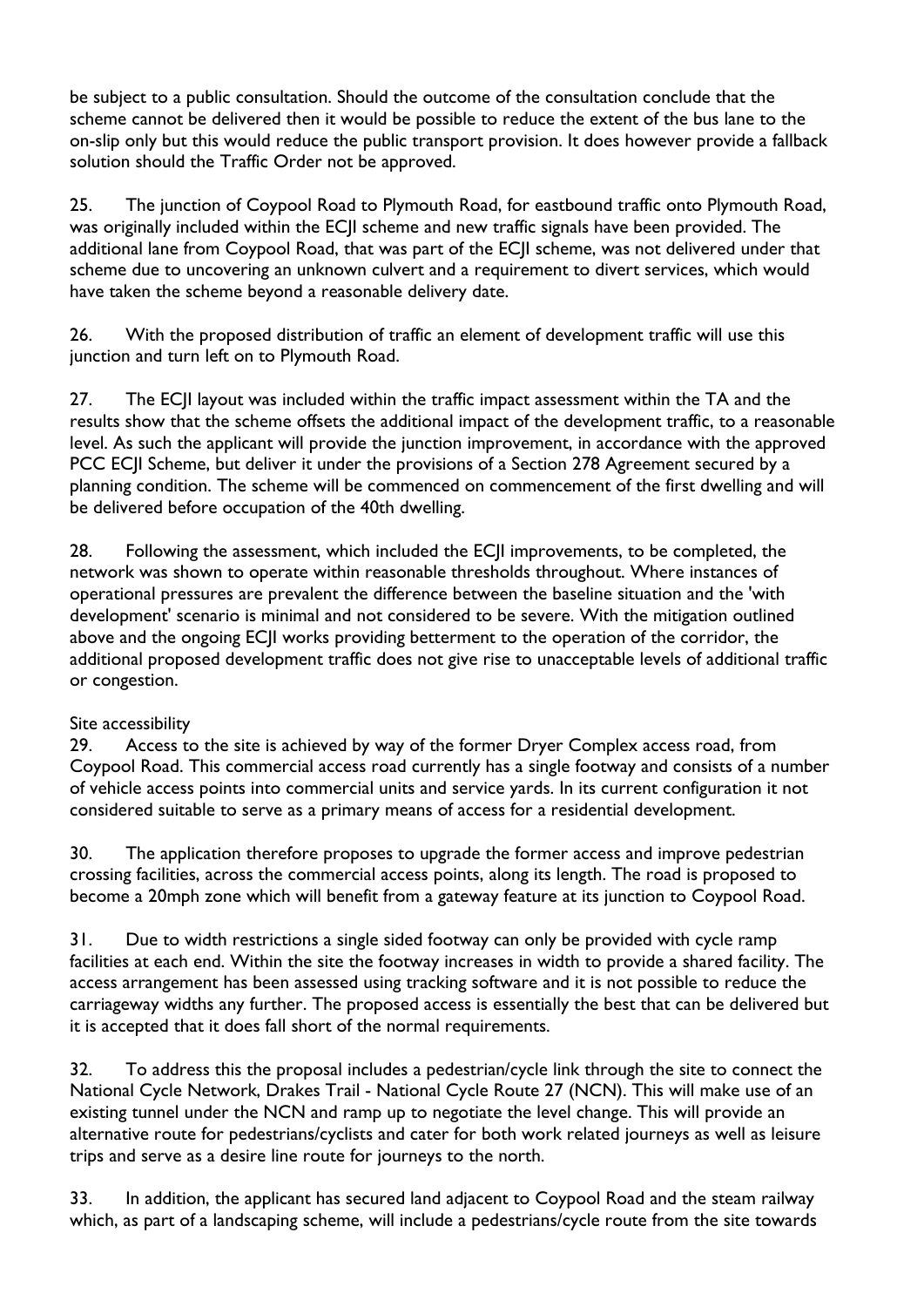be subject to a public consultation. Should the outcome of the consultation conclude that the scheme cannot be delivered then it would be possible to reduce the extent of the bus lane to the on-slip only but this would reduce the public transport provision. It does however provide a fallback solution should the Traffic Order not be approved.

25. The junction of Coypool Road to Plymouth Road, for eastbound traffic onto Plymouth Road, was originally included within the ECJI scheme and new traffic signals have been provided. The additional lane from Coypool Road, that was part of the ECJI scheme, was not delivered under that scheme due to uncovering an unknown culvert and a requirement to divert services, which would have taken the scheme beyond a reasonable delivery date.

26. With the proposed distribution of traffic an element of development traffic will use this junction and turn left on to Plymouth Road.

27. The ECJI layout was included within the traffic impact assessment within the TA and the results show that the scheme offsets the additional impact of the development traffic, to a reasonable level. As such the applicant will provide the junction improvement, in accordance with the approved PCC ECJI Scheme, but deliver it under the provisions of a Section 278 Agreement secured by a planning condition. The scheme will be commenced on commencement of the first dwelling and will be delivered before occupation of the 40th dwelling.

28. Following the assessment, which included the ECJI improvements, to be completed, the network was shown to operate within reasonable thresholds throughout. Where instances of operational pressures are prevalent the difference between the baseline situation and the 'with development' scenario is minimal and not considered to be severe. With the mitigation outlined above and the ongoing ECJI works providing betterment to the operation of the corridor, the additional proposed development traffic does not give rise to unacceptable levels of additional traffic or congestion.

Site accessibility

29. Access to the site is achieved by way of the former Dryer Complex access road, from Coypool Road. This commercial access road currently has a single footway and consists of a number of vehicle access points into commercial units and service yards. In its current configuration it not considered suitable to serve as a primary means of access for a residential development.

30. The application therefore proposes to upgrade the former access and improve pedestrian crossing facilities, across the commercial access points, along its length. The road is proposed to become a 20mph zone which will benefit from a gateway feature at its junction to Coypool Road.

31. Due to width restrictions a single sided footway can only be provided with cycle ramp facilities at each end. Within the site the footway increases in width to provide a shared facility. The access arrangement has been assessed using tracking software and it is not possible to reduce the carriageway widths any further. The proposed access is essentially the best that can be delivered but it is accepted that it does fall short of the normal requirements.

32. To address this the proposal includes a pedestrian/cycle link through the site to connect the National Cycle Network, Drakes Trail - National Cycle Route 27 (NCN). This will make use of an existing tunnel under the NCN and ramp up to negotiate the level change. This will provide an alternative route for pedestrians/cyclists and cater for both work related journeys as well as leisure trips and serve as a desire line route for journeys to the north.

33. In addition, the applicant has secured land adjacent to Coypool Road and the steam railway which, as part of a landscaping scheme, will include a pedestrians/cycle route from the site towards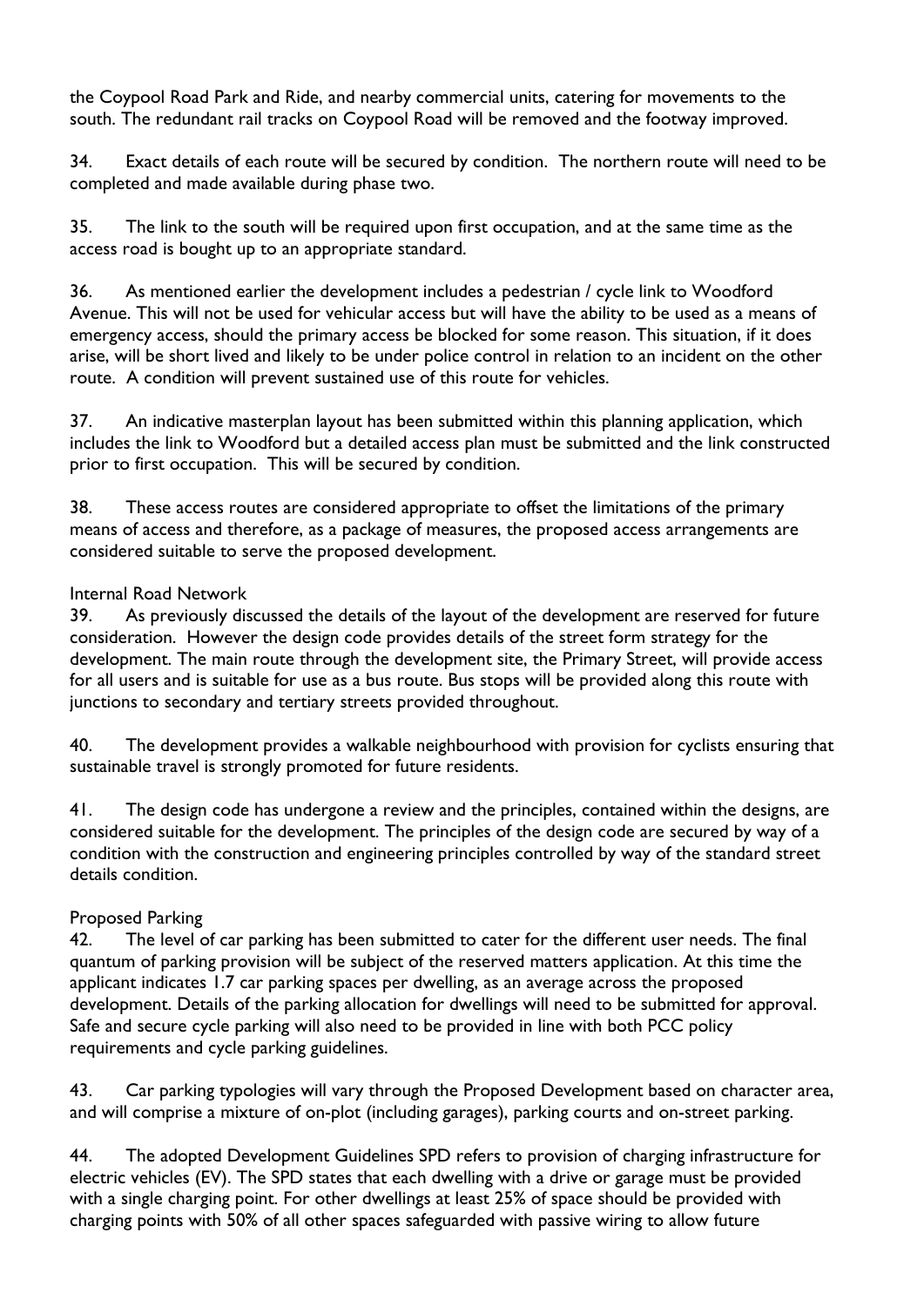the Coypool Road Park and Ride, and nearby commercial units, catering for movements to the south. The redundant rail tracks on Coypool Road will be removed and the footway improved.

34. Exact details of each route will be secured by condition. The northern route will need to be completed and made available during phase two.

35. The link to the south will be required upon first occupation, and at the same time as the access road is bought up to an appropriate standard.

36. As mentioned earlier the development includes a pedestrian / cycle link to Woodford Avenue. This will not be used for vehicular access but will have the ability to be used as a means of emergency access, should the primary access be blocked for some reason. This situation, if it does arise, will be short lived and likely to be under police control in relation to an incident on the other route. A condition will prevent sustained use of this route for vehicles.

37. An indicative masterplan layout has been submitted within this planning application, which includes the link to Woodford but a detailed access plan must be submitted and the link constructed prior to first occupation. This will be secured by condition.

38. These access routes are considered appropriate to offset the limitations of the primary means of access and therefore, as a package of measures, the proposed access arrangements are considered suitable to serve the proposed development.

Internal Road Network

39. As previously discussed the details of the layout of the development are reserved for future consideration. However the design code provides details of the street form strategy for the development. The main route through the development site, the Primary Street, will provide access for all users and is suitable for use as a bus route. Bus stops will be provided along this route with junctions to secondary and tertiary streets provided throughout.

40. The development provides a walkable neighbourhood with provision for cyclists ensuring that sustainable travel is strongly promoted for future residents.

41. The design code has undergone a review and the principles, contained within the designs, are considered suitable for the development. The principles of the design code are secured by way of a condition with the construction and engineering principles controlled by way of the standard street details condition.

Proposed Parking

42. The level of car parking has been submitted to cater for the different user needs. The final quantum of parking provision will be subject of the reserved matters application. At this time the applicant indicates 1.7 car parking spaces per dwelling, as an average across the proposed development. Details of the parking allocation for dwellings will need to be submitted for approval. Safe and secure cycle parking will also need to be provided in line with both PCC policy requirements and cycle parking guidelines.

43. Car parking typologies will vary through the Proposed Development based on character area, and will comprise a mixture of on-plot (including garages), parking courts and on-street parking.

44. The adopted Development Guidelines SPD refers to provision of charging infrastructure for electric vehicles (EV). The SPD states that each dwelling with a drive or garage must be provided with a single charging point. For other dwellings at least 25% of space should be provided with charging points with 50% of all other spaces safeguarded with passive wiring to allow future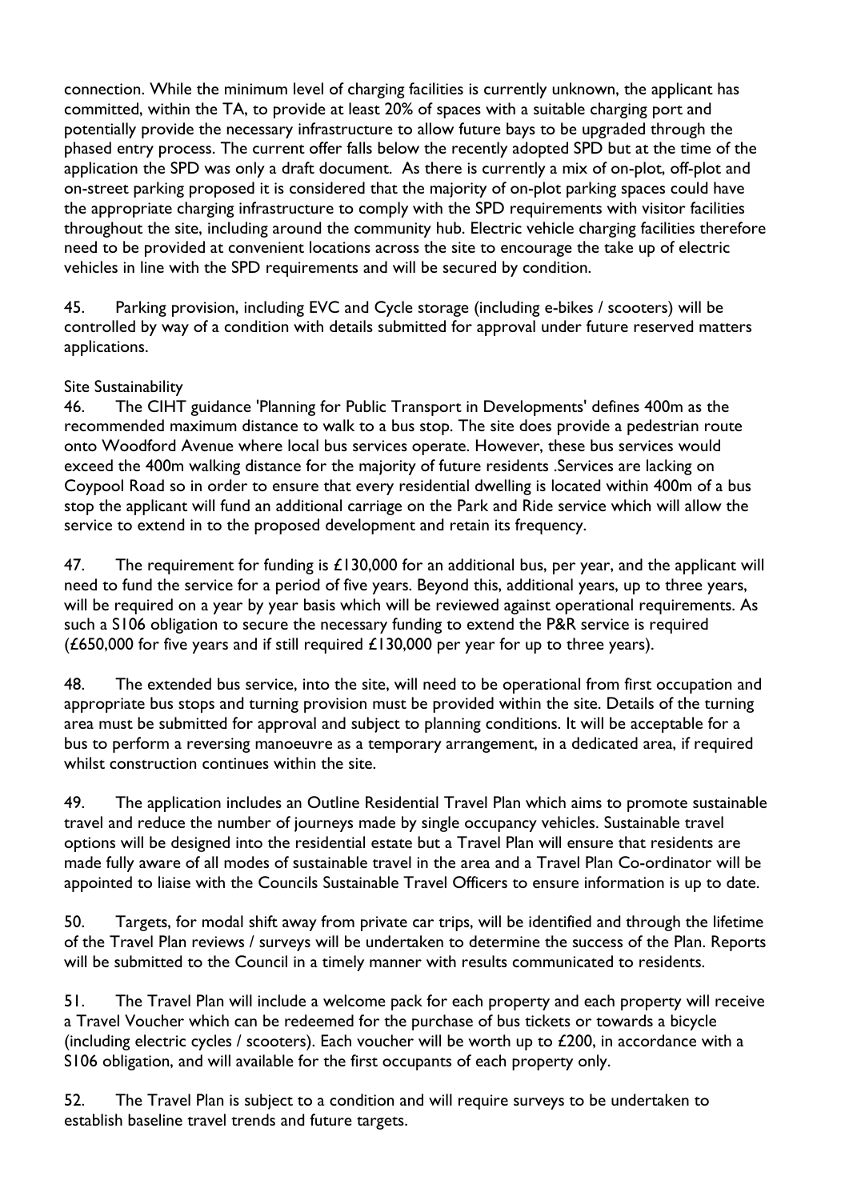connection. While the minimum level of charging facilities is currently unknown, the applicant has committed, within the TA, to provide at least 20% of spaces with a suitable charging port and potentially provide the necessary infrastructure to allow future bays to be upgraded through the phased entry process. The current offer falls below the recently adopted SPD but at the time of the application the SPD was only a draft document. As there is currently a mix of on-plot, off-plot and on-street parking proposed it is considered that the majority of on-plot parking spaces could have the appropriate charging infrastructure to comply with the SPD requirements with visitor facilities throughout the site, including around the community hub. Electric vehicle charging facilities therefore need to be provided at convenient locations across the site to encourage the take up of electric vehicles in line with the SPD requirements and will be secured by condition.

45. Parking provision, including EVC and Cycle storage (including e-bikes / scooters) will be controlled by way of a condition with details submitted for approval under future reserved matters applications.

Site Sustainability

46. The CIHT guidance 'Planning for Public Transport in Developments' defines 400m as the recommended maximum distance to walk to a bus stop. The site does provide a pedestrian route onto Woodford Avenue where local bus services operate. However, these bus services would exceed the 400m walking distance for the majority of future residents .Services are lacking on Coypool Road so in order to ensure that every residential dwelling is located within 400m of a bus stop the applicant will fund an additional carriage on the Park and Ride service which will allow the service to extend in to the proposed development and retain its frequency.

47. The requirement for funding is £130,000 for an additional bus, per year, and the applicant will need to fund the service for a period of five years. Beyond this, additional years, up to three years, will be required on a year by year basis which will be reviewed against operational requirements. As such a S106 obligation to secure the necessary funding to extend the P&R service is required (£650,000 for five years and if still required £130,000 per year for up to three years).

48. The extended bus service, into the site, will need to be operational from first occupation and appropriate bus stops and turning provision must be provided within the site. Details of the turning area must be submitted for approval and subject to planning conditions. It will be acceptable for a bus to perform a reversing manoeuvre as a temporary arrangement, in a dedicated area, if required whilst construction continues within the site.

49. The application includes an Outline Residential Travel Plan which aims to promote sustainable travel and reduce the number of journeys made by single occupancy vehicles. Sustainable travel options will be designed into the residential estate but a Travel Plan will ensure that residents are made fully aware of all modes of sustainable travel in the area and a Travel Plan Co-ordinator will be appointed to liaise with the Councils Sustainable Travel Officers to ensure information is up to date.

50. Targets, for modal shift away from private car trips, will be identified and through the lifetime of the Travel Plan reviews / surveys will be undertaken to determine the success of the Plan. Reports will be submitted to the Council in a timely manner with results communicated to residents.

51. The Travel Plan will include a welcome pack for each property and each property will receive a Travel Voucher which can be redeemed for the purchase of bus tickets or towards a bicycle (including electric cycles / scooters). Each voucher will be worth up to £200, in accordance with a S106 obligation, and will available for the first occupants of each property only.

52. The Travel Plan is subject to a condition and will require surveys to be undertaken to establish baseline travel trends and future targets.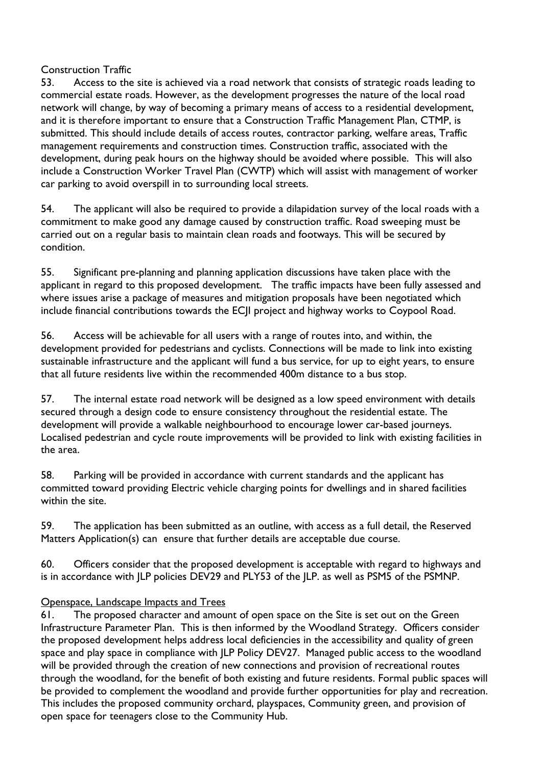Construction Traffic

53. Access to the site is achieved via a road network that consists of strategic roads leading to commercial estate roads. However, as the development progresses the nature of the local road network will change, by way of becoming a primary means of access to a residential development, and it is therefore important to ensure that a Construction Traffic Management Plan, CTMP, is submitted. This should include details of access routes, contractor parking, welfare areas, Traffic management requirements and construction times. Construction traffic, associated with the development, during peak hours on the highway should be avoided where possible. This will also include a Construction Worker Travel Plan (CWTP) which will assist with management of worker car parking to avoid overspill in to surrounding local streets.

54. The applicant will also be required to provide a dilapidation survey of the local roads with a commitment to make good any damage caused by construction traffic. Road sweeping must be carried out on a regular basis to maintain clean roads and footways. This will be secured by condition.

55. Significant pre-planning and planning application discussions have taken place with the applicant in regard to this proposed development. The traffic impacts have been fully assessed and where issues arise a package of measures and mitigation proposals have been negotiated which include financial contributions towards the ECJI project and highway works to Coypool Road.

56. Access will be achievable for all users with a range of routes into, and within, the development provided for pedestrians and cyclists. Connections will be made to link into existing sustainable infrastructure and the applicant will fund a bus service, for up to eight years, to ensure that all future residents live within the recommended 400m distance to a bus stop.

57. The internal estate road network will be designed as a low speed environment with details secured through a design code to ensure consistency throughout the residential estate. The development will provide a walkable neighbourhood to encourage lower car-based journeys. Localised pedestrian and cycle route improvements will be provided to link with existing facilities in the area.

58. Parking will be provided in accordance with current standards and the applicant has committed toward providing Electric vehicle charging points for dwellings and in shared facilities within the site.

59. The application has been submitted as an outline, with access as a full detail, the Reserved Matters Application(s) can ensure that further details are acceptable due course.

60. Officers consider that the proposed development is acceptable with regard to highways and is in accordance with JLP policies DEV29 and PLY53 of the JLP. as well as PSM5 of the PSMNP.

Openspace, Landscape Impacts and Trees

61. The proposed character and amount of open space on the Site is set out on the Green Infrastructure Parameter Plan. This is then informed by the Woodland Strategy. Officers consider the proposed development helps address local deficiencies in the accessibility and quality of green space and play space in compliance with JLP Policy DEV27. Managed public access to the woodland will be provided through the creation of new connections and provision of recreational routes through the woodland, for the benefit of both existing and future residents. Formal public spaces will be provided to complement the woodland and provide further opportunities for play and recreation. This includes the proposed community orchard, playspaces, Community green, and provision of open space for teenagers close to the Community Hub.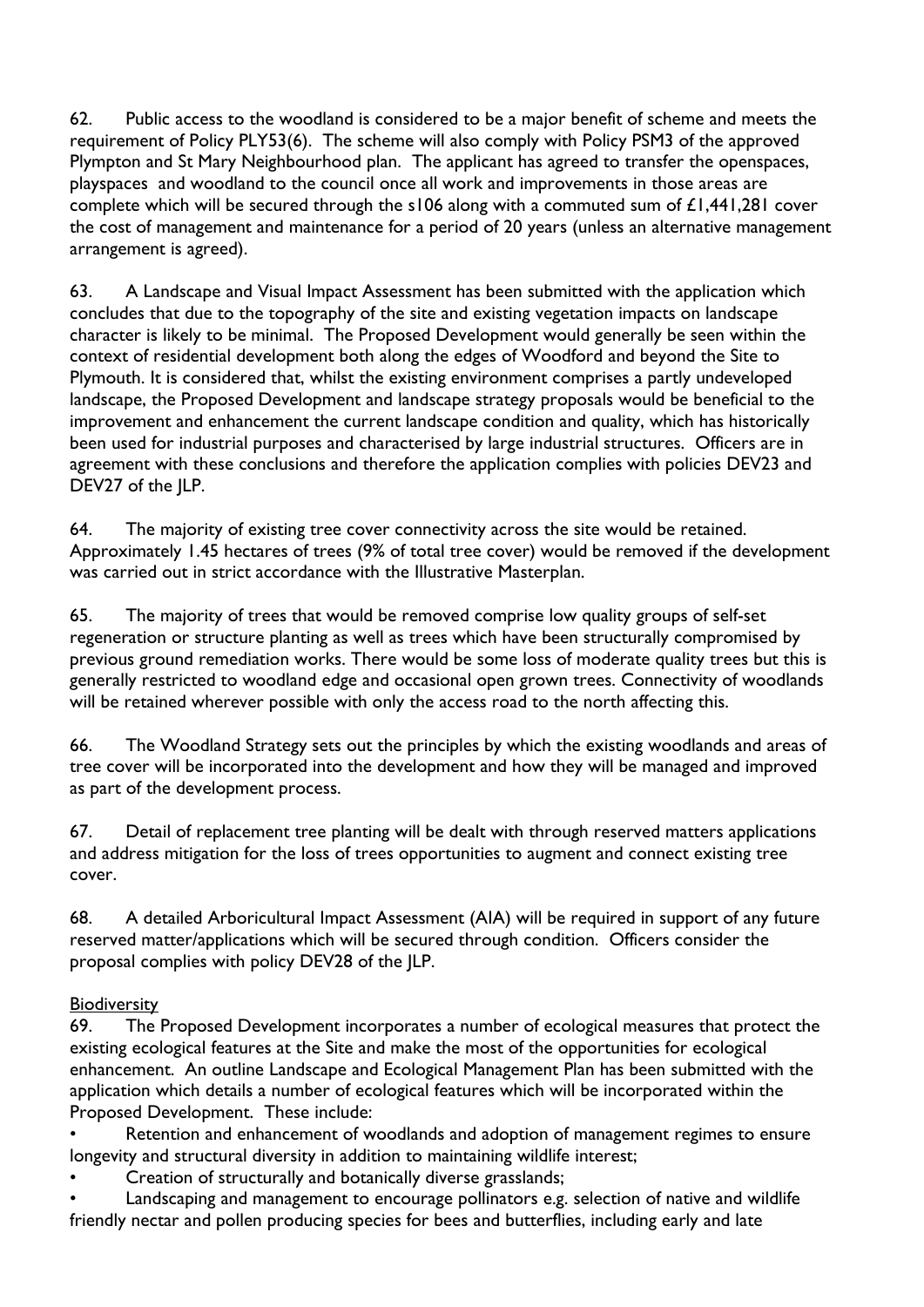62. Public access to the woodland is considered to be a major benefit of scheme and meets the requirement of Policy PLY53(6). The scheme will also comply with Policy PSM3 of the approved Plympton and St Mary Neighbourhood plan. The applicant has agreed to transfer the openspaces, playspaces and woodland to the council once all work and improvements in those areas are complete which will be secured through the s106 along with a commuted sum of £1,441,281 cover the cost of management and maintenance for a period of 20 years (unless an alternative management arrangement is agreed).

63. A Landscape and Visual Impact Assessment has been submitted with the application which concludes that due to the topography of the site and existing vegetation impacts on landscape character is likely to be minimal. The Proposed Development would generally be seen within the context of residential development both along the edges of Woodford and beyond the Site to Plymouth. It is considered that, whilst the existing environment comprises a partly undeveloped landscape, the Proposed Development and landscape strategy proposals would be beneficial to the improvement and enhancement the current landscape condition and quality, which has historically been used for industrial purposes and characterised by large industrial structures. Officers are in agreement with these conclusions and therefore the application complies with policies DEV23 and DEV27 of the JLP.

64. The majority of existing tree cover connectivity across the site would be retained. Approximately 1.45 hectares of trees (9% of total tree cover) would be removed if the development was carried out in strict accordance with the Illustrative Masterplan.

65. The majority of trees that would be removed comprise low quality groups of self-set regeneration or structure planting as well as trees which have been structurally compromised by previous ground remediation works. There would be some loss of moderate quality trees but this is generally restricted to woodland edge and occasional open grown trees. Connectivity of woodlands will be retained wherever possible with only the access road to the north affecting this.

66. The Woodland Strategy sets out the principles by which the existing woodlands and areas of tree cover will be incorporated into the development and how they will be managed and improved as part of the development process.

67. Detail of replacement tree planting will be dealt with through reserved matters applications and address mitigation for the loss of trees opportunities to augment and connect existing tree cover.

68. A detailed Arboricultural Impact Assessment (AIA) will be required in support of any future reserved matter/applications which will be secured through condition. Officers consider the proposal complies with policy DEV28 of the JLP.

<u>Biodiversity</u>

69. The Proposed Development incorporates a number of ecological measures that protect the existing ecological features at the Site and make the most of the opportunities for ecological enhancement. An outline Landscape and Ecological Management Plan has been submitted with the application which details a number of ecological features which will be incorporated within the Proposed Development. These include:

- Retention and enhancement of woodlands and adoption of management regimes to ensure longevity and structural diversity in addition to maintaining wildlife interest;
- Creation of structurally and botanically diverse grasslands;
- Landscaping and management to encourage pollinators e.g. selection of native and wildlife friendly nectar and pollen producing species for bees and butterflies, including early and late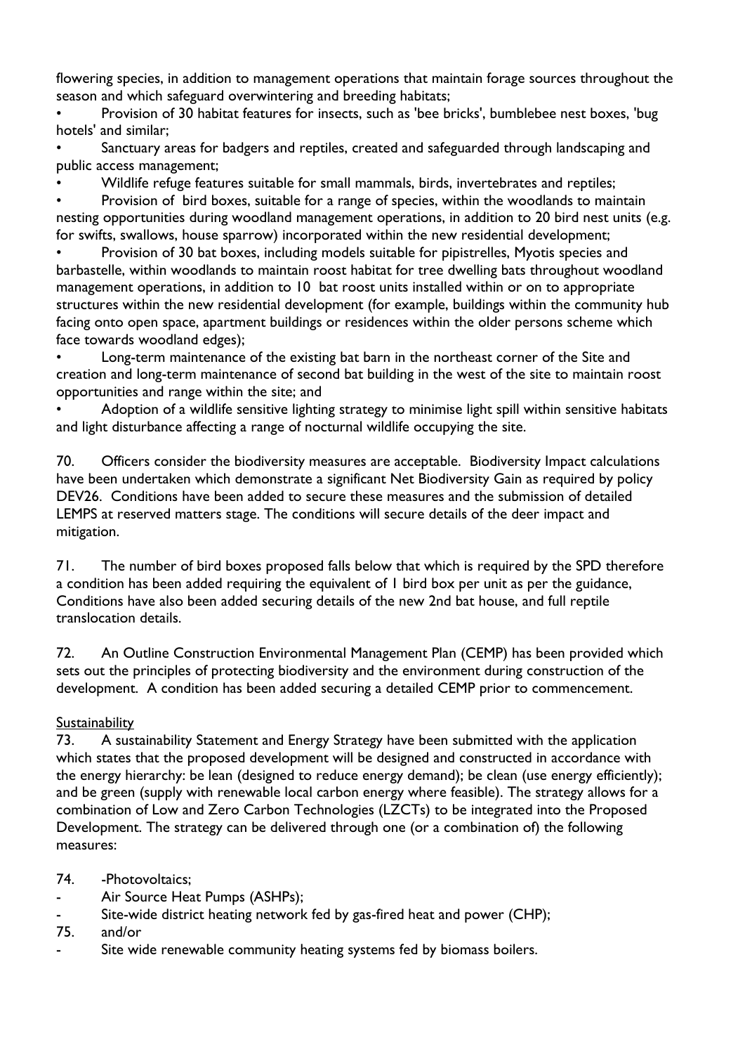flowering species, in addition to management operations that maintain forage sources throughout the season and which safeguard overwintering and breeding habitats;

- Provision of 30 habitat features for insects, such as 'bee bricks', bumblebee nest boxes, 'bug hotels' and similar;
- Sanctuary areas for badgers and reptiles, created and safeguarded through landscaping and public access management;
- Wildlife refuge features suitable for small mammals, birds, invertebrates and reptiles;
- Provision of bird boxes, suitable for a range of species, within the woodlands to maintain nesting opportunities during woodland management operations, in addition to 20 bird nest units (e.g. for swifts, swallows, house sparrow) incorporated within the new residential development;
- Provision of 30 bat boxes, including models suitable for pipistrelles, Myotis species and barbastelle, within woodlands to maintain roost habitat for tree dwelling bats throughout woodland management operations, in addition to 10 bat roost units installed within or on to appropriate structures within the new residential development (for example, buildings within the community hub facing onto open space, apartment buildings or residences within the older persons scheme which face towards woodland edges);
- Long-term maintenance of the existing bat barn in the northeast corner of the Site and creation and long-term maintenance of second bat building in the west of the site to maintain roost opportunities and range within the site; and
- Adoption of a wildlife sensitive lighting strategy to minimise light spill within sensitive habitats and light disturbance affecting a range of nocturnal wildlife occupying the site.

70. Officers consider the biodiversity measures are acceptable. Biodiversity Impact calculations have been undertaken which demonstrate a significant Net Biodiversity Gain as required by policy DEV26. Conditions have been added to secure these measures and the submission of detailed LEMPS at reserved matters stage. The conditions will secure details of the deer impact and mitigation.

71. The number of bird boxes proposed falls below that which is required by the SPD therefore a condition has been added requiring the equivalent of 1 bird box per unit as per the guidance, Conditions have also been added securing details of the new 2nd bat house, and full reptile translocation details.

72. An Outline Construction Environmental Management Plan (CEMP) has been provided which sets out the principles of protecting biodiversity and the environment during construction of the development. A condition has been added securing a detailed CEMP prior to commencement.

<u>Sustainability</u>

73. A sustainability Statement and Energy Strategy have been submitted with the application which states that the proposed development will be designed and constructed in accordance with the energy hierarchy: be lean (designed to reduce energy demand); be clean (use energy efficiently); and be green (supply with renewable local carbon energy where feasible). The strategy allows for a combination of Low and Zero Carbon Technologies (LZCTs) to be integrated into the Proposed Development. The strategy can be delivered through one (or a combination of) the following measures:

74. -Photovoltaics;

- Air Source Heat Pumps (ASHPs);
- Site-wide district heating network fed by gas-fired heat and power (CHP);

75. and/or

- Site wide renewable community heating systems fed by biomass boilers.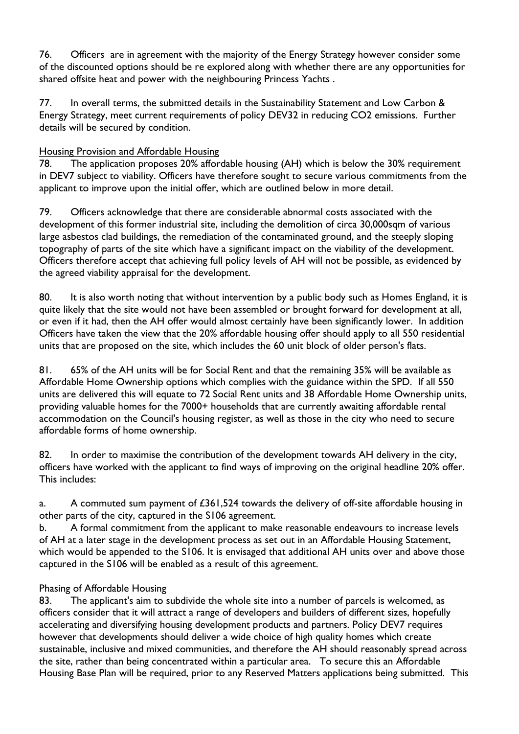76. Officers are in agreement with the majority of the Energy Strategy however consider some of the discounted options should be re explored along with whether there are any opportunities for shared offsite heat and power with the neighbouring Princess Yachts .

77. In overall terms, the submitted details in the Sustainability Statement and Low Carbon & Energy Strategy, meet current requirements of policy DEV32 in reducing CO2 emissions. Further details will be secured by condition.

Housing Provision and Affordable Housing

78. The application proposes 20% affordable housing (AH) which is below the 30% requirement in DEV7 subject to viability. Officers have therefore sought to secure various commitments from the applicant to improve upon the initial offer, which are outlined below in more detail.

79. Officers acknowledge that there are considerable abnormal costs associated with the development of this former industrial site, including the demolition of circa 30,000sqm of various large asbestos clad buildings, the remediation of the contaminated ground, and the steeply sloping topography of parts of the site which have a significant impact on the viability of the development. Officers therefore accept that achieving full policy levels of AH will not be possible, as evidenced by the agreed viability appraisal for the development.

80. It is also worth noting that without intervention by a public body such as Homes England, it is quite likely that the site would not have been assembled or brought forward for development at all, or even if it had, then the AH offer would almost certainly have been significantly lower. In addition Officers have taken the view that the 20% affordable housing offer should apply to all 550 residential units that are proposed on the site, which includes the 60 unit block of older person's flats.

81. 65% of the AH units will be for Social Rent and that the remaining 35% will be available as Affordable Home Ownership options which complies with the guidance within the SPD. If all 550 units are delivered this will equate to 72 Social Rent units and 38 Affordable Home Ownership units, providing valuable homes for the 7000+ households that are currently awaiting affordable rental accommodation on the Council's housing register, as well as those in the city who need to secure affordable forms of home ownership.

82. In order to maximise the contribution of the development towards AH delivery in the city, officers have worked with the applicant to find ways of improving on the original headline 20% offer. This includes:

a. A commuted sum payment of £361,524 towards the delivery of off-site affordable housing in other parts of the city, captured in the S106 agreement.

b. A formal commitment from the applicant to make reasonable endeavours to increase levels of AH at a later stage in the development process as set out in an Affordable Housing Statement, which would be appended to the S106. It is envisaged that additional AH units over and above those captured in the S106 will be enabled as a result of this agreement.

Phasing of Affordable Housing

83. The applicant's aim to subdivide the whole site into a number of parcels is welcomed, as officers consider that it will attract a range of developers and builders of different sizes, hopefully accelerating and diversifying housing development products and partners. Policy DEV7 requires however that developments should deliver a wide choice of high quality homes which create sustainable, inclusive and mixed communities, and therefore the AH should reasonably spread across the site, rather than being concentrated within a particular area. To secure this an Affordable Housing Base Plan will be required, prior to any Reserved Matters applications being submitted. This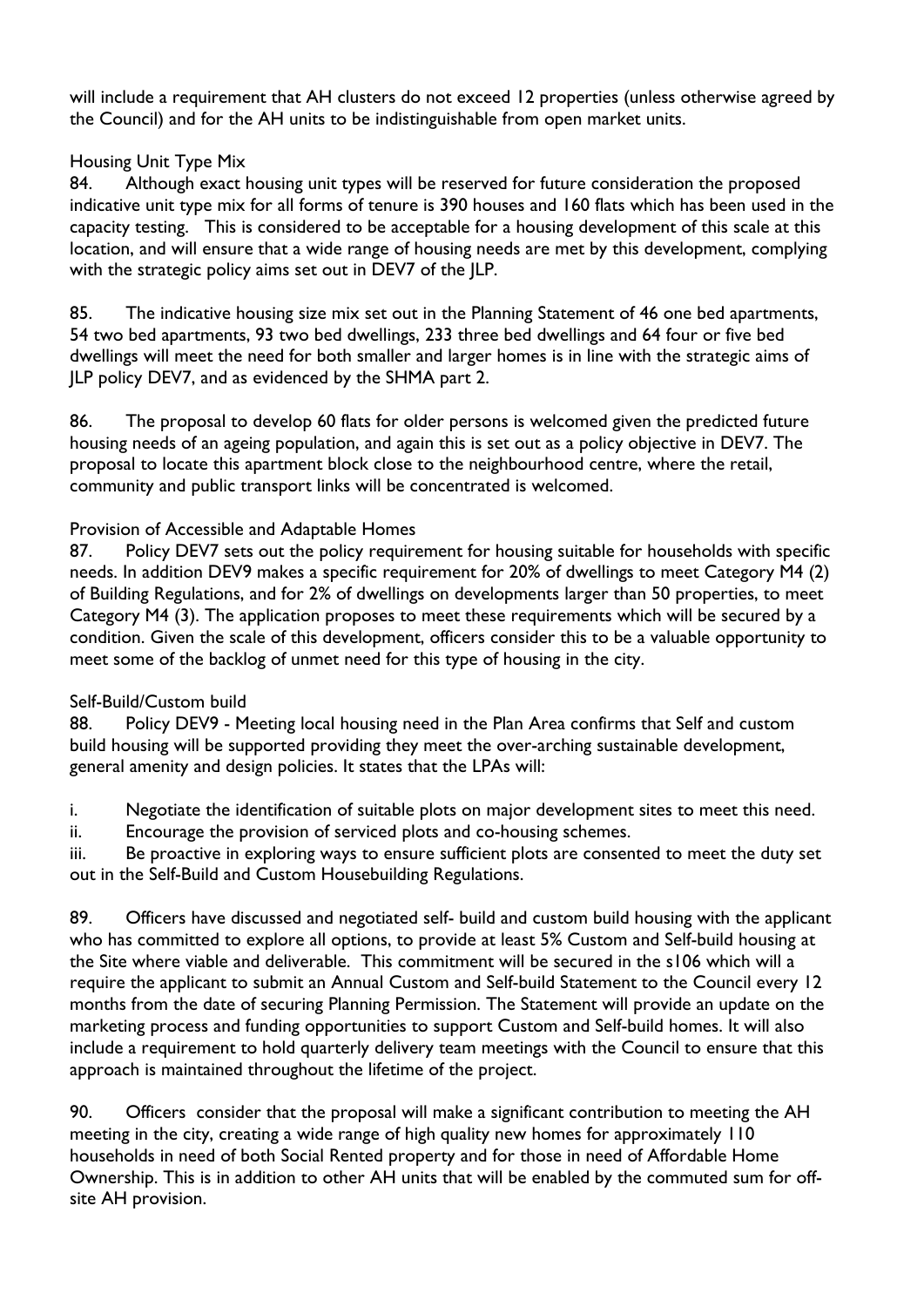will include a requirement that AH clusters do not exceed 12 properties (unless otherwise agreed by the Council) and for the AH units to be indistinguishable from open market units.

Housing Unit Type Mix

84. Although exact housing unit types will be reserved for future consideration the proposed indicative unit type mix for all forms of tenure is 390 houses and 160 flats which has been used in the capacity testing. This is considered to be acceptable for a housing development of this scale at this location, and will ensure that a wide range of housing needs are met by this development, complying with the strategic policy aims set out in DEV7 of the JLP.

85. The indicative housing size mix set out in the Planning Statement of 46 one bed apartments, 54 two bed apartments, 93 two bed dwellings, 233 three bed dwellings and 64 four or five bed dwellings will meet the need for both smaller and larger homes is in line with the strategic aims of JLP policy DEV7, and as evidenced by the SHMA part 2.

86. The proposal to develop 60 flats for older persons is welcomed given the predicted future housing needs of an ageing population, and again this is set out as a policy objective in DEV7. The proposal to locate this apartment block close to the neighbourhood centre, where the retail, community and public transport links will be concentrated is welcomed.

Provision of Accessible and Adaptable Homes

87. Policy DEV7 sets out the policy requirement for housing suitable for households with specific needs. In addition DEV9 makes a specific requirement for 20% of dwellings to meet Category M4 (2) of Building Regulations, and for 2% of dwellings on developments larger than 50 properties, to meet Category M4 (3). The application proposes to meet these requirements which will be secured by a condition. Given the scale of this development, officers consider this to be a valuable opportunity to meet some of the backlog of unmet need for this type of housing in the city.

Self-Build/Custom build

88. Policy DEV9 - Meeting local housing need in the Plan Area confirms that Self and custom build housing will be supported providing they meet the over-arching sustainable development, general amenity and design policies. It states that the LPAs will:

i. Negotiate the identification of suitable plots on major development sites to meet this need.

ii. Encourage the provision of serviced plots and co-housing schemes.

iii. Be proactive in exploring ways to ensure sufficient plots are consented to meet the duty set out in the Self-Build and Custom Housebuilding Regulations.

89. Officers have discussed and negotiated self- build and custom build housing with the applicant who has committed to explore all options, to provide at least 5% Custom and Self-build housing at the Site where viable and deliverable. This commitment will be secured in the s106 which will a require the applicant to submit an Annual Custom and Self-build Statement to the Council every 12 months from the date of securing Planning Permission. The Statement will provide an update on the marketing process and funding opportunities to support Custom and Self-build homes. It will also include a requirement to hold quarterly delivery team meetings with the Council to ensure that this approach is maintained throughout the lifetime of the project.

90. Officers consider that the proposal will make a significant contribution to meeting the AH meeting in the city, creating a wide range of high quality new homes for approximately 110 households in need of both Social Rented property and for those in need of Affordable Home Ownership. This is in addition to other AH units that will be enabled by the commuted sum for off-site AH provision.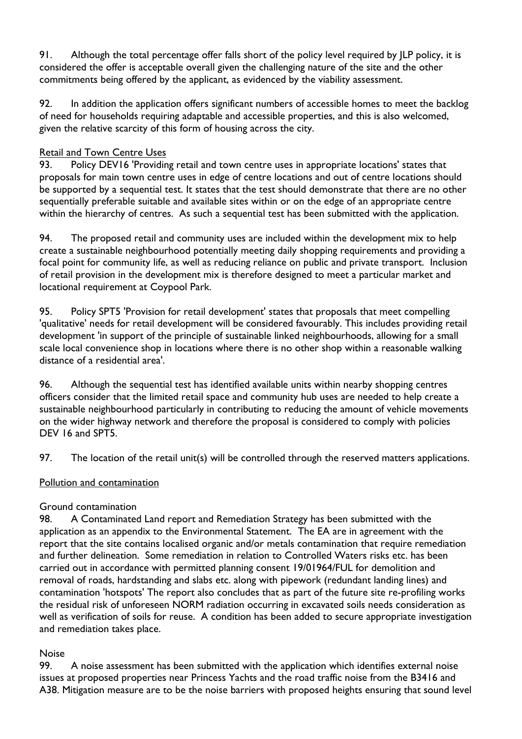91. Although the total percentage offer falls short of the policy level required by JLP policy, it is considered the offer is acceptable overall given the challenging nature of the site and the other commitments being offered by the applicant, as evidenced by the viability assessment.

92. In addition the application offers significant numbers of accessible homes to meet the backlog of need for households requiring adaptable and accessible properties, and this is also welcomed, given the relative scarcity of this form of housing across the city.

Retail and Town Centre Uses

93. Policy DEV16 'Providing retail and town centre uses in appropriate locations' states that proposals for main town centre uses in edge of centre locations and out of centre locations should be supported by a sequential test. It states that the test should demonstrate that there are no other sequentially preferable suitable and available sites within or on the edge of an appropriate centre within the hierarchy of centres. As such a sequential test has been submitted with the application.

94. The proposed retail and community uses are included within the development mix to help create a sustainable neighbourhood potentially meeting daily shopping requirements and providing a focal point for community life, as well as reducing reliance on public and private transport. Inclusion of retail provision in the development mix is therefore designed to meet a particular market and locational requirement at Coypool Park.

95. Policy SPT5 'Provision for retail development' states that proposals that meet compelling 'qualitative' needs for retail development will be considered favourably. This includes providing retail development 'in support of the principle of sustainable linked neighbourhoods, allowing for a small scale local convenience shop in locations where there is no other shop within a reasonable walking distance of a residential area'.

96. Although the sequential test has identified available units within nearby shopping centres officers consider that the limited retail space and community hub uses are needed to help create a sustainable neighbourhood particularly in contributing to reducing the amount of vehicle movements on the wider highway network and therefore the proposal is considered to comply with policies DEV 16 and SPT5.

97. The location of the retail unit(s) will be controlled through the reserved matters applications.

Pollution and contamination

Ground contamination

98. A Contaminated Land report and Remediation Strategy has been submitted with the application as an appendix to the Environmental Statement. The EA are in agreement with the report that the site contains localised organic and/or metals contamination that require remediation and further delineation. Some remediation in relation to Controlled Waters risks etc. has been carried out in accordance with permitted planning consent 19/01964/FUL for demolition and removal of roads, hardstanding and slabs etc. along with pipework (redundant landing lines) and contamination 'hotspots' The report also concludes that as part of the future site re-profiling works the residual risk of unforeseen NORM radiation occurring in excavated soils needs consideration as well as verification of soils for reuse. A condition has been added to secure appropriate investigation and remediation takes place.

Noise

99. A noise assessment has been submitted with the application which identifies external noise issues at proposed properties near Princess Yachts and the road traffic noise from the B3416 and A38. Mitigation measure are to be the noise barriers with proposed heights ensuring that sound level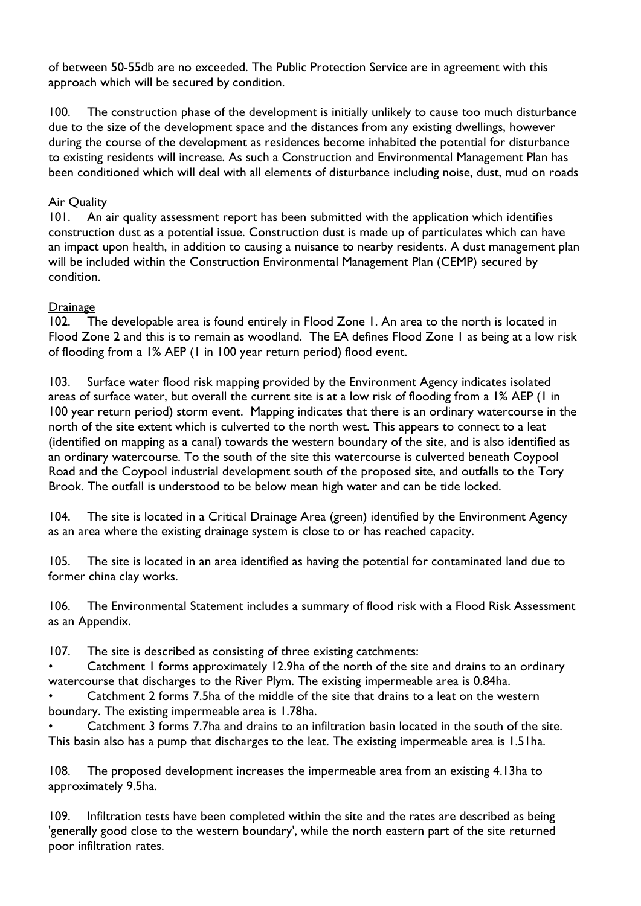of between 50-55db are no exceeded. The Public Protection Service are in agreement with this approach which will be secured by condition.

100. The construction phase of the development is initially unlikely to cause too much disturbance due to the size of the development space and the distances from any existing dwellings, however during the course of the development as residences become inhabited the potential for disturbance to existing residents will increase. As such a Construction and Environmental Management Plan has been conditioned which will deal with all elements of disturbance including noise, dust, mud on roads

Air Quality

101. An air quality assessment report has been submitted with the application which identifies construction dust as a potential issue. Construction dust is made up of particulates which can have an impact upon health, in addition to causing a nuisance to nearby residents. A dust management plan will be included within the Construction Environmental Management Plan (CEMP) secured by condition.

Drainage

102. The developable area is found entirely in Flood Zone 1. An area to the north is located in Flood Zone 2 and this is to remain as woodland. The EA defines Flood Zone 1 as being at a low risk of flooding from a 1% AEP (1 in 100 year return period) flood event.

103. Surface water flood risk mapping provided by the Environment Agency indicates isolated areas of surface water, but overall the current site is at a low risk of flooding from a 1% AEP (1 in 100 year return period) storm event. Mapping indicates that there is an ordinary watercourse in the north of the site extent which is culverted to the north west. This appears to connect to a leat (identified on mapping as a canal) towards the western boundary of the site, and is also identified as an ordinary watercourse. To the south of the site this watercourse is culverted beneath Coypool Road and the Coypool industrial development south of the proposed site, and outfalls to the Tory Brook. The outfall is understood to be below mean high water and can be tide locked.

104. The site is located in a Critical Drainage Area (green) identified by the Environment Agency as an area where the existing drainage system is close to or has reached capacity.

105. The site is located in an area identified as having the potential for contaminated land due to former china clay works.

106. The Environmental Statement includes a summary of flood risk with a Flood Risk Assessment as an Appendix.

107. The site is described as consisting of three existing catchments:

- Catchment 1 forms approximately 12.9ha of the north of the site and drains to an ordinary watercourse that discharges to the River Plym. The existing impermeable area is 0.84ha.
- Catchment 2 forms 7.5ha of the middle of the site that drains to a leat on the western boundary. The existing impermeable area is 1.78ha.
- Catchment 3 forms 7.7ha and drains to an infiltration basin located in the south of the site. This basin also has a pump that discharges to the leat. The existing impermeable area is 1.51ha.

108. The proposed development increases the impermeable area from an existing 4.13ha to approximately 9.5ha.

109. Infiltration tests have been completed within the site and the rates are described as being 'generally good close to the western boundary', while the north eastern part of the site returned poor infiltration rates.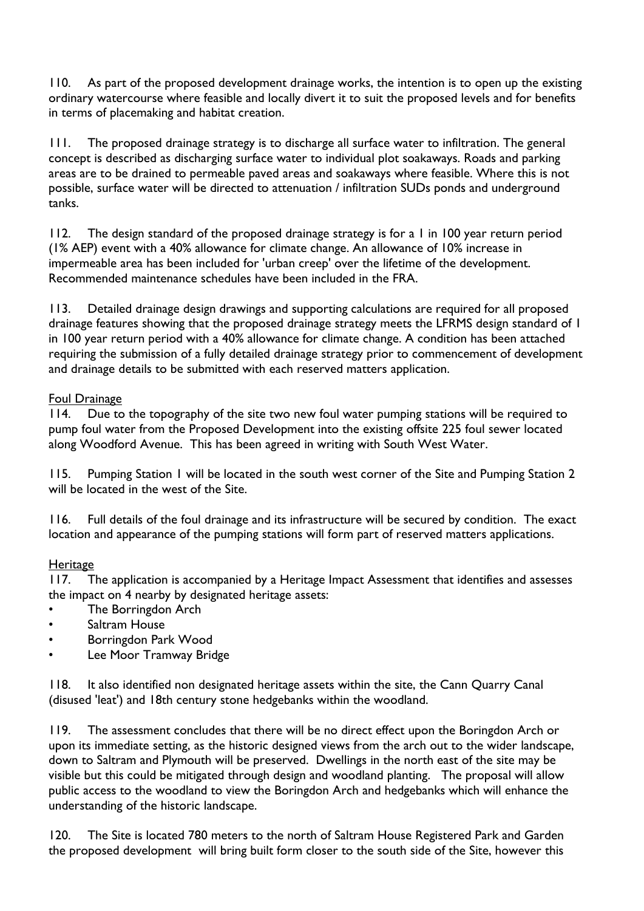110. As part of the proposed development drainage works, the intention is to open up the existing ordinary watercourse where feasible and locally divert it to suit the proposed levels and for benefits in terms of placemaking and habitat creation.

111. The proposed drainage strategy is to discharge all surface water to infiltration. The general concept is described as discharging surface water to individual plot soakaways. Roads and parking areas are to be drained to permeable paved areas and soakaways where feasible. Where this is not possible, surface water will be directed to attenuation / infiltration SUDs ponds and underground tanks.

112. The design standard of the proposed drainage strategy is for a 1 in 100 year return period (1% AEP) event with a 40% allowance for climate change. An allowance of 10% increase in impermeable area has been included for 'urban creep' over the lifetime of the development. Recommended maintenance schedules have been included in the FRA.

113. Detailed drainage design drawings and supporting calculations are required for all proposed drainage features showing that the proposed drainage strategy meets the LFRMS design standard of 1 in 100 year return period with a 40% allowance for climate change. A condition has been attached requiring the submission of a fully detailed drainage strategy prior to commencement of development and drainage details to be submitted with each reserved matters application.

Foul Drainage

114. Due to the topography of the site two new foul water pumping stations will be required to pump foul water from the Proposed Development into the existing offsite 225 foul sewer located along Woodford Avenue. This has been agreed in writing with South West Water.

115. Pumping Station 1 will be located in the south west corner of the Site and Pumping Station 2 will be located in the west of the Site.

116. Full details of the foul drainage and its infrastructure will be secured by condition. The exact location and appearance of the pumping stations will form part of reserved matters applications.

Heritage

117. The application is accompanied by a Heritage Impact Assessment that identifies and assesses the impact on 4 nearby by designated heritage assets:

- The Borringdon Arch
- Saltram House
- Borringdon Park Wood
- Lee Moor Tramway Bridge

118. It also identified non designated heritage assets within the site, the Cann Quarry Canal (disused 'leat') and 18th century stone hedgebanks within the woodland.

119. The assessment concludes that there will be no direct effect upon the Boringdon Arch or upon its immediate setting, as the historic designed views from the arch out to the wider landscape, down to Saltram and Plymouth will be preserved. Dwellings in the north east of the site may be visible but this could be mitigated through design and woodland planting. The proposal will allow public access to the woodland to view the Boringdon Arch and hedgebanks which will enhance the understanding of the historic landscape.

120. The Site is located 780 meters to the north of Saltram House Registered Park and Garden the proposed development will bring built form closer to the south side of the Site, however this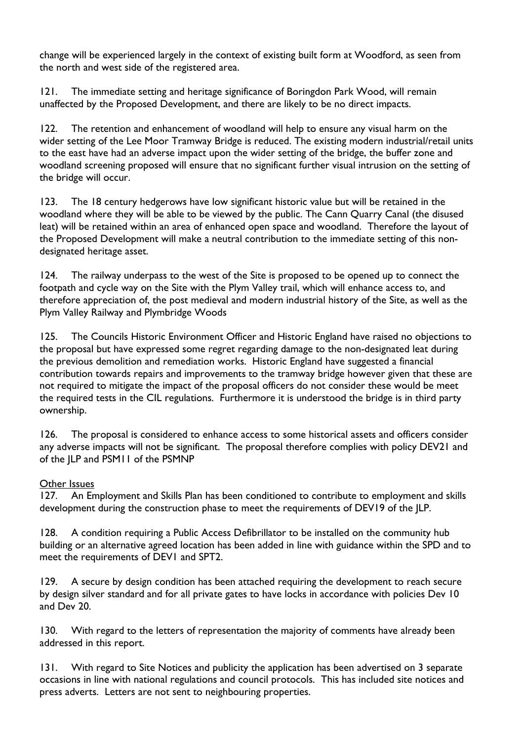change will be experienced largely in the context of existing built form at Woodford, as seen from the north and west side of the registered area.

121. The immediate setting and heritage significance of Boringdon Park Wood, will remain unaffected by the Proposed Development, and there are likely to be no direct impacts.

122. The retention and enhancement of woodland will help to ensure any visual harm on the wider setting of the Lee Moor Tramway Bridge is reduced. The existing modern industrial/retail units to the east have had an adverse impact upon the wider setting of the bridge, the buffer zone and woodland screening proposed will ensure that no significant further visual intrusion on the setting of the bridge will occur.

123. The 18 century hedgerows have low significant historic value but will be retained in the woodland where they will be able to be viewed by the public. The Cann Quarry Canal (the disused leat) will be retained within an area of enhanced open space and woodland. Therefore the layout of the Proposed Development will make a neutral contribution to the immediate setting of this non-designated heritage asset.

124. The railway underpass to the west of the Site is proposed to be opened up to connect the footpath and cycle way on the Site with the Plym Valley trail, which will enhance access to, and therefore appreciation of, the post medieval and modern industrial history of the Site, as well as the Plym Valley Railway and Plymbridge Woods

125. The Councils Historic Environment Officer and Historic England have raised no objections to the proposal but have expressed some regret regarding damage to the non-designated leat during the previous demolition and remediation works. Historic England have suggested a financial contribution towards repairs and improvements to the tramway bridge however given that these are not required to mitigate the impact of the proposal officers do not consider these would be meet the required tests in the CIL regulations. Furthermore it is understood the bridge is in third party ownership.

126. The proposal is considered to enhance access to some historical assets and officers consider any adverse impacts will not be significant. The proposal therefore complies with policy DEV21 and of the JLP and PSM11 of the PSMNP

<u>Other Issues</u>

127. An Employment and Skills Plan has been conditioned to contribute to employment and skills development during the construction phase to meet the requirements of DEV19 of the JLP.

128. A condition requiring a Public Access Defibrillator to be installed on the community hub building or an alternative agreed location has been added in line with guidance within the SPD and to meet the requirements of DEV1 and SPT2.

129. A secure by design condition has been attached requiring the development to reach secure by design silver standard and for all private gates to have locks in accordance with policies Dev 10 and Dev 20.

130. With regard to the letters of representation the majority of comments have already been addressed in this report.

131. With regard to Site Notices and publicity the application has been advertised on 3 separate occasions in line with national regulations and council protocols. This has included site notices and press adverts. Letters are not sent to neighbouring properties.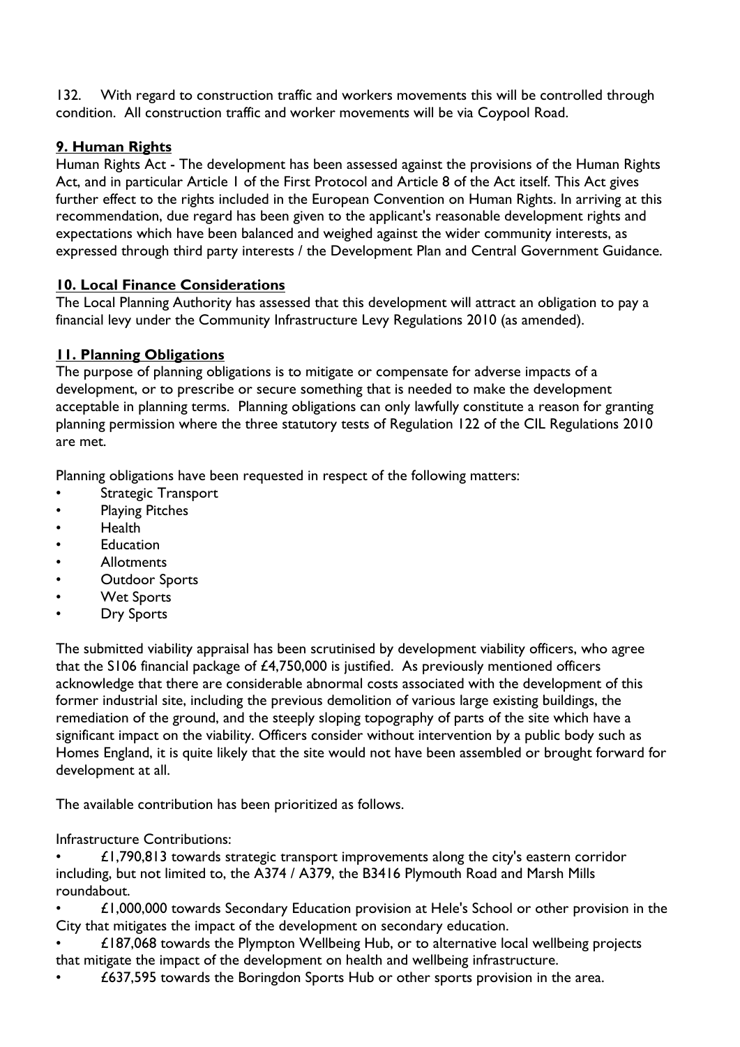132. With regard to construction traffic and workers movements this will be controlled through condition. All construction traffic and worker movements will be via Coypool Road.

## 9. Human Rights

Human Rights Act - The development has been assessed against the provisions of the Human Rights Act, and in particular Article 1 of the First Protocol and Article 8 of the Act itself. This Act gives further effect to the rights included in the European Convention on Human Rights. In arriving at this recommendation, due regard has been given to the applicant's reasonable development rights and expectations which have been balanced and weighed against the wider community interests, as expressed through third party interests / the Development Plan and Central Government Guidance.

## 10. Local Finance Considerations

The Local Planning Authority has assessed that this development will attract an obligation to pay a financial levy under the Community Infrastructure Levy Regulations 2010 (as amended).

## 11. Planning Obligations

The purpose of planning obligations is to mitigate or compensate for adverse impacts of a development, or to prescribe or secure something that is needed to make the development acceptable in planning terms. Planning obligations can only lawfully constitute a reason for granting planning permission where the three statutory tests of Regulation 122 of the CIL Regulations 2010 are met.

Planning obligations have been requested in respect of the following matters:

- Strategic Transport
- Playing Pitches
- Health
- Education
- Allotments
- Outdoor Sports
- Wet Sports
- Dry Sports

The submitted viability appraisal has been scrutinised by development viability officers, who agree that the S106 financial package of £4,750,000 is justified. As previously mentioned officers acknowledge that there are considerable abnormal costs associated with the development of this former industrial site, including the previous demolition of various large existing buildings, the remediation of the ground, and the steeply sloping topography of parts of the site which have a significant impact on the viability. Officers consider without intervention by a public body such as Homes England, it is quite likely that the site would not have been assembled or brought forward for development at all.

The available contribution has been prioritized as follows.

Infrastructure Contributions:

- £1,790,813 towards strategic transport improvements along the city's eastern corridor including, but not limited to, the A374 / A379, the B3416 Plymouth Road and Marsh Mills roundabout.
- £1,000,000 towards Secondary Education provision at Hele's School or other provision in the City that mitigates the impact of the development on secondary education.
- £187,068 towards the Plympton Wellbeing Hub, or to alternative local wellbeing projects that mitigate the impact of the development on health and wellbeing infrastructure.
- £637,595 towards the Boringdon Sports Hub or other sports provision in the area.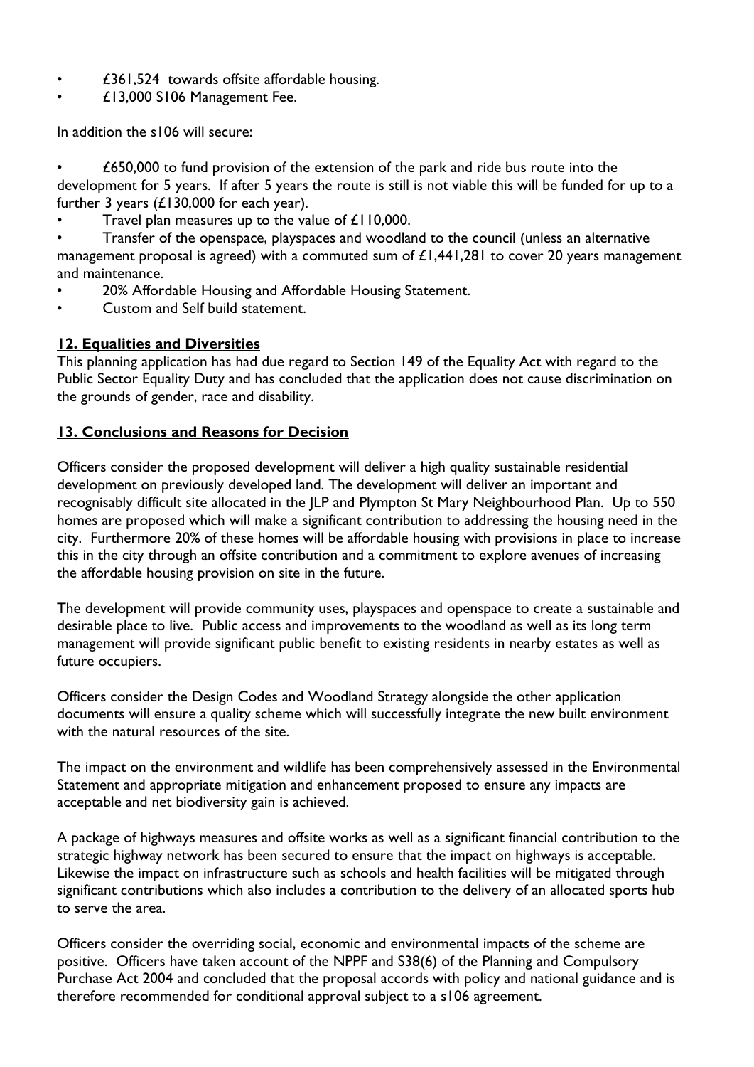- £361,524 towards offsite affordable housing.
- £13,000 S106 Management Fee.

In addition the s106 will secure:

- £650,000 to fund provision of the extension of the park and ride bus route into the development for 5 years. If after 5 years the route is still is not viable this will be funded for up to a further 3 years (£130,000 for each year).
- Travel plan measures up to the value of £110,000.
- Transfer of the openspace, playspaces and woodland to the council (unless an alternative management proposal is agreed) with a commuted sum of £1,441,281 to cover 20 years management and maintenance.
- 20% Affordable Housing and Affordable Housing Statement.
- Custom and Self build statement.

## 12. Equalities and Diversities

This planning application has had due regard to Section 149 of the Equality Act with regard to the Public Sector Equality Duty and has concluded that the application does not cause discrimination on the grounds of gender, race and disability.

## 13. Conclusions and Reasons for Decision

Officers consider the proposed development will deliver a high quality sustainable residential development on previously developed land. The development will deliver an important and recognisably difficult site allocated in the JLP and Plympton St Mary Neighbourhood Plan. Up to 550 homes are proposed which will make a significant contribution to addressing the housing need in the city. Furthermore 20% of these homes will be affordable housing with provisions in place to increase this in the city through an offsite contribution and a commitment to explore avenues of increasing the affordable housing provision on site in the future.

The development will provide community uses, playspaces and openspace to create a sustainable and desirable place to live. Public access and improvements to the woodland as well as its long term management will provide significant public benefit to existing residents in nearby estates as well as future occupiers.

Officers consider the Design Codes and Woodland Strategy alongside the other application documents will ensure a quality scheme which will successfully integrate the new built environment with the natural resources of the site.

The impact on the environment and wildlife has been comprehensively assessed in the Environmental Statement and appropriate mitigation and enhancement proposed to ensure any impacts are acceptable and net biodiversity gain is achieved.

A package of highways measures and offsite works as well as a significant financial contribution to the strategic highway network has been secured to ensure that the impact on highways is acceptable. Likewise the impact on infrastructure such as schools and health facilities will be mitigated through significant contributions which also includes a contribution to the delivery of an allocated sports hub to serve the area.

Officers consider the overriding social, economic and environmental impacts of the scheme are positive. Officers have taken account of the NPPF and S38(6) of the Planning and Compulsory Purchase Act 2004 and concluded that the proposal accords with policy and national guidance and is therefore recommended for conditional approval subject to a s106 agreement.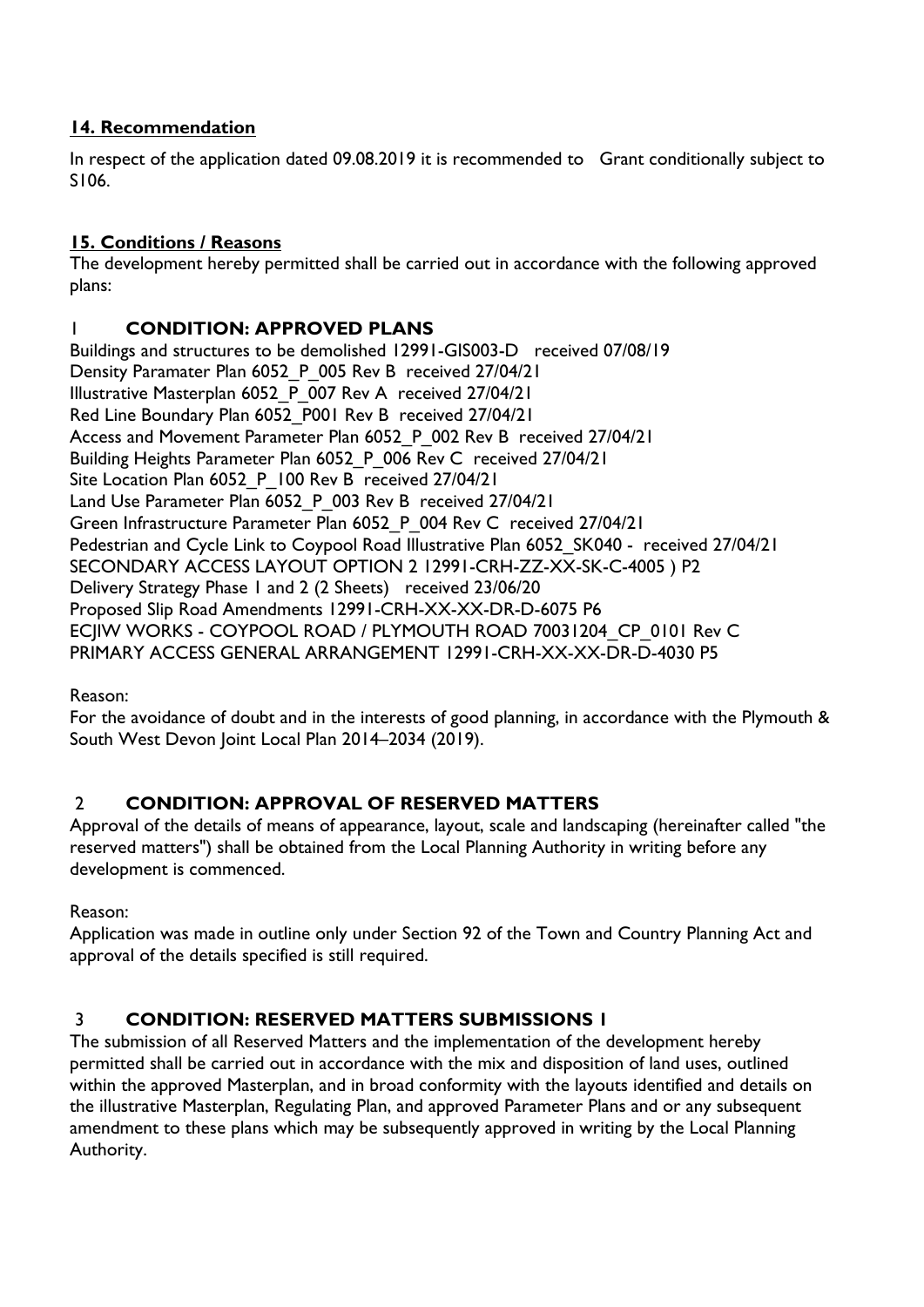## **14. Recommendation**

In respect of the application dated 09.08.2019 it is recommended to Grant conditionally subject to S106.

## **15. Conditions / Reasons**

The development hereby permitted shall be carried out in accordance with the following approved plans:

### 1 **CONDITION: APPROVED PLANS**

Buildings and structures to be demolished 12991-GIS003-D received 07/08/19
Density Paramater Plan 6052_P_005 Rev B received 27/04/21
Illustrative Masterplan 6052_P_007 Rev A received 27/04/21
Red Line Boundary Plan 6052_P001 Rev B received 27/04/21
Access and Movement Parameter Plan 6052_P_002 Rev B received 27/04/21
Building Heights Parameter Plan 6052_P_006 Rev C received 27/04/21
Site Location Plan 6052_P_100 Rev B received 27/04/21
Land Use Parameter Plan 6052_P_003 Rev B received 27/04/21
Green Infrastructure Parameter Plan 6052_P_004 Rev C received 27/04/21
Pedestrian and Cycle Link to Coypool Road Illustrative Plan 6052_SK040 - received 27/04/21
SECONDARY ACCESS LAYOUT OPTION 2 12991-CRH-ZZ-XX-SK-C-4005 ) P2
Delivery Strategy Phase 1 and 2 (2 Sheets) received 23/06/20
Proposed Slip Road Amendments 12991-CRH-XX-XX-DR-D-6075 P6
ECJIW WORKS - COYPOOL ROAD / PLYMOUTH ROAD 70031204_CP_0101 Rev C
PRIMARY ACCESS GENERAL ARRANGEMENT 12991-CRH-XX-XX-DR-D-4030 P5

Reason:
For the avoidance of doubt and in the interests of good planning, in accordance with the Plymouth & South West Devon Joint Local Plan 2014–2034 (2019).

### 2 **CONDITION: APPROVAL OF RESERVED MATTERS**

Approval of the details of means of appearance, layout, scale and landscaping (hereinafter called "the reserved matters") shall be obtained from the Local Planning Authority in writing before any development is commenced.

Reason:
Application was made in outline only under Section 92 of the Town and Country Planning Act and approval of the details specified is still required.

### 3 **CONDITION: RESERVED MATTERS SUBMISSIONS 1**

The submission of all Reserved Matters and the implementation of the development hereby permitted shall be carried out in accordance with the mix and disposition of land uses, outlined within the approved Masterplan, and in broad conformity with the layouts identified and details on the illustrative Masterplan, Regulating Plan, and approved Parameter Plans and or any subsequent amendment to these plans which may be subsequently approved in writing by the Local Planning Authority.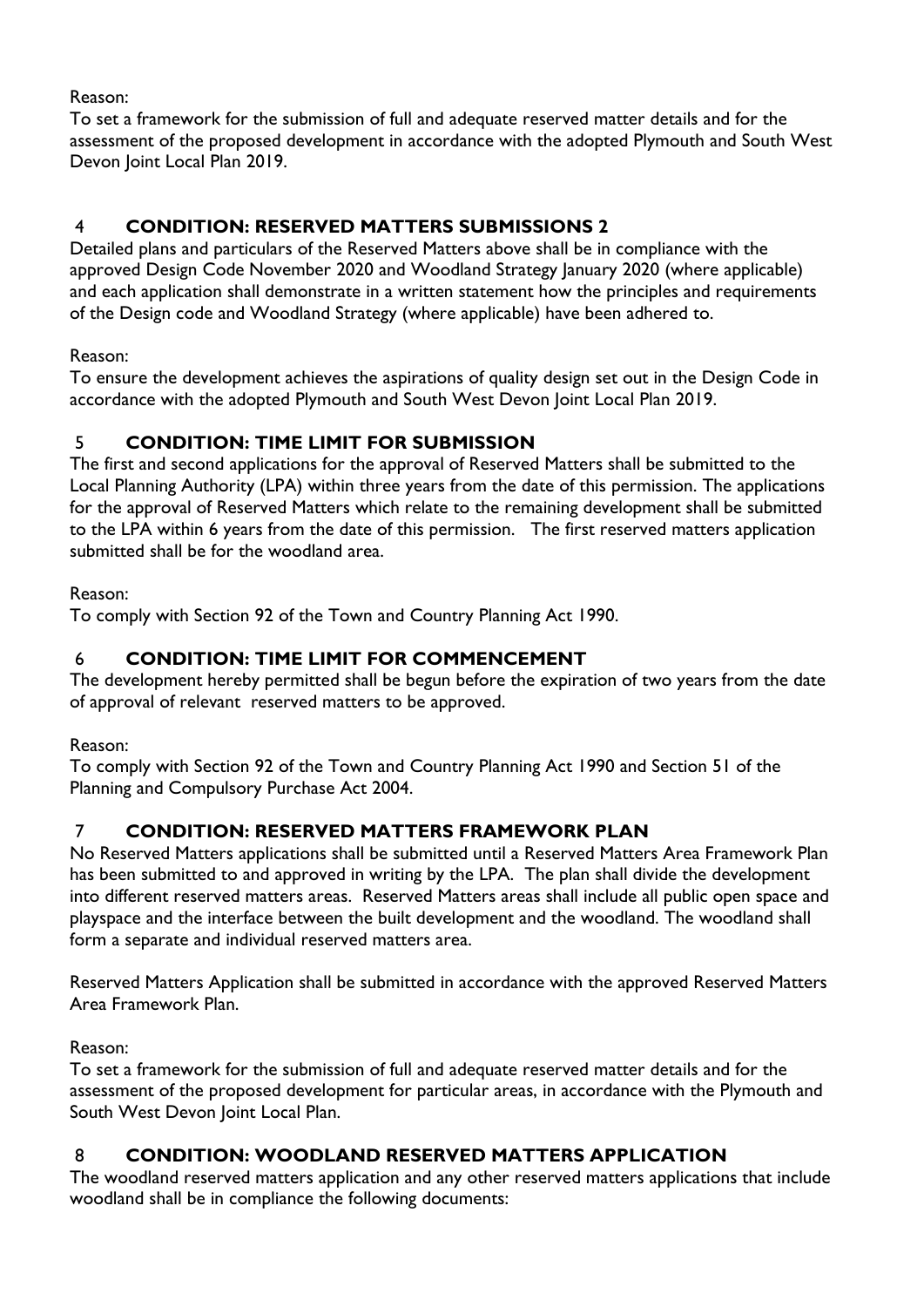Reason:
To set a framework for the submission of full and adequate reserved matter details and for the assessment of the proposed development in accordance with the adopted Plymouth and South West Devon Joint Local Plan 2019.

## 4 CONDITION: RESERVED MATTERS SUBMISSIONS 2

Detailed plans and particulars of the Reserved Matters above shall be in compliance with the approved Design Code November 2020 and Woodland Strategy January 2020 (where applicable) and each application shall demonstrate in a written statement how the principles and requirements of the Design code and Woodland Strategy (where applicable) have been adhered to.

Reason:
To ensure the development achieves the aspirations of quality design set out in the Design Code in accordance with the adopted Plymouth and South West Devon Joint Local Plan 2019.

## 5 CONDITION: TIME LIMIT FOR SUBMISSION

The first and second applications for the approval of Reserved Matters shall be submitted to the Local Planning Authority (LPA) within three years from the date of this permission. The applications for the approval of Reserved Matters which relate to the remaining development shall be submitted to the LPA within 6 years from the date of this permission. The first reserved matters application submitted shall be for the woodland area.

Reason:
To comply with Section 92 of the Town and Country Planning Act 1990.

## 6 CONDITION: TIME LIMIT FOR COMMENCEMENT

The development hereby permitted shall be begun before the expiration of two years from the date of approval of relevant reserved matters to be approved.

Reason:
To comply with Section 92 of the Town and Country Planning Act 1990 and Section 51 of the Planning and Compulsory Purchase Act 2004.

## 7 CONDITION: RESERVED MATTERS FRAMEWORK PLAN

No Reserved Matters applications shall be submitted until a Reserved Matters Area Framework Plan has been submitted to and approved in writing by the LPA. The plan shall divide the development into different reserved matters areas. Reserved Matters areas shall include all public open space and playspace and the interface between the built development and the woodland. The woodland shall form a separate and individual reserved matters area.

Reserved Matters Application shall be submitted in accordance with the approved Reserved Matters Area Framework Plan.

Reason:
To set a framework for the submission of full and adequate reserved matter details and for the assessment of the proposed development for particular areas, in accordance with the Plymouth and South West Devon Joint Local Plan.

## 8 CONDITION: WOODLAND RESERVED MATTERS APPLICATION

The woodland reserved matters application and any other reserved matters applications that include woodland shall be in compliance the following documents: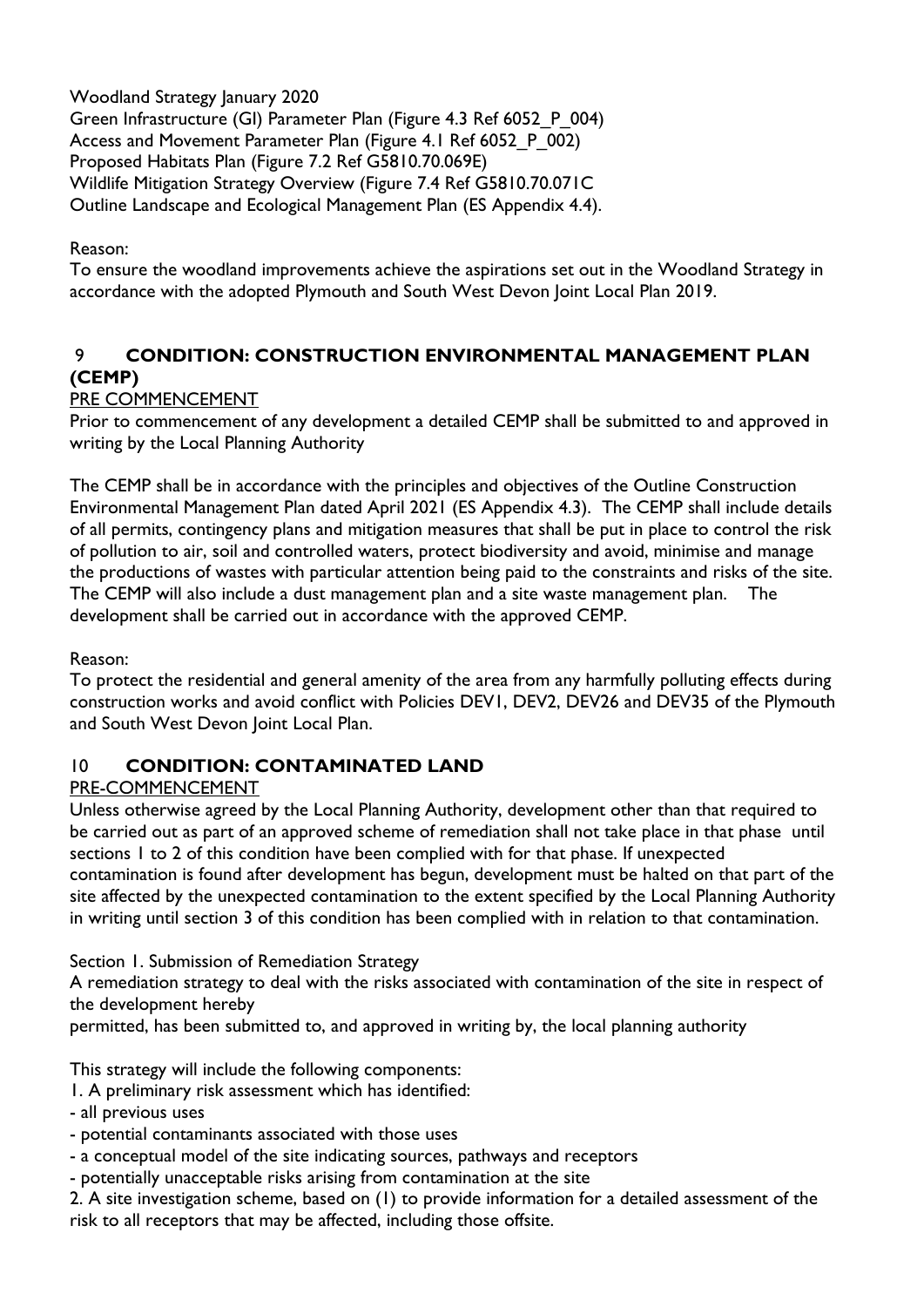Woodland Strategy January 2020
Green Infrastructure (GI) Parameter Plan (Figure 4.3 Ref 6052_P_004)
Access and Movement Parameter Plan (Figure 4.1 Ref 6052_P_002)
Proposed Habitats Plan (Figure 7.2 Ref G5810.70.069E)
Wildlife Mitigation Strategy Overview (Figure 7.4 Ref G5810.70.071C
Outline Landscape and Ecological Management Plan (ES Appendix 4.4).

Reason:
To ensure the woodland improvements achieve the aspirations set out in the Woodland Strategy in accordance with the adopted Plymouth and South West Devon Joint Local Plan 2019.

## 9 CONDITION: CONSTRUCTION ENVIRONMENTAL MANAGEMENT PLAN (CEMP)

PRE COMMENCEMENT

Prior to commencement of any development a detailed CEMP shall be submitted to and approved in writing by the Local Planning Authority

The CEMP shall be in accordance with the principles and objectives of the Outline Construction Environmental Management Plan dated April 2021 (ES Appendix 4.3). The CEMP shall include details of all permits, contingency plans and mitigation measures that shall be put in place to control the risk of pollution to air, soil and controlled waters, protect biodiversity and avoid, minimise and manage the productions of wastes with particular attention being paid to the constraints and risks of the site. The CEMP will also include a dust management plan and a site waste management plan. The development shall be carried out in accordance with the approved CEMP.

Reason:
To protect the residential and general amenity of the area from any harmfully polluting effects during construction works and avoid conflict with Policies DEV1, DEV2, DEV26 and DEV35 of the Plymouth and South West Devon Joint Local Plan.

## 10 CONDITION: CONTAMINATED LAND

PRE-COMMENCEMENT

Unless otherwise agreed by the Local Planning Authority, development other than that required to be carried out as part of an approved scheme of remediation shall not take place in that phase until sections 1 to 2 of this condition have been complied with for that phase. If unexpected contamination is found after development has begun, development must be halted on that part of the site affected by the unexpected contamination to the extent specified by the Local Planning Authority in writing until section 3 of this condition has been complied with in relation to that contamination.

Section 1. Submission of Remediation Strategy

A remediation strategy to deal with the risks associated with contamination of the site in respect of the development hereby
permitted, has been submitted to, and approved in writing by, the local planning authority

This strategy will include the following components:

1. A preliminary risk assessment which has identified:
- all previous uses
- potential contaminants associated with those uses
- a conceptual model of the site indicating sources, pathways and receptors
- potentially unacceptable risks arising from contamination at the site

2. A site investigation scheme, based on (1) to provide information for a detailed assessment of the risk to all receptors that may be affected, including those offsite.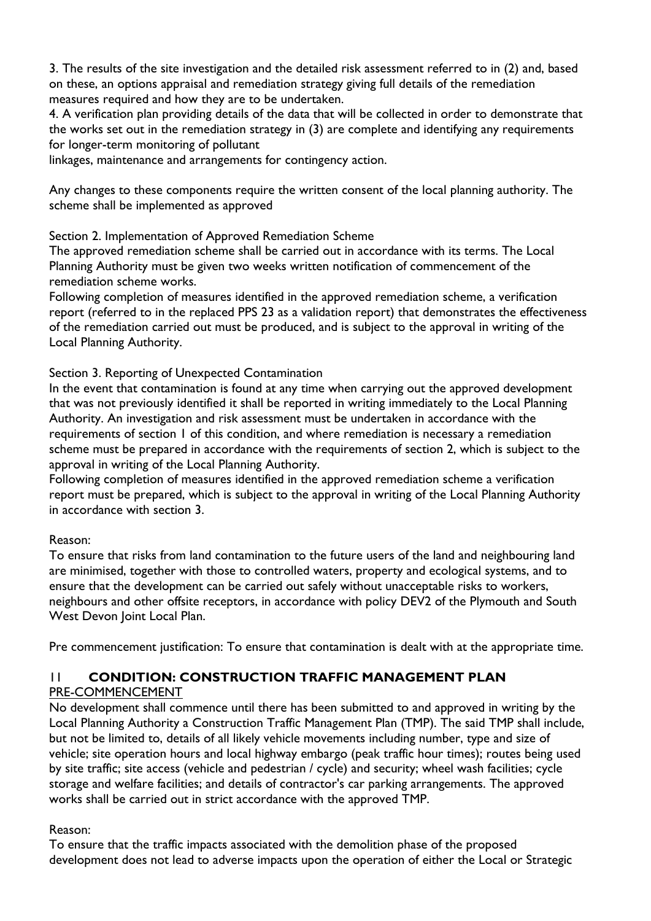3. The results of the site investigation and the detailed risk assessment referred to in (2) and, based on these, an options appraisal and remediation strategy giving full details of the remediation measures required and how they are to be undertaken.
4. A verification plan providing details of the data that will be collected in order to demonstrate that the works set out in the remediation strategy in (3) are complete and identifying any requirements for longer-term monitoring of pollutant
linkages, maintenance and arrangements for contingency action.

Any changes to these components require the written consent of the local planning authority. The scheme shall be implemented as approved

Section 2. Implementation of Approved Remediation Scheme
The approved remediation scheme shall be carried out in accordance with its terms. The Local Planning Authority must be given two weeks written notification of commencement of the remediation scheme works.
Following completion of measures identified in the approved remediation scheme, a verification report (referred to in the replaced PPS 23 as a validation report) that demonstrates the effectiveness of the remediation carried out must be produced, and is subject to the approval in writing of the Local Planning Authority.

Section 3. Reporting of Unexpected Contamination
In the event that contamination is found at any time when carrying out the approved development that was not previously identified it shall be reported in writing immediately to the Local Planning Authority. An investigation and risk assessment must be undertaken in accordance with the requirements of section 1 of this condition, and where remediation is necessary a remediation scheme must be prepared in accordance with the requirements of section 2, which is subject to the approval in writing of the Local Planning Authority.
Following completion of measures identified in the approved remediation scheme a verification report must be prepared, which is subject to the approval in writing of the Local Planning Authority in accordance with section 3.

Reason:
To ensure that risks from land contamination to the future users of the land and neighbouring land are minimised, together with those to controlled waters, property and ecological systems, and to ensure that the development can be carried out safely without unacceptable risks to workers, neighbours and other offsite receptors, in accordance with policy DEV2 of the Plymouth and South West Devon Joint Local Plan.

Pre commencement justification: To ensure that contamination is dealt with at the appropriate time.

## 11 CONDITION: CONSTRUCTION TRAFFIC MANAGEMENT PLAN

PRE-COMMENCEMENT

No development shall commence until there has been submitted to and approved in writing by the Local Planning Authority a Construction Traffic Management Plan (TMP). The said TMP shall include, but not be limited to, details of all likely vehicle movements including number, type and size of vehicle; site operation hours and local highway embargo (peak traffic hour times); routes being used by site traffic; site access (vehicle and pedestrian / cycle) and security; wheel wash facilities; cycle storage and welfare facilities; and details of contractor's car parking arrangements. The approved works shall be carried out in strict accordance with the approved TMP.

Reason:
To ensure that the traffic impacts associated with the demolition phase of the proposed development does not lead to adverse impacts upon the operation of either the Local or Strategic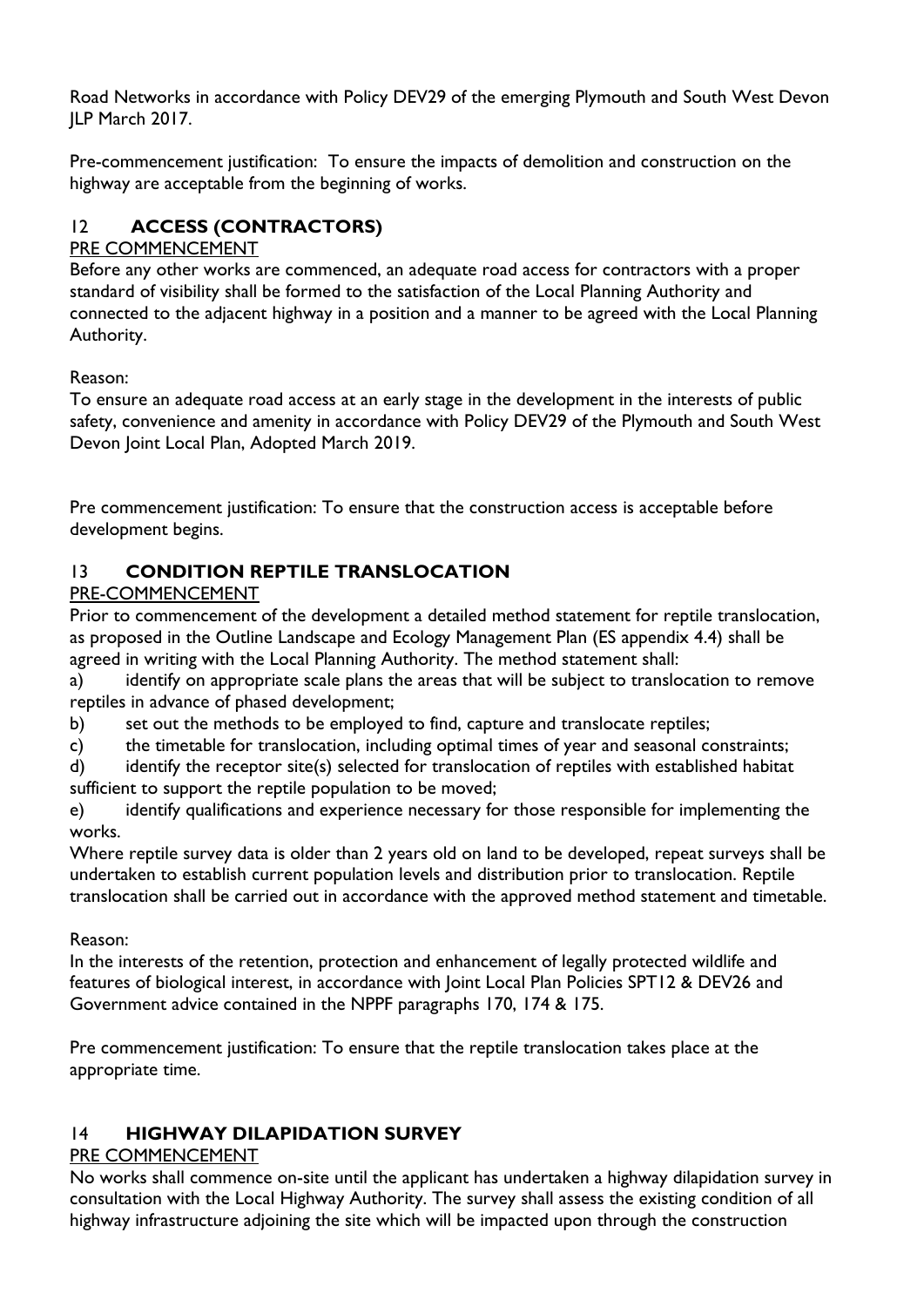Road Networks in accordance with Policy DEV29 of the emerging Plymouth and South West Devon JLP March 2017.

Pre-commencement justification: To ensure the impacts of demolition and construction on the highway are acceptable from the beginning of works.

## 12 ACCESS (CONTRACTORS)

PRE COMMENCEMENT

Before any other works are commenced, an adequate road access for contractors with a proper standard of visibility shall be formed to the satisfaction of the Local Planning Authority and connected to the adjacent highway in a position and a manner to be agreed with the Local Planning Authority.

Reason:

To ensure an adequate road access at an early stage in the development in the interests of public safety, convenience and amenity in accordance with Policy DEV29 of the Plymouth and South West Devon Joint Local Plan, Adopted March 2019.

Pre commencement justification: To ensure that the construction access is acceptable before development begins.

## 13 CONDITION REPTILE TRANSLOCATION

PRE-COMMENCEMENT

Prior to commencement of the development a detailed method statement for reptile translocation, as proposed in the Outline Landscape and Ecology Management Plan (ES appendix 4.4) shall be agreed in writing with the Local Planning Authority. The method statement shall:

a) identify on appropriate scale plans the areas that will be subject to translocation to remove reptiles in advance of phased development;

b) set out the methods to be employed to find, capture and translocate reptiles;

c) the timetable for translocation, including optimal times of year and seasonal constraints;

d) identify the receptor site(s) selected for translocation of reptiles with established habitat sufficient to support the reptile population to be moved;

e) identify qualifications and experience necessary for those responsible for implementing the works.

Where reptile survey data is older than 2 years old on land to be developed, repeat surveys shall be undertaken to establish current population levels and distribution prior to translocation. Reptile translocation shall be carried out in accordance with the approved method statement and timetable.

Reason:

In the interests of the retention, protection and enhancement of legally protected wildlife and features of biological interest, in accordance with Joint Local Plan Policies SPT12 & DEV26 and Government advice contained in the NPPF paragraphs 170, 174 & 175.

Pre commencement justification: To ensure that the reptile translocation takes place at the appropriate time.

## 14 HIGHWAY DILAPIDATION SURVEY

PRE COMMENCEMENT

No works shall commence on-site until the applicant has undertaken a highway dilapidation survey in consultation with the Local Highway Authority. The survey shall assess the existing condition of all highway infrastructure adjoining the site which will be impacted upon through the construction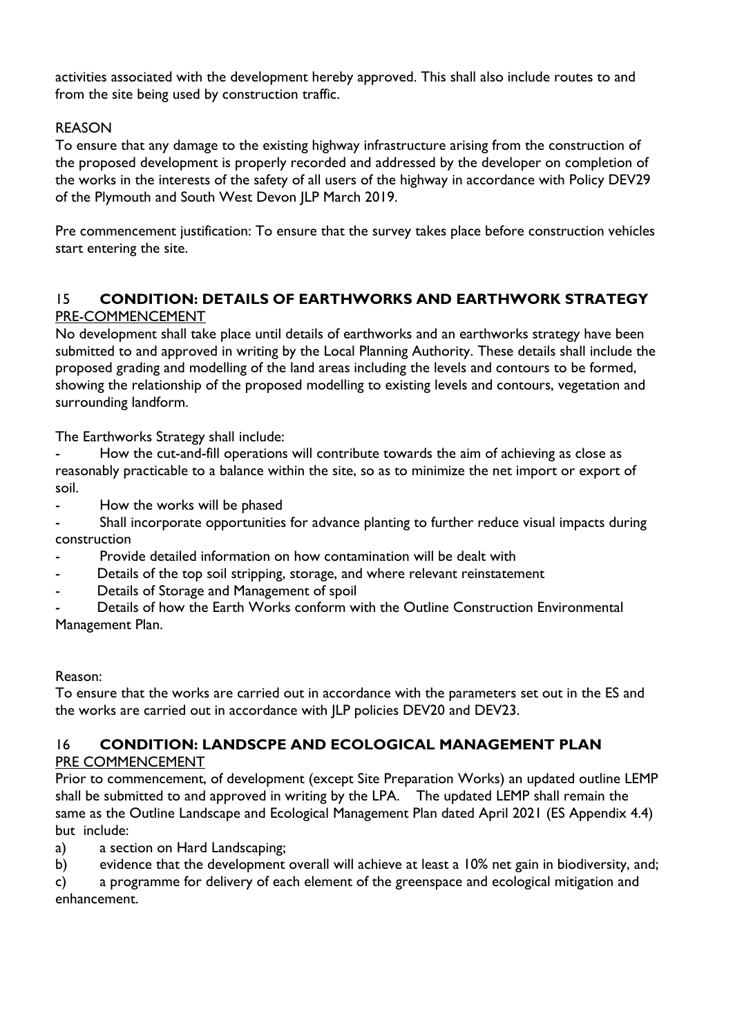activities associated with the development hereby approved. This shall also include routes to and from the site being used by construction traffic.

REASON

To ensure that any damage to the existing highway infrastructure arising from the construction of the proposed development is properly recorded and addressed by the developer on completion of the works in the interests of the safety of all users of the highway in accordance with Policy DEV29 of the Plymouth and South West Devon JLP March 2019.

Pre commencement justification: To ensure that the survey takes place before construction vehicles start entering the site.

## 15 CONDITION: DETAILS OF EARTHWORKS AND EARTHWORK STRATEGY

PRE-COMMENCEMENT

No development shall take place until details of earthworks and an earthworks strategy have been submitted to and approved in writing by the Local Planning Authority. These details shall include the proposed grading and modelling of the land areas including the levels and contours to be formed, showing the relationship of the proposed modelling to existing levels and contours, vegetation and surrounding landform.

The Earthworks Strategy shall include:

- How the cut-and-fill operations will contribute towards the aim of achieving as close as reasonably practicable to a balance within the site, so as to minimize the net import or export of soil.
- How the works will be phased
- Shall incorporate opportunities for advance planting to further reduce visual impacts during construction
- Provide detailed information on how contamination will be dealt with
- Details of the top soil stripping, storage, and where relevant reinstatement
- Details of Storage and Management of spoil
- Details of how the Earth Works conform with the Outline Construction Environmental Management Plan.

Reason:

To ensure that the works are carried out in accordance with the parameters set out in the ES and the works are carried out in accordance with JLP policies DEV20 and DEV23.

## 16 CONDITION: LANDSCPE AND ECOLOGICAL MANAGEMENT PLAN

PRE COMMENCEMENT

Prior to commencement, of development (except Site Preparation Works) an updated outline LEMP shall be submitted to and approved in writing by the LPA. The updated LEMP shall remain the same as the Outline Landscape and Ecological Management Plan dated April 2021 (ES Appendix 4.4) but include:

a) a section on Hard Landscaping;

b) evidence that the development overall will achieve at least a 10% net gain in biodiversity, and;

c) a programme for delivery of each element of the greenspace and ecological mitigation and enhancement.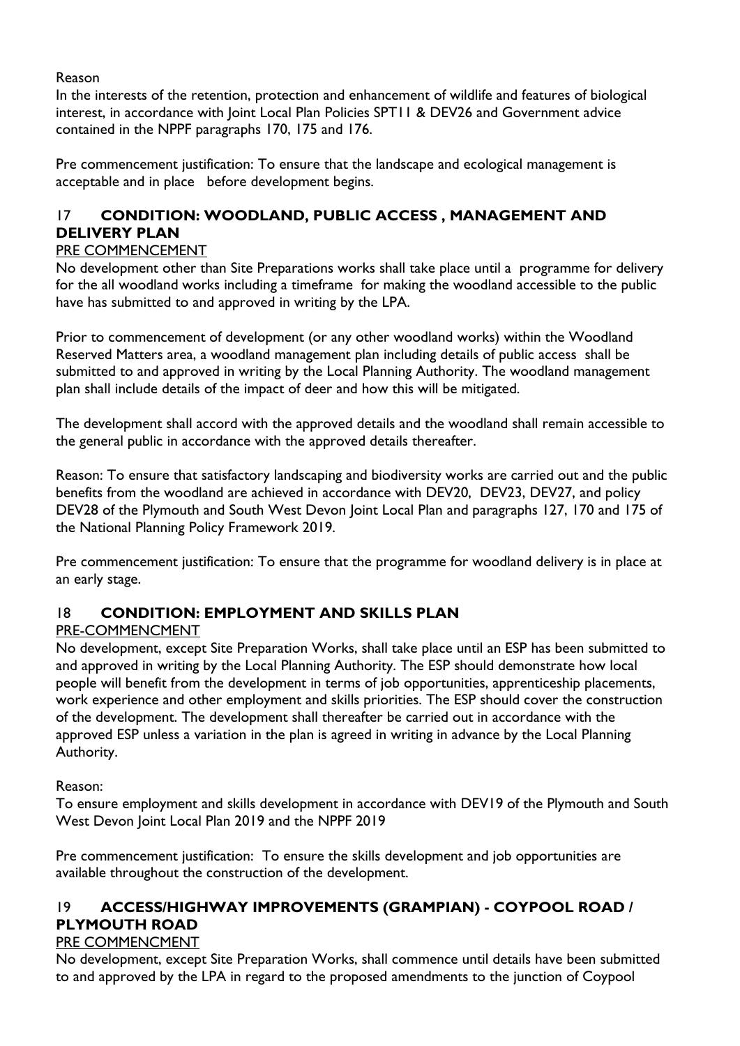Reason

In the interests of the retention, protection and enhancement of wildlife and features of biological interest, in accordance with Joint Local Plan Policies SPT11 & DEV26 and Government advice contained in the NPPF paragraphs 170, 175 and 176.

Pre commencement justification: To ensure that the landscape and ecological management is acceptable and in place before development begins.

## 17 CONDITION: WOODLAND, PUBLIC ACCESS , MANAGEMENT AND DELIVERY PLAN

PRE COMMENCEMENT

No development other than Site Preparations works shall take place until a programme for delivery for the all woodland works including a timeframe for making the woodland accessible to the public have has submitted to and approved in writing by the LPA.

Prior to commencement of development (or any other woodland works) within the Woodland Reserved Matters area, a woodland management plan including details of public access shall be submitted to and approved in writing by the Local Planning Authority. The woodland management plan shall include details of the impact of deer and how this will be mitigated.

The development shall accord with the approved details and the woodland shall remain accessible to the general public in accordance with the approved details thereafter.

Reason: To ensure that satisfactory landscaping and biodiversity works are carried out and the public benefits from the woodland are achieved in accordance with DEV20, DEV23, DEV27, and policy DEV28 of the Plymouth and South West Devon Joint Local Plan and paragraphs 127, 170 and 175 of the National Planning Policy Framework 2019.

Pre commencement justification: To ensure that the programme for woodland delivery is in place at an early stage.

## 18 CONDITION: EMPLOYMENT AND SKILLS PLAN

PRE-COMMENCMENT

No development, except Site Preparation Works, shall take place until an ESP has been submitted to and approved in writing by the Local Planning Authority. The ESP should demonstrate how local people will benefit from the development in terms of job opportunities, apprenticeship placements, work experience and other employment and skills priorities. The ESP should cover the construction of the development. The development shall thereafter be carried out in accordance with the approved ESP unless a variation in the plan is agreed in writing in advance by the Local Planning Authority.

Reason:

To ensure employment and skills development in accordance with DEV19 of the Plymouth and South West Devon Joint Local Plan 2019 and the NPPF 2019

Pre commencement justification: To ensure the skills development and job opportunities are available throughout the construction of the development.

## 19 ACCESS/HIGHWAY IMPROVEMENTS (GRAMPIAN) - COYPOOL ROAD / PLYMOUTH ROAD

PRE COMMENCMENT

No development, except Site Preparation Works, shall commence until details have been submitted to and approved by the LPA in regard to the proposed amendments to the junction of Coypool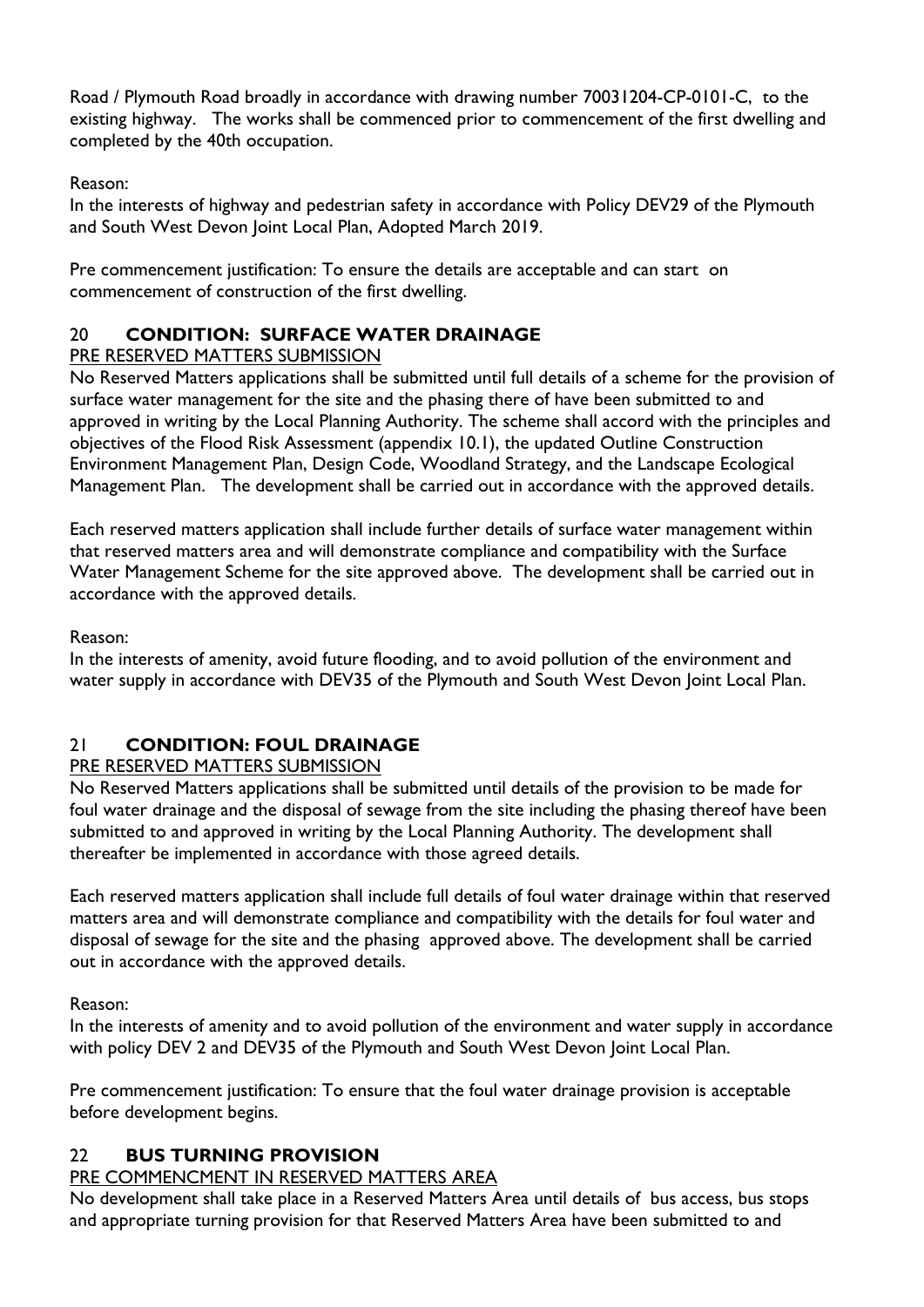Road / Plymouth Road broadly in accordance with drawing number 70031204-CP-0101-C, to the existing highway. The works shall be commenced prior to commencement of the first dwelling and completed by the 40th occupation.

Reason:
In the interests of highway and pedestrian safety in accordance with Policy DEV29 of the Plymouth and South West Devon Joint Local Plan, Adopted March 2019.

Pre commencement justification: To ensure the details are acceptable and can start on commencement of construction of the first dwelling.

## 20 **CONDITION: SURFACE WATER DRAINAGE**

PRE RESERVED MATTERS SUBMISSION

No Reserved Matters applications shall be submitted until full details of a scheme for the provision of surface water management for the site and the phasing there of have been submitted to and approved in writing by the Local Planning Authority. The scheme shall accord with the principles and objectives of the Flood Risk Assessment (appendix 10.1), the updated Outline Construction Environment Management Plan, Design Code, Woodland Strategy, and the Landscape Ecological Management Plan. The development shall be carried out in accordance with the approved details.

Each reserved matters application shall include further details of surface water management within that reserved matters area and will demonstrate compliance and compatibility with the Surface Water Management Scheme for the site approved above. The development shall be carried out in accordance with the approved details.

Reason:
In the interests of amenity, avoid future flooding, and to avoid pollution of the environment and water supply in accordance with DEV35 of the Plymouth and South West Devon Joint Local Plan.

## 21 **CONDITION: FOUL DRAINAGE**

PRE RESERVED MATTERS SUBMISSION

No Reserved Matters applications shall be submitted until details of the provision to be made for foul water drainage and the disposal of sewage from the site including the phasing thereof have been submitted to and approved in writing by the Local Planning Authority. The development shall thereafter be implemented in accordance with those agreed details.

Each reserved matters application shall include full details of foul water drainage within that reserved matters area and will demonstrate compliance and compatibility with the details for foul water and disposal of sewage for the site and the phasing approved above. The development shall be carried out in accordance with the approved details.

Reason:
In the interests of amenity and to avoid pollution of the environment and water supply in accordance with policy DEV 2 and DEV35 of the Plymouth and South West Devon Joint Local Plan.

Pre commencement justification: To ensure that the foul water drainage provision is acceptable before development begins.

## 22 **BUS TURNING PROVISION**

PRE COMMENCMENT IN RESERVED MATTERS AREA

No development shall take place in a Reserved Matters Area until details of bus access, bus stops and appropriate turning provision for that Reserved Matters Area have been submitted to and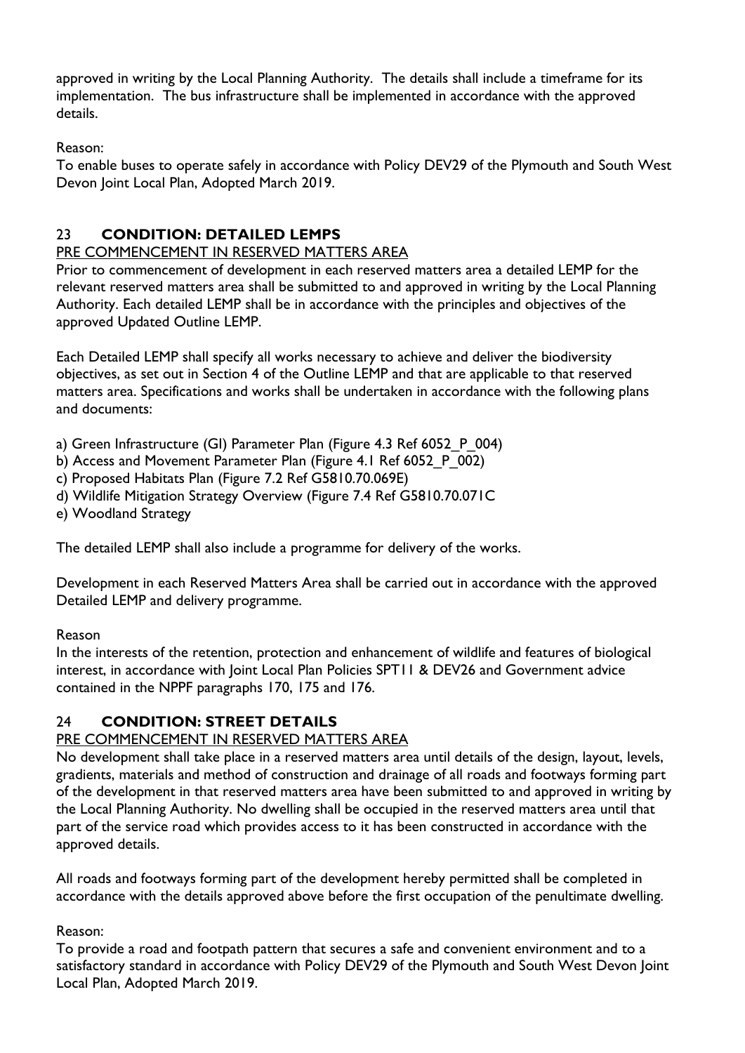approved in writing by the Local Planning Authority. The details shall include a timeframe for its implementation. The bus infrastructure shall be implemented in accordance with the approved details.

Reason:
To enable buses to operate safely in accordance with Policy DEV29 of the Plymouth and South West Devon Joint Local Plan, Adopted March 2019.

## 23 **CONDITION: DETAILED LEMPS**

PRE COMMENCEMENT IN RESERVED MATTERS AREA

Prior to commencement of development in each reserved matters area a detailed LEMP for the relevant reserved matters area shall be submitted to and approved in writing by the Local Planning Authority. Each detailed LEMP shall be in accordance with the principles and objectives of the approved Updated Outline LEMP.

Each Detailed LEMP shall specify all works necessary to achieve and deliver the biodiversity objectives, as set out in Section 4 of the Outline LEMP and that are applicable to that reserved matters area. Specifications and works shall be undertaken in accordance with the following plans and documents:

a) Green Infrastructure (GI) Parameter Plan (Figure 4.3 Ref 6052_P_004)
b) Access and Movement Parameter Plan (Figure 4.1 Ref 6052_P_002)
c) Proposed Habitats Plan (Figure 7.2 Ref G5810.70.069E)
d) Wildlife Mitigation Strategy Overview (Figure 7.4 Ref G5810.70.071C
e) Woodland Strategy

The detailed LEMP shall also include a programme for delivery of the works.

Development in each Reserved Matters Area shall be carried out in accordance with the approved Detailed LEMP and delivery programme.

Reason
In the interests of the retention, protection and enhancement of wildlife and features of biological interest, in accordance with Joint Local Plan Policies SPT11 & DEV26 and Government advice contained in the NPPF paragraphs 170, 175 and 176.

## 24 **CONDITION: STREET DETAILS**

PRE COMMENCEMENT IN RESERVED MATTERS AREA

No development shall take place in a reserved matters area until details of the design, layout, levels, gradients, materials and method of construction and drainage of all roads and footways forming part of the development in that reserved matters area have been submitted to and approved in writing by the Local Planning Authority. No dwelling shall be occupied in the reserved matters area until that part of the service road which provides access to it has been constructed in accordance with the approved details.

All roads and footways forming part of the development hereby permitted shall be completed in accordance with the details approved above before the first occupation of the penultimate dwelling.

Reason:
To provide a road and footpath pattern that secures a safe and convenient environment and to a satisfactory standard in accordance with Policy DEV29 of the Plymouth and South West Devon Joint Local Plan, Adopted March 2019.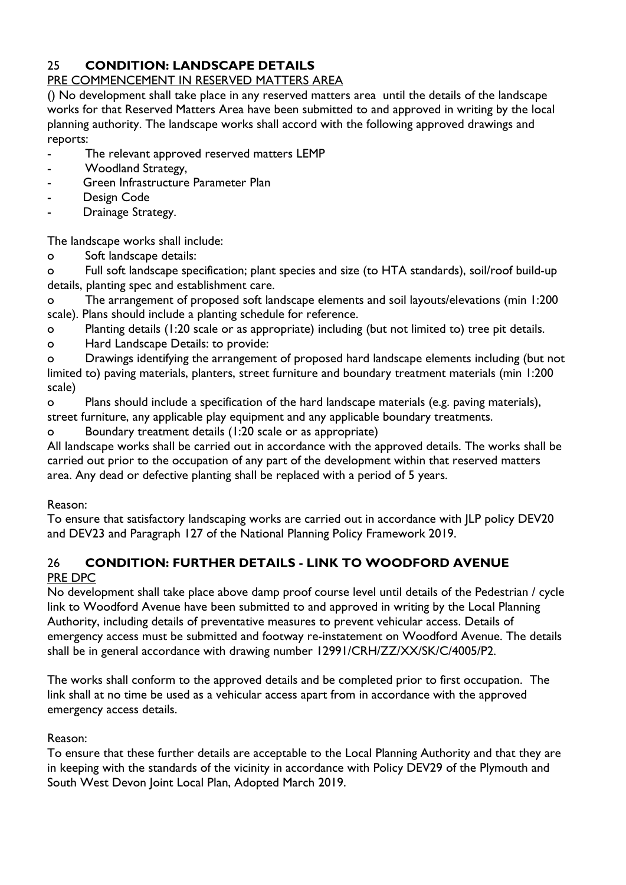## 25 **CONDITION: LANDSCAPE DETAILS**

PRE COMMENCEMENT IN RESERVED MATTERS AREA

() No development shall take place in any reserved matters area until the details of the landscape works for that Reserved Matters Area have been submitted to and approved in writing by the local planning authority. The landscape works shall accord with the following approved drawings and reports:

- The relevant approved reserved matters LEMP
- Woodland Strategy,
- Green Infrastructure Parameter Plan
- Design Code
- Drainage Strategy.

The landscape works shall include:

- o Soft landscape details:
- o Full soft landscape specification; plant species and size (to HTA standards), soil/roof build-up details, planting spec and establishment care.
- o The arrangement of proposed soft landscape elements and soil layouts/elevations (min 1:200 scale). Plans should include a planting schedule for reference.
- o Planting details (1:20 scale or as appropriate) including (but not limited to) tree pit details.
- o Hard Landscape Details: to provide:
- o Drawings identifying the arrangement of proposed hard landscape elements including (but not limited to) paving materials, planters, street furniture and boundary treatment materials (min 1:200 scale)
- o Plans should include a specification of the hard landscape materials (e.g. paving materials), street furniture, any applicable play equipment and any applicable boundary treatments.
- o Boundary treatment details (1:20 scale or as appropriate)

All landscape works shall be carried out in accordance with the approved details. The works shall be carried out prior to the occupation of any part of the development within that reserved matters area. Any dead or defective planting shall be replaced with a period of 5 years.

Reason:

To ensure that satisfactory landscaping works are carried out in accordance with JLP policy DEV20 and DEV23 and Paragraph 127 of the National Planning Policy Framework 2019.

## 26 **CONDITION: FURTHER DETAILS - LINK TO WOODFORD AVENUE**

PRE DPC

No development shall take place above damp proof course level until details of the Pedestrian / cycle link to Woodford Avenue have been submitted to and approved in writing by the Local Planning Authority, including details of preventative measures to prevent vehicular access. Details of emergency access must be submitted and footway re-instatement on Woodford Avenue. The details shall be in general accordance with drawing number 12991/CRH/ZZ/XX/SK/C/4005/P2.

The works shall conform to the approved details and be completed prior to first occupation. The link shall at no time be used as a vehicular access apart from in accordance with the approved emergency access details.

Reason:

To ensure that these further details are acceptable to the Local Planning Authority and that they are in keeping with the standards of the vicinity in accordance with Policy DEV29 of the Plymouth and South West Devon Joint Local Plan, Adopted March 2019.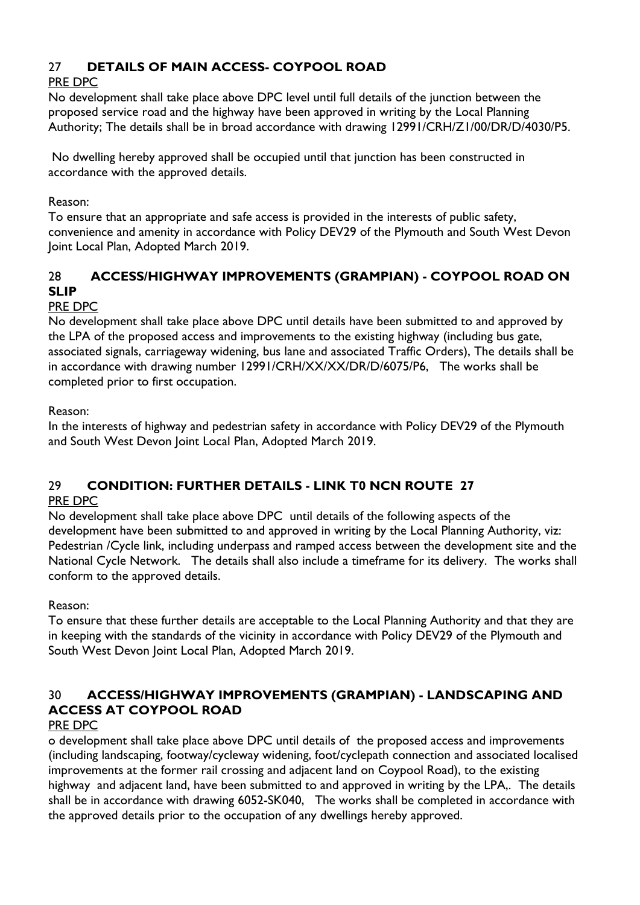## 27 DETAILS OF MAIN ACCESS- COYPOOL ROAD

PRE DPC

No development shall take place above DPC level until full details of the junction between the proposed service road and the highway have been approved in writing by the Local Planning Authority; The details shall be in broad accordance with drawing 12991/CRH/Z1/00/DR/D/4030/P5.

No dwelling hereby approved shall be occupied until that junction has been constructed in accordance with the approved details.

Reason:

To ensure that an appropriate and safe access is provided in the interests of public safety, convenience and amenity in accordance with Policy DEV29 of the Plymouth and South West Devon Joint Local Plan, Adopted March 2019.

## 28 ACCESS/HIGHWAY IMPROVEMENTS (GRAMPIAN) - COYPOOL ROAD ON SLIP

PRE DPC

No development shall take place above DPC until details have been submitted to and approved by the LPA of the proposed access and improvements to the existing highway (including bus gate, associated signals, carriageway widening, bus lane and associated Traffic Orders), The details shall be in accordance with drawing number 12991/CRH/XX/XX/DR/D/6075/P6, The works shall be completed prior to first occupation.

Reason:

In the interests of highway and pedestrian safety in accordance with Policy DEV29 of the Plymouth and South West Devon Joint Local Plan, Adopted March 2019.

## 29 CONDITION: FURTHER DETAILS - LINK T0 NCN ROUTE 27

PRE DPC

No development shall take place above DPC until details of the following aspects of the development have been submitted to and approved in writing by the Local Planning Authority, viz: Pedestrian /Cycle link, including underpass and ramped access between the development site and the National Cycle Network. The details shall also include a timeframe for its delivery. The works shall conform to the approved details.

Reason:

To ensure that these further details are acceptable to the Local Planning Authority and that they are in keeping with the standards of the vicinity in accordance with Policy DEV29 of the Plymouth and South West Devon Joint Local Plan, Adopted March 2019.

## 30 ACCESS/HIGHWAY IMPROVEMENTS (GRAMPIAN) - LANDSCAPING AND ACCESS AT COYPOOL ROAD

PRE DPC

o development shall take place above DPC until details of the proposed access and improvements (including landscaping, footway/cycleway widening, foot/cyclepath connection and associated localised improvements at the former rail crossing and adjacent land on Coypool Road), to the existing highway and adjacent land, have been submitted to and approved in writing by the LPA,. The details shall be in accordance with drawing 6052-SK040, The works shall be completed in accordance with the approved details prior to the occupation of any dwellings hereby approved.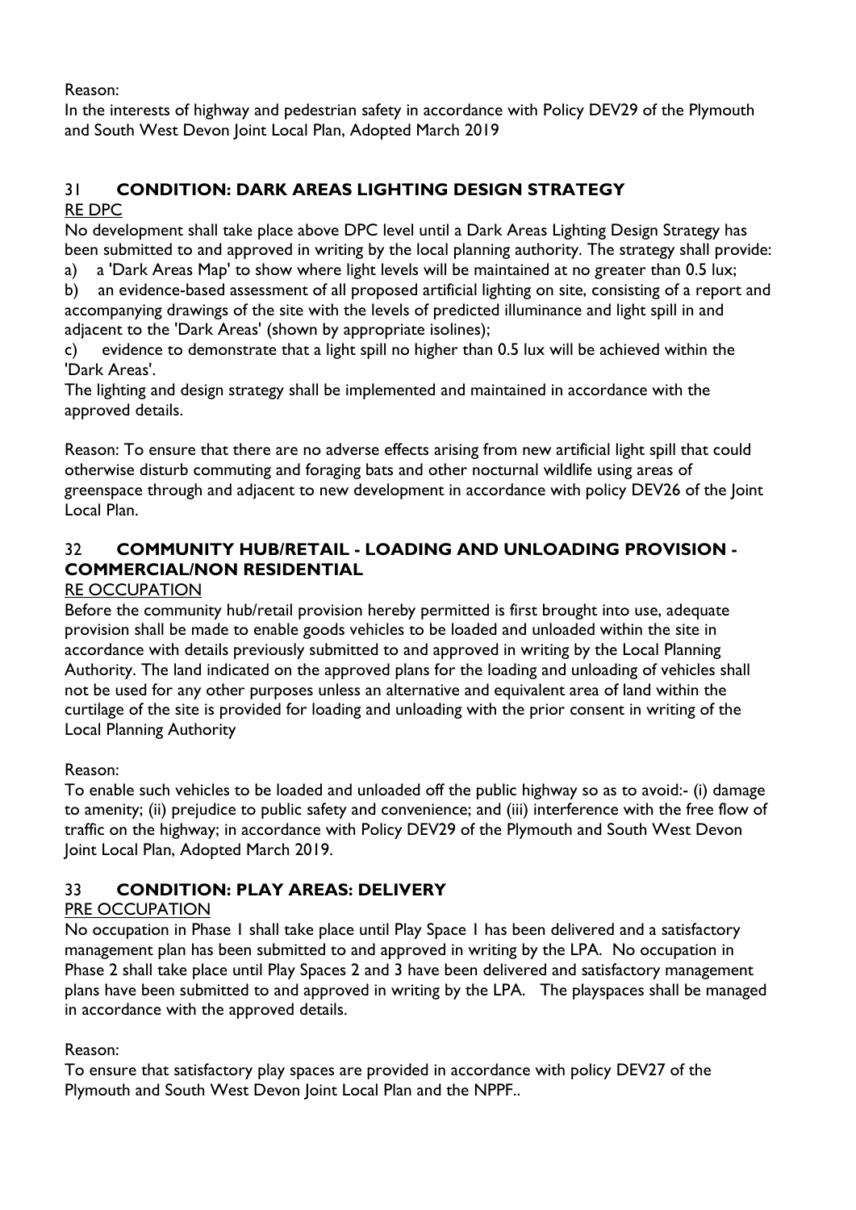Reason:
In the interests of highway and pedestrian safety in accordance with Policy DEV29 of the Plymouth and South West Devon Joint Local Plan, Adopted March 2019

### 31 CONDITION: DARK AREAS LIGHTING DESIGN STRATEGY

RE DPC

No development shall take place above DPC level until a Dark Areas Lighting Design Strategy has been submitted to and approved in writing by the local planning authority. The strategy shall provide:

a) a 'Dark Areas Map' to show where light levels will be maintained at no greater than 0.5 lux;

b) an evidence-based assessment of all proposed artificial lighting on site, consisting of a report and accompanying drawings of the site with the levels of predicted illuminance and light spill in and adjacent to the 'Dark Areas' (shown by appropriate isolines);

c) evidence to demonstrate that a light spill no higher than 0.5 lux will be achieved within the 'Dark Areas'.

The lighting and design strategy shall be implemented and maintained in accordance with the approved details.

Reason: To ensure that there are no adverse effects arising from new artificial light spill that could otherwise disturb commuting and foraging bats and other nocturnal wildlife using areas of greenspace through and adjacent to new development in accordance with policy DEV26 of the Joint Local Plan.

### 32 COMMUNITY HUB/RETAIL - LOADING AND UNLOADING PROVISION - COMMERCIAL/NON RESIDENTIAL

RE OCCUPATION

Before the community hub/retail provision hereby permitted is first brought into use, adequate provision shall be made to enable goods vehicles to be loaded and unloaded within the site in accordance with details previously submitted to and approved in writing by the Local Planning Authority. The land indicated on the approved plans for the loading and unloading of vehicles shall not be used for any other purposes unless an alternative and equivalent area of land within the curtilage of the site is provided for loading and unloading with the prior consent in writing of the Local Planning Authority

Reason:
To enable such vehicles to be loaded and unloaded off the public highway so as to avoid:- (i) damage to amenity; (ii) prejudice to public safety and convenience; and (iii) interference with the free flow of traffic on the highway; in accordance with Policy DEV29 of the Plymouth and South West Devon Joint Local Plan, Adopted March 2019.

### 33 CONDITION: PLAY AREAS: DELIVERY

PRE OCCUPATION

No occupation in Phase 1 shall take place until Play Space 1 has been delivered and a satisfactory management plan has been submitted to and approved in writing by the LPA. No occupation in Phase 2 shall take place until Play Spaces 2 and 3 have been delivered and satisfactory management plans have been submitted to and approved in writing by the LPA. The playspaces shall be managed in accordance with the approved details.

Reason:
To ensure that satisfactory play spaces are provided in accordance with policy DEV27 of the Plymouth and South West Devon Joint Local Plan and the NPPF..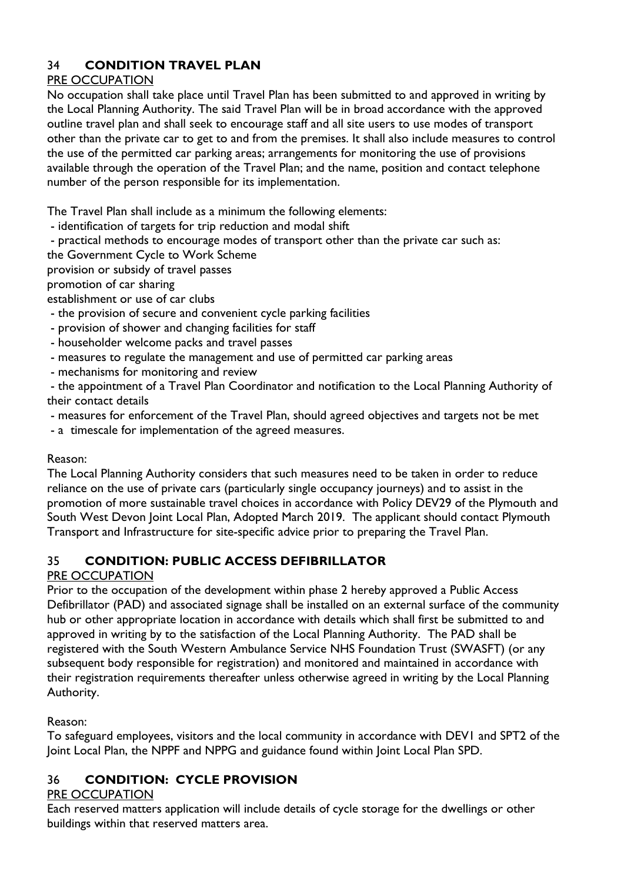## 34 **CONDITION TRAVEL PLAN**

PRE OCCUPATION

No occupation shall take place until Travel Plan has been submitted to and approved in writing by the Local Planning Authority. The said Travel Plan will be in broad accordance with the approved outline travel plan and shall seek to encourage staff and all site users to use modes of transport other than the private car to get to and from the premises. It shall also include measures to control the use of the permitted car parking areas; arrangements for monitoring the use of provisions available through the operation of the Travel Plan; and the name, position and contact telephone number of the person responsible for its implementation.

The Travel Plan shall include as a minimum the following elements:

- identification of targets for trip reduction and modal shift
- practical methods to encourage modes of transport other than the private car such as:
  the Government Cycle to Work Scheme
  provision or subsidy of travel passes
  promotion of car sharing
  establishment or use of car clubs
- the provision of secure and convenient cycle parking facilities
- provision of shower and changing facilities for staff
- householder welcome packs and travel passes
- measures to regulate the management and use of permitted car parking areas
- mechanisms for monitoring and review
- the appointment of a Travel Plan Coordinator and notification to the Local Planning Authority of their contact details
- measures for enforcement of the Travel Plan, should agreed objectives and targets not be met
- a timescale for implementation of the agreed measures.

Reason:

The Local Planning Authority considers that such measures need to be taken in order to reduce reliance on the use of private cars (particularly single occupancy journeys) and to assist in the promotion of more sustainable travel choices in accordance with Policy DEV29 of the Plymouth and South West Devon Joint Local Plan, Adopted March 2019. The applicant should contact Plymouth Transport and Infrastructure for site-specific advice prior to preparing the Travel Plan.

## 35 **CONDITION: PUBLIC ACCESS DEFIBRILLATOR**

PRE OCCUPATION

Prior to the occupation of the development within phase 2 hereby approved a Public Access Defibrillator (PAD) and associated signage shall be installed on an external surface of the community hub or other appropriate location in accordance with details which shall first be submitted to and approved in writing by to the satisfaction of the Local Planning Authority. The PAD shall be registered with the South Western Ambulance Service NHS Foundation Trust (SWASFT) (or any subsequent body responsible for registration) and monitored and maintained in accordance with their registration requirements thereafter unless otherwise agreed in writing by the Local Planning Authority.

Reason:

To safeguard employees, visitors and the local community in accordance with DEV1 and SPT2 of the Joint Local Plan, the NPPF and NPPG and guidance found within Joint Local Plan SPD.

## 36 **CONDITION: CYCLE PROVISION**

PRE OCCUPATION

Each reserved matters application will include details of cycle storage for the dwellings or other buildings within that reserved matters area.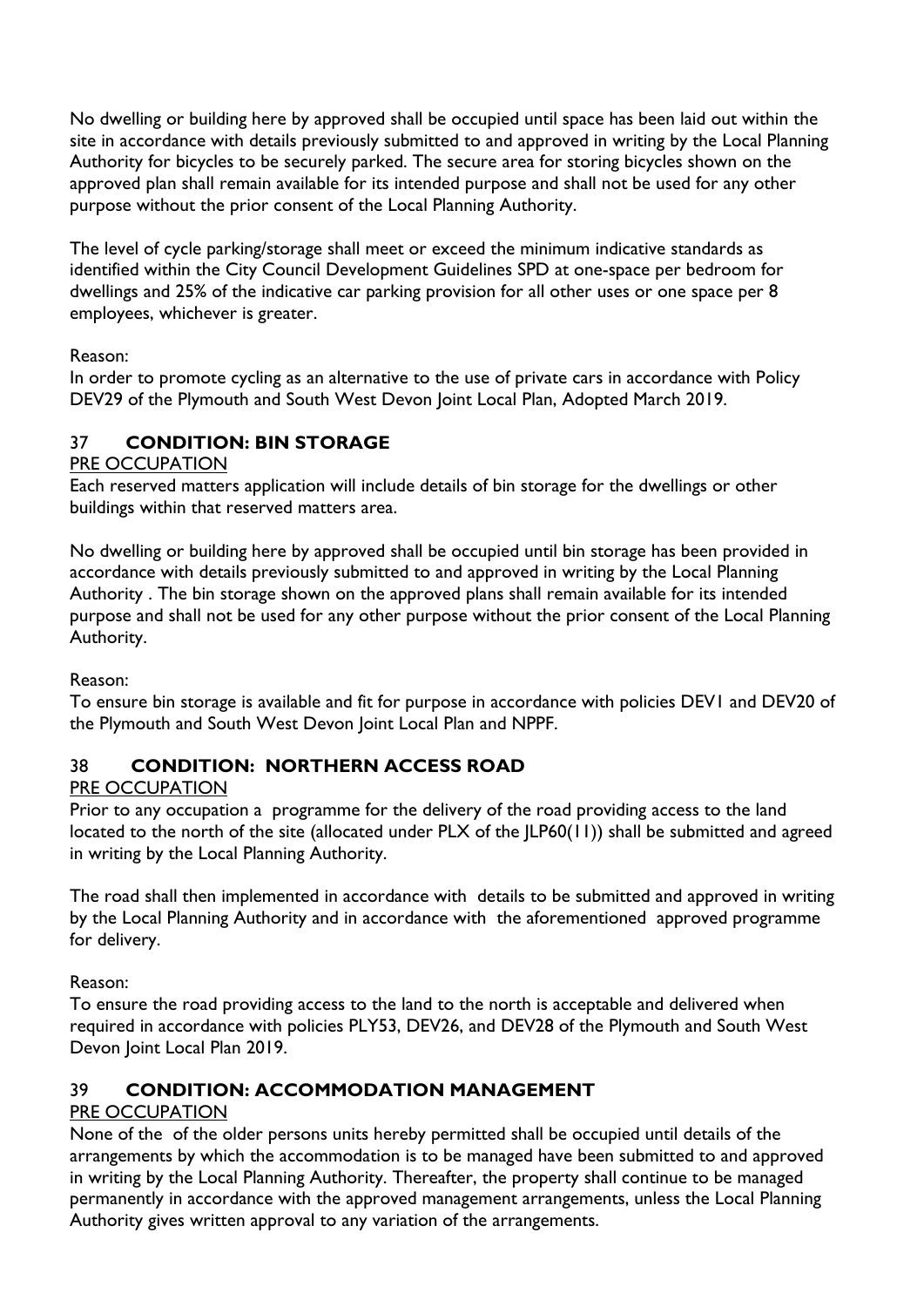No dwelling or building here by approved shall be occupied until space has been laid out within the site in accordance with details previously submitted to and approved in writing by the Local Planning Authority for bicycles to be securely parked. The secure area for storing bicycles shown on the approved plan shall remain available for its intended purpose and shall not be used for any other purpose without the prior consent of the Local Planning Authority.

The level of cycle parking/storage shall meet or exceed the minimum indicative standards as identified within the City Council Development Guidelines SPD at one-space per bedroom for dwellings and 25% of the indicative car parking provision for all other uses or one space per 8 employees, whichever is greater.

Reason:
In order to promote cycling as an alternative to the use of private cars in accordance with Policy DEV29 of the Plymouth and South West Devon Joint Local Plan, Adopted March 2019.

## 37 CONDITION: BIN STORAGE

PRE OCCUPATION

Each reserved matters application will include details of bin storage for the dwellings or other buildings within that reserved matters area.

No dwelling or building here by approved shall be occupied until bin storage has been provided in accordance with details previously submitted to and approved in writing by the Local Planning Authority . The bin storage shown on the approved plans shall remain available for its intended purpose and shall not be used for any other purpose without the prior consent of the Local Planning Authority.

Reason:
To ensure bin storage is available and fit for purpose in accordance with policies DEV1 and DEV20 of the Plymouth and South West Devon Joint Local Plan and NPPF.

## 38 CONDITION: NORTHERN ACCESS ROAD

PRE OCCUPATION

Prior to any occupation a programme for the delivery of the road providing access to the land located to the north of the site (allocated under PLX of the JLP60(11)) shall be submitted and agreed in writing by the Local Planning Authority.

The road shall then implemented in accordance with details to be submitted and approved in writing by the Local Planning Authority and in accordance with the aforementioned approved programme for delivery.

Reason:
To ensure the road providing access to the land to the north is acceptable and delivered when required in accordance with policies PLY53, DEV26, and DEV28 of the Plymouth and South West Devon Joint Local Plan 2019.

## 39 CONDITION: ACCOMMODATION MANAGEMENT

PRE OCCUPATION

None of the of the older persons units hereby permitted shall be occupied until details of the arrangements by which the accommodation is to be managed have been submitted to and approved in writing by the Local Planning Authority. Thereafter, the property shall continue to be managed permanently in accordance with the approved management arrangements, unless the Local Planning Authority gives written approval to any variation of the arrangements.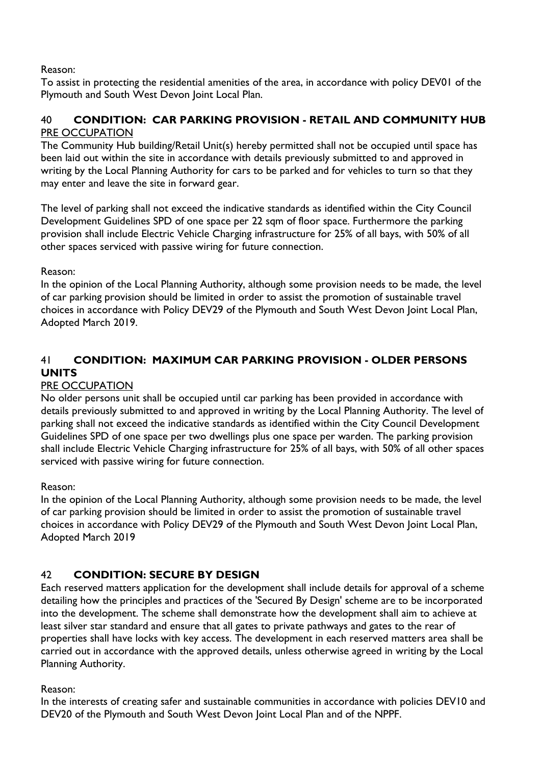Reason:
To assist in protecting the residential amenities of the area, in accordance with policy DEV01 of the Plymouth and South West Devon Joint Local Plan.

## 40 CONDITION: CAR PARKING PROVISION - RETAIL AND COMMUNITY HUB

PRE OCCUPATION

The Community Hub building/Retail Unit(s) hereby permitted shall not be occupied until space has been laid out within the site in accordance with details previously submitted to and approved in writing by the Local Planning Authority for cars to be parked and for vehicles to turn so that they may enter and leave the site in forward gear.

The level of parking shall not exceed the indicative standards as identified within the City Council Development Guidelines SPD of one space per 22 sqm of floor space. Furthermore the parking provision shall include Electric Vehicle Charging infrastructure for 25% of all bays, with 50% of all other spaces serviced with passive wiring for future connection.

Reason:
In the opinion of the Local Planning Authority, although some provision needs to be made, the level of car parking provision should be limited in order to assist the promotion of sustainable travel choices in accordance with Policy DEV29 of the Plymouth and South West Devon Joint Local Plan, Adopted March 2019.

## 41 CONDITION: MAXIMUM CAR PARKING PROVISION - OLDER PERSONS UNITS

PRE OCCUPATION

No older persons unit shall be occupied until car parking has been provided in accordance with details previously submitted to and approved in writing by the Local Planning Authority. The level of parking shall not exceed the indicative standards as identified within the City Council Development Guidelines SPD of one space per two dwellings plus one space per warden. The parking provision shall include Electric Vehicle Charging infrastructure for 25% of all bays, with 50% of all other spaces serviced with passive wiring for future connection.

Reason:
In the opinion of the Local Planning Authority, although some provision needs to be made, the level of car parking provision should be limited in order to assist the promotion of sustainable travel choices in accordance with Policy DEV29 of the Plymouth and South West Devon Joint Local Plan, Adopted March 2019

## 42 CONDITION: SECURE BY DESIGN

Each reserved matters application for the development shall include details for approval of a scheme detailing how the principles and practices of the 'Secured By Design' scheme are to be incorporated into the development. The scheme shall demonstrate how the development shall aim to achieve at least silver star standard and ensure that all gates to private pathways and gates to the rear of properties shall have locks with key access. The development in each reserved matters area shall be carried out in accordance with the approved details, unless otherwise agreed in writing by the Local Planning Authority.

Reason:
In the interests of creating safer and sustainable communities in accordance with policies DEV10 and DEV20 of the Plymouth and South West Devon Joint Local Plan and of the NPPF.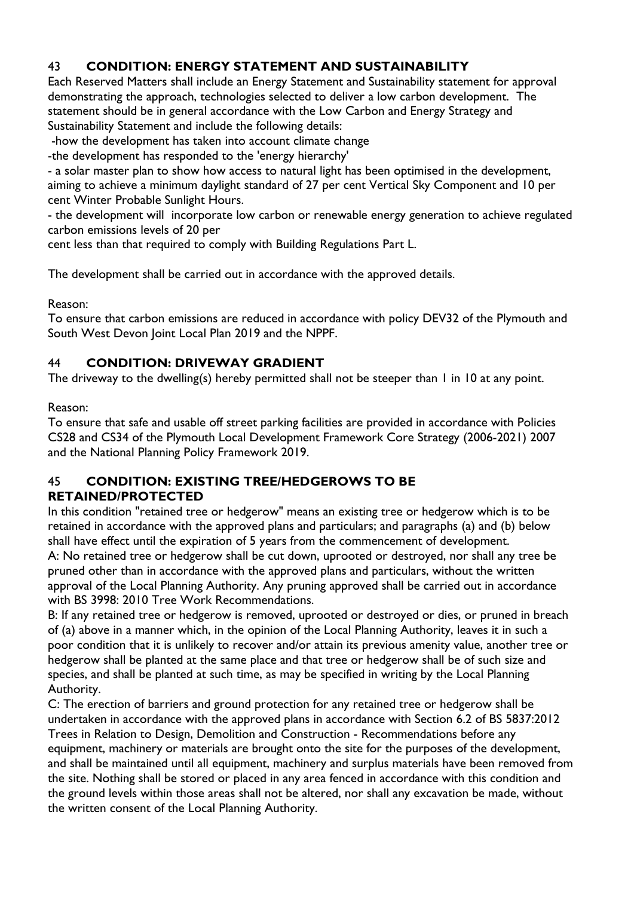## 43 **CONDITION: ENERGY STATEMENT AND SUSTAINABILITY**

Each Reserved Matters shall include an Energy Statement and Sustainability statement for approval demonstrating the approach, technologies selected to deliver a low carbon development. The statement should be in general accordance with the Low Carbon and Energy Strategy and Sustainability Statement and include the following details:

-how the development has taken into account climate change

-the development has responded to the 'energy hierarchy'

- a solar master plan to show how access to natural light has been optimised in the development, aiming to achieve a minimum daylight standard of 27 per cent Vertical Sky Component and 10 per cent Winter Probable Sunlight Hours.

- the development will incorporate low carbon or renewable energy generation to achieve regulated carbon emissions levels of 20 per cent less than that required to comply with Building Regulations Part L.

The development shall be carried out in accordance with the approved details.

Reason:

To ensure that carbon emissions are reduced in accordance with policy DEV32 of the Plymouth and South West Devon Joint Local Plan 2019 and the NPPF.

## 44 **CONDITION: DRIVEWAY GRADIENT**

The driveway to the dwelling(s) hereby permitted shall not be steeper than 1 in 10 at any point.

Reason:

To ensure that safe and usable off street parking facilities are provided in accordance with Policies CS28 and CS34 of the Plymouth Local Development Framework Core Strategy (2006-2021) 2007 and the National Planning Policy Framework 2019.

## 45 **CONDITION: EXISTING TREE/HEDGEROWS TO BE RETAINED/PROTECTED**

In this condition "retained tree or hedgerow" means an existing tree or hedgerow which is to be retained in accordance with the approved plans and particulars; and paragraphs (a) and (b) below shall have effect until the expiration of 5 years from the commencement of development.

A: No retained tree or hedgerow shall be cut down, uprooted or destroyed, nor shall any tree be pruned other than in accordance with the approved plans and particulars, without the written approval of the Local Planning Authority. Any pruning approved shall be carried out in accordance with BS 3998: 2010 Tree Work Recommendations.

B: If any retained tree or hedgerow is removed, uprooted or destroyed or dies, or pruned in breach of (a) above in a manner which, in the opinion of the Local Planning Authority, leaves it in such a poor condition that it is unlikely to recover and/or attain its previous amenity value, another tree or hedgerow shall be planted at the same place and that tree or hedgerow shall be of such size and species, and shall be planted at such time, as may be specified in writing by the Local Planning Authority.

C: The erection of barriers and ground protection for any retained tree or hedgerow shall be undertaken in accordance with the approved plans in accordance with Section 6.2 of BS 5837:2012 Trees in Relation to Design, Demolition and Construction - Recommendations before any equipment, machinery or materials are brought onto the site for the purposes of the development, and shall be maintained until all equipment, machinery and surplus materials have been removed from the site. Nothing shall be stored or placed in any area fenced in accordance with this condition and the ground levels within those areas shall not be altered, nor shall any excavation be made, without the written consent of the Local Planning Authority.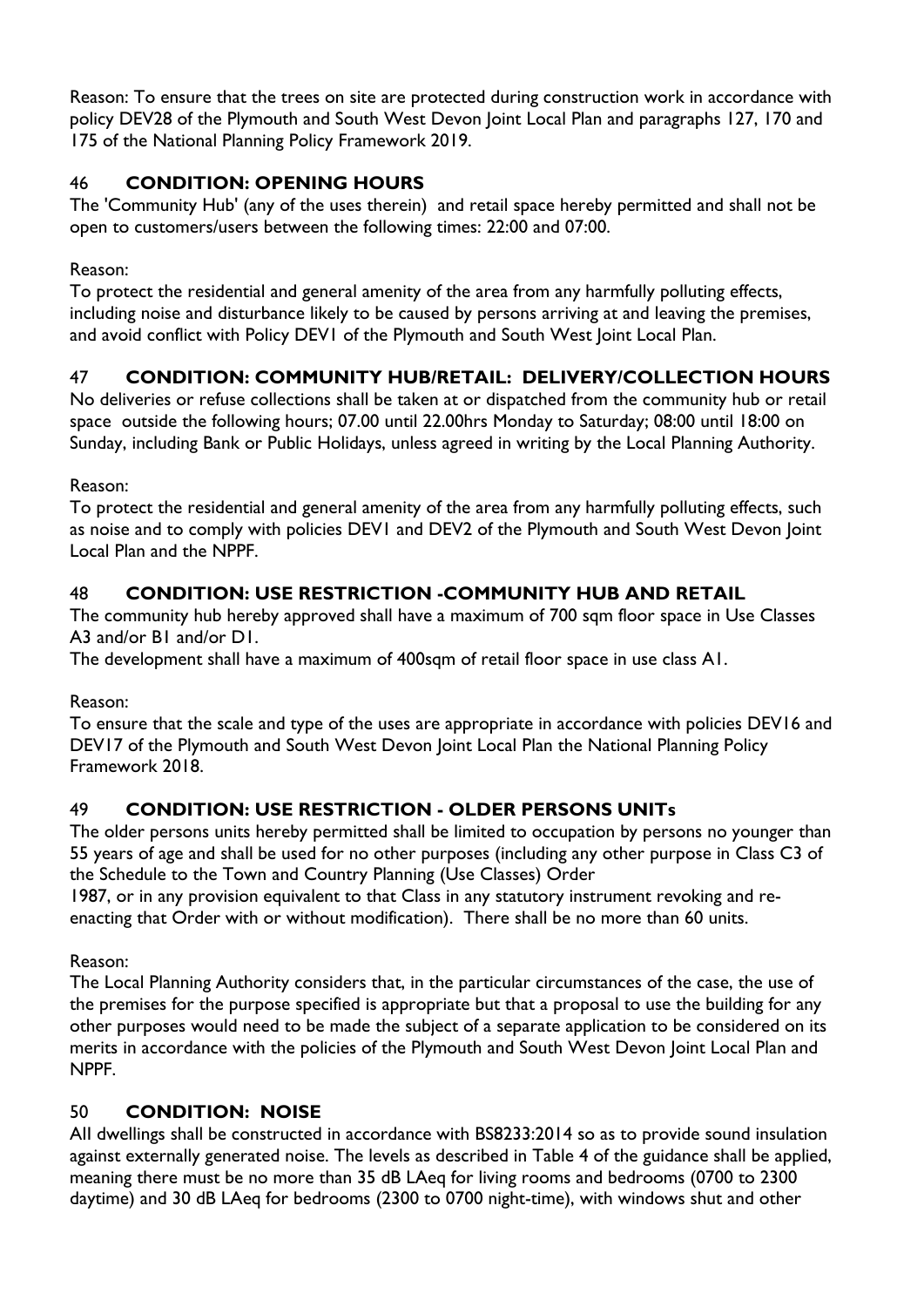Reason: To ensure that the trees on site are protected during construction work in accordance with policy DEV28 of the Plymouth and South West Devon Joint Local Plan and paragraphs 127, 170 and 175 of the National Planning Policy Framework 2019.

### 46 **CONDITION: OPENING HOURS**

The 'Community Hub' (any of the uses therein) and retail space hereby permitted and shall not be open to customers/users between the following times: 22:00 and 07:00.

Reason:
To protect the residential and general amenity of the area from any harmfully polluting effects, including noise and disturbance likely to be caused by persons arriving at and leaving the premises, and avoid conflict with Policy DEV1 of the Plymouth and South West Joint Local Plan.

### 47 **CONDITION: COMMUNITY HUB/RETAIL: DELIVERY/COLLECTION HOURS**

No deliveries or refuse collections shall be taken at or dispatched from the community hub or retail space outside the following hours; 07.00 until 22.00hrs Monday to Saturday; 08:00 until 18:00 on Sunday, including Bank or Public Holidays, unless agreed in writing by the Local Planning Authority.

Reason:
To protect the residential and general amenity of the area from any harmfully polluting effects, such as noise and to comply with policies DEV1 and DEV2 of the Plymouth and South West Devon Joint Local Plan and the NPPF.

### 48 **CONDITION: USE RESTRICTION -COMMUNITY HUB AND RETAIL**

The community hub hereby approved shall have a maximum of 700 sqm floor space in Use Classes A3 and/or B1 and/or D1.
The development shall have a maximum of 400sqm of retail floor space in use class A1.

Reason:
To ensure that the scale and type of the uses are appropriate in accordance with policies DEV16 and DEV17 of the Plymouth and South West Devon Joint Local Plan the National Planning Policy Framework 2018.

### 49 **CONDITION: USE RESTRICTION - OLDER PERSONS UNITs**

The older persons units hereby permitted shall be limited to occupation by persons no younger than 55 years of age and shall be used for no other purposes (including any other purpose in Class C3 of the Schedule to the Town and Country Planning (Use Classes) Order
1987, or in any provision equivalent to that Class in any statutory instrument revoking and re-enacting that Order with or without modification). There shall be no more than 60 units.

Reason:
The Local Planning Authority considers that, in the particular circumstances of the case, the use of the premises for the purpose specified is appropriate but that a proposal to use the building for any other purposes would need to be made the subject of a separate application to be considered on its merits in accordance with the policies of the Plymouth and South West Devon Joint Local Plan and NPPF.

### 50 **CONDITION: NOISE**

All dwellings shall be constructed in accordance with BS8233:2014 so as to provide sound insulation against externally generated noise. The levels as described in Table 4 of the guidance shall be applied, meaning there must be no more than 35 dB LAeq for living rooms and bedrooms (0700 to 2300 daytime) and 30 dB LAeq for bedrooms (2300 to 0700 night-time), with windows shut and other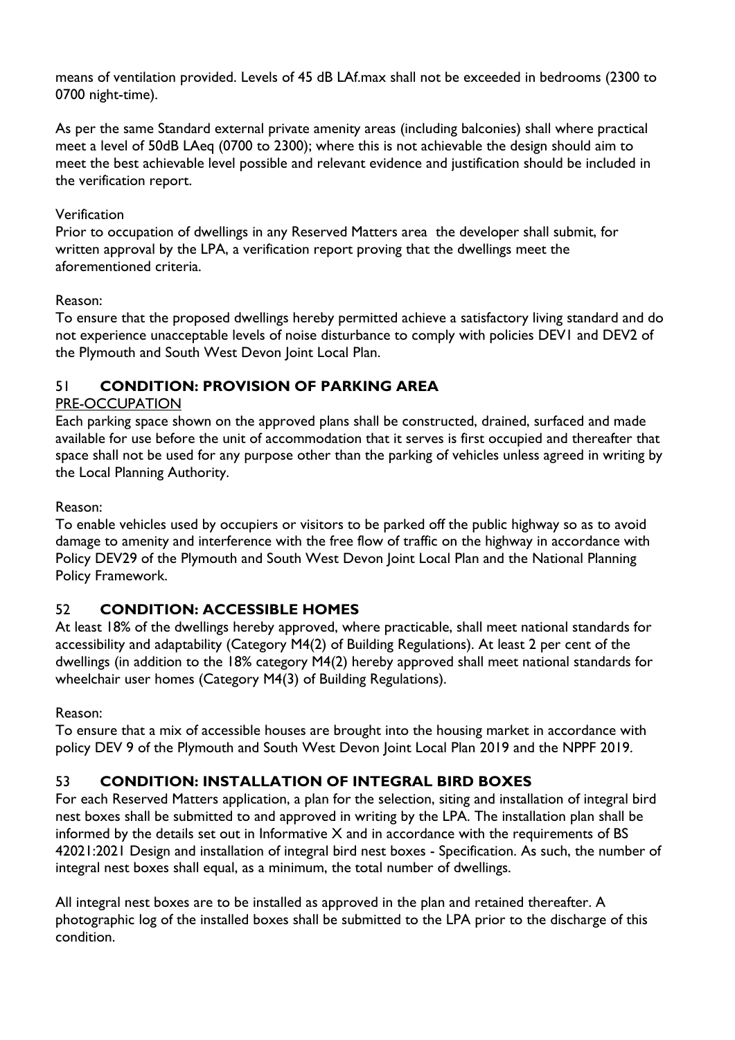means of ventilation provided. Levels of 45 dB LAf.max shall not be exceeded in bedrooms (2300 to 0700 night-time).

As per the same Standard external private amenity areas (including balconies) shall where practical meet a level of 50dB LAeq (0700 to 2300); where this is not achievable the design should aim to meet the best achievable level possible and relevant evidence and justification should be included in the verification report.

Verification
Prior to occupation of dwellings in any Reserved Matters area the developer shall submit, for written approval by the LPA, a verification report proving that the dwellings meet the aforementioned criteria.

Reason:
To ensure that the proposed dwellings hereby permitted achieve a satisfactory living standard and do not experience unacceptable levels of noise disturbance to comply with policies DEV1 and DEV2 of the Plymouth and South West Devon Joint Local Plan.

## 51 CONDITION: PROVISION OF PARKING AREA

PRE-OCCUPATION
Each parking space shown on the approved plans shall be constructed, drained, surfaced and made available for use before the unit of accommodation that it serves is first occupied and thereafter that space shall not be used for any purpose other than the parking of vehicles unless agreed in writing by the Local Planning Authority.

Reason:
To enable vehicles used by occupiers or visitors to be parked off the public highway so as to avoid damage to amenity and interference with the free flow of traffic on the highway in accordance with Policy DEV29 of the Plymouth and South West Devon Joint Local Plan and the National Planning Policy Framework.

## 52 CONDITION: ACCESSIBLE HOMES

At least 18% of the dwellings hereby approved, where practicable, shall meet national standards for accessibility and adaptability (Category M4(2) of Building Regulations). At least 2 per cent of the dwellings (in addition to the 18% category M4(2) hereby approved shall meet national standards for wheelchair user homes (Category M4(3) of Building Regulations).

Reason:
To ensure that a mix of accessible houses are brought into the housing market in accordance with policy DEV 9 of the Plymouth and South West Devon Joint Local Plan 2019 and the NPPF 2019.

## 53 CONDITION: INSTALLATION OF INTEGRAL BIRD BOXES

For each Reserved Matters application, a plan for the selection, siting and installation of integral bird nest boxes shall be submitted to and approved in writing by the LPA. The installation plan shall be informed by the details set out in Informative X and in accordance with the requirements of BS 42021:2021 Design and installation of integral bird nest boxes - Specification. As such, the number of integral nest boxes shall equal, as a minimum, the total number of dwellings.

All integral nest boxes are to be installed as approved in the plan and retained thereafter. A photographic log of the installed boxes shall be submitted to the LPA prior to the discharge of this condition.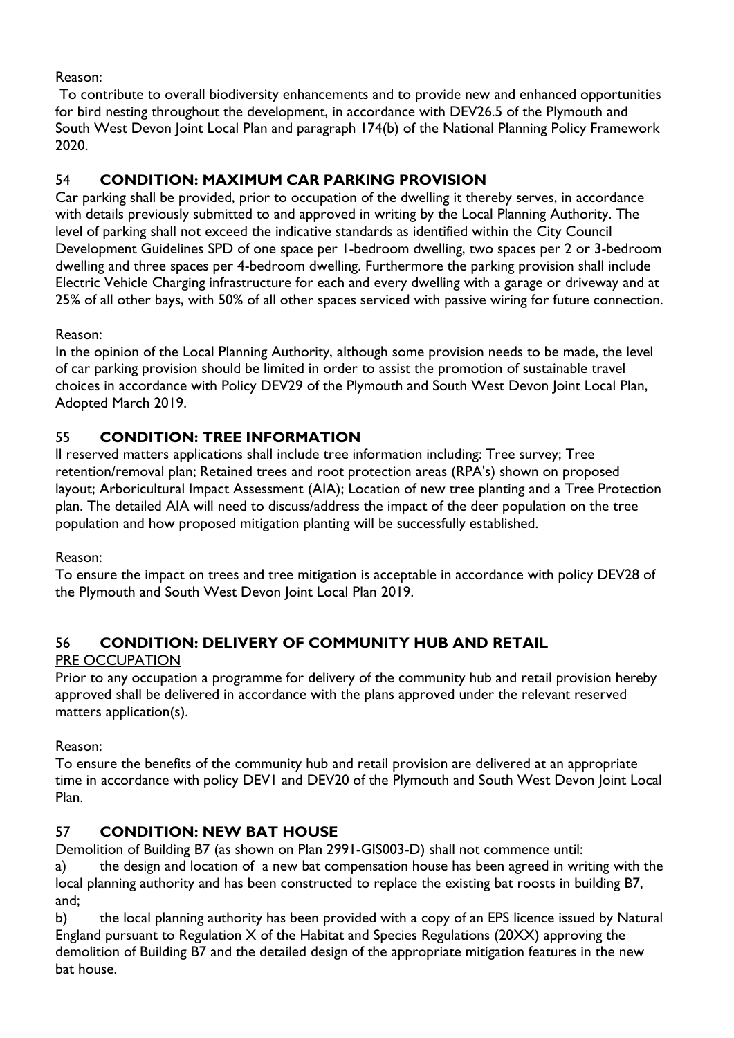Reason:

To contribute to overall biodiversity enhancements and to provide new and enhanced opportunities for bird nesting throughout the development, in accordance with DEV26.5 of the Plymouth and South West Devon Joint Local Plan and paragraph 174(b) of the National Planning Policy Framework 2020.

## 54 CONDITION: MAXIMUM CAR PARKING PROVISION

Car parking shall be provided, prior to occupation of the dwelling it thereby serves, in accordance with details previously submitted to and approved in writing by the Local Planning Authority. The level of parking shall not exceed the indicative standards as identified within the City Council Development Guidelines SPD of one space per 1-bedroom dwelling, two spaces per 2 or 3-bedroom dwelling and three spaces per 4-bedroom dwelling. Furthermore the parking provision shall include Electric Vehicle Charging infrastructure for each and every dwelling with a garage or driveway and at 25% of all other bays, with 50% of all other spaces serviced with passive wiring for future connection.

Reason:

In the opinion of the Local Planning Authority, although some provision needs to be made, the level of car parking provision should be limited in order to assist the promotion of sustainable travel choices in accordance with Policy DEV29 of the Plymouth and South West Devon Joint Local Plan, Adopted March 2019.

## 55 CONDITION: TREE INFORMATION

ll reserved matters applications shall include tree information including: Tree survey; Tree retention/removal plan; Retained trees and root protection areas (RPA's) shown on proposed layout; Arboricultural Impact Assessment (AIA); Location of new tree planting and a Tree Protection plan. The detailed AIA will need to discuss/address the impact of the deer population on the tree population and how proposed mitigation planting will be successfully established.

Reason:

To ensure the impact on trees and tree mitigation is acceptable in accordance with policy DEV28 of the Plymouth and South West Devon Joint Local Plan 2019.

## 56 CONDITION: DELIVERY OF COMMUNITY HUB AND RETAIL

PRE OCCUPATION

Prior to any occupation a programme for delivery of the community hub and retail provision hereby approved shall be delivered in accordance with the plans approved under the relevant reserved matters application(s).

Reason:

To ensure the benefits of the community hub and retail provision are delivered at an appropriate time in accordance with policy DEV1 and DEV20 of the Plymouth and South West Devon Joint Local Plan.

## 57 CONDITION: NEW BAT HOUSE

Demolition of Building B7 (as shown on Plan 2991-GIS003-D) shall not commence until:

a) the design and location of a new bat compensation house has been agreed in writing with the local planning authority and has been constructed to replace the existing bat roosts in building B7, and;

b) the local planning authority has been provided with a copy of an EPS licence issued by Natural England pursuant to Regulation X of the Habitat and Species Regulations (20XX) approving the demolition of Building B7 and the detailed design of the appropriate mitigation features in the new bat house.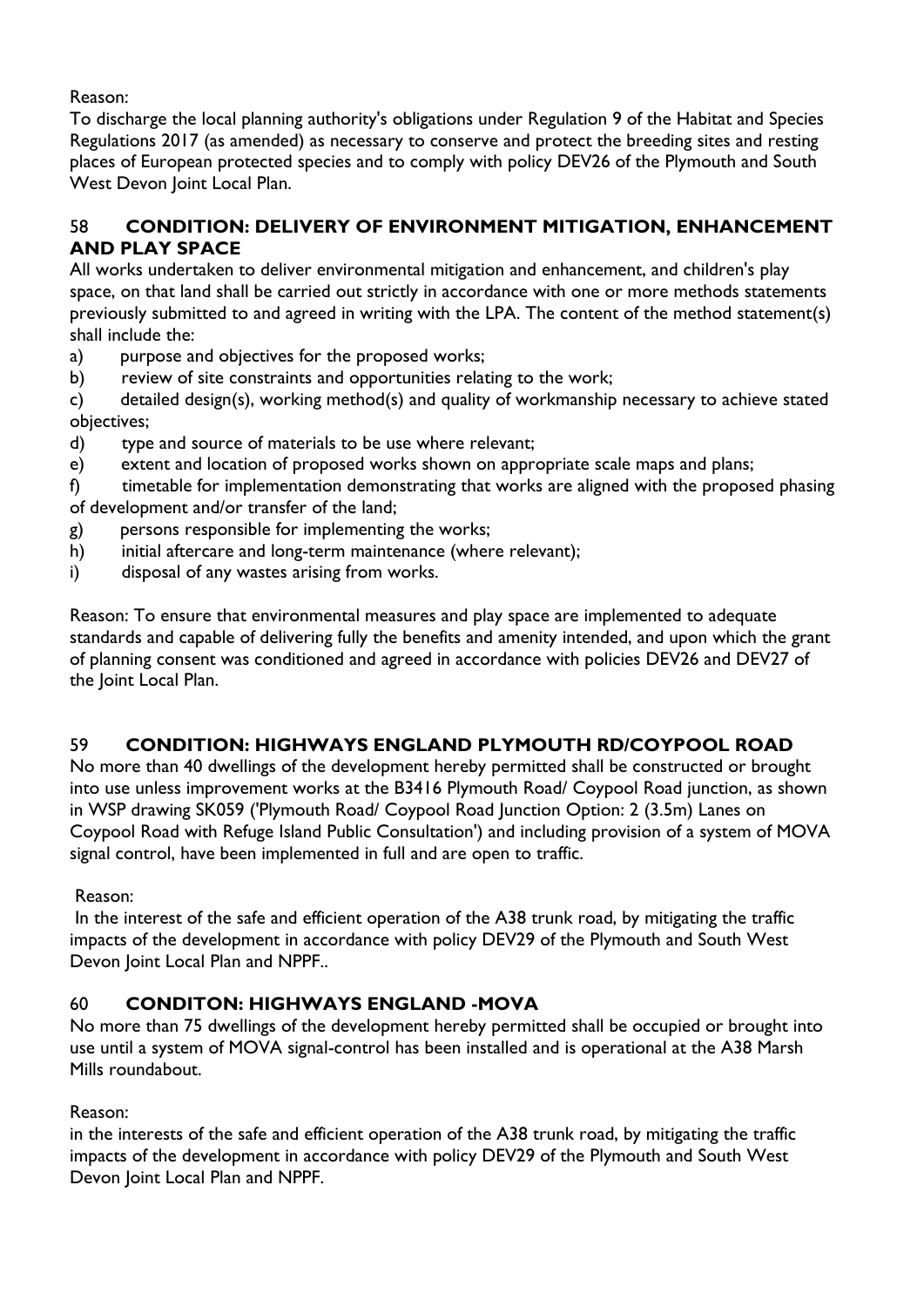Reason:
To discharge the local planning authority's obligations under Regulation 9 of the Habitat and Species Regulations 2017 (as amended) as necessary to conserve and protect the breeding sites and resting places of European protected species and to comply with policy DEV26 of the Plymouth and South West Devon Joint Local Plan.

### 58 **CONDITION: DELIVERY OF ENVIRONMENT MITIGATION, ENHANCEMENT AND PLAY SPACE**

All works undertaken to deliver environmental mitigation and enhancement, and children's play space, on that land shall be carried out strictly in accordance with one or more methods statements previously submitted to and agreed in writing with the LPA. The content of the method statement(s) shall include the:

a) purpose and objectives for the proposed works;
b) review of site constraints and opportunities relating to the work;
c) detailed design(s), working method(s) and quality of workmanship necessary to achieve stated objectives;
d) type and source of materials to be use where relevant;
e) extent and location of proposed works shown on appropriate scale maps and plans;
f) timetable for implementation demonstrating that works are aligned with the proposed phasing of development and/or transfer of the land;
g) persons responsible for implementing the works;
h) initial aftercare and long-term maintenance (where relevant);
i) disposal of any wastes arising from works.

Reason: To ensure that environmental measures and play space are implemented to adequate standards and capable of delivering fully the benefits and amenity intended, and upon which the grant of planning consent was conditioned and agreed in accordance with policies DEV26 and DEV27 of the Joint Local Plan.

### 59 **CONDITION: HIGHWAYS ENGLAND PLYMOUTH RD/COYPOOL ROAD**

No more than 40 dwellings of the development hereby permitted shall be constructed or brought into use unless improvement works at the B3416 Plymouth Road/ Coypool Road junction, as shown in WSP drawing SK059 ('Plymouth Road/ Coypool Road Junction Option: 2 (3.5m) Lanes on Coypool Road with Refuge Island Public Consultation') and including provision of a system of MOVA signal control, have been implemented in full and are open to traffic.

Reason:
In the interest of the safe and efficient operation of the A38 trunk road, by mitigating the traffic impacts of the development in accordance with policy DEV29 of the Plymouth and South West Devon Joint Local Plan and NPPF..

### 60 **CONDITON: HIGHWAYS ENGLAND -MOVA**

No more than 75 dwellings of the development hereby permitted shall be occupied or brought into use until a system of MOVA signal-control has been installed and is operational at the A38 Marsh Mills roundabout.

Reason:
in the interests of the safe and efficient operation of the A38 trunk road, by mitigating the traffic impacts of the development in accordance with policy DEV29 of the Plymouth and South West Devon Joint Local Plan and NPPF.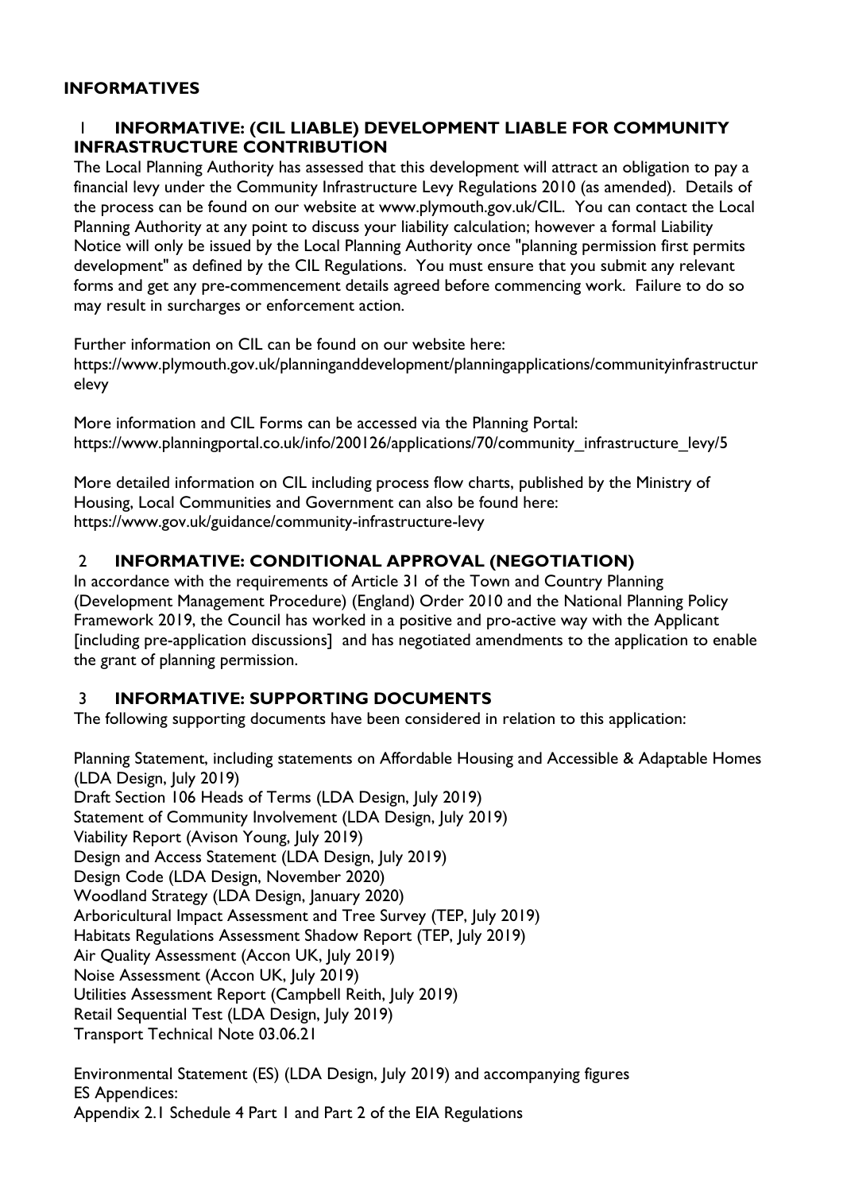## INFORMATIVES

### 1 INFORMATIVE: (CIL LIABLE) DEVELOPMENT LIABLE FOR COMMUNITY INFRASTRUCTURE CONTRIBUTION

The Local Planning Authority has assessed that this development will attract an obligation to pay a financial levy under the Community Infrastructure Levy Regulations 2010 (as amended). Details of the process can be found on our website at www.plymouth.gov.uk/CIL. You can contact the Local Planning Authority at any point to discuss your liability calculation; however a formal Liability Notice will only be issued by the Local Planning Authority once "planning permission first permits development" as defined by the CIL Regulations. You must ensure that you submit any relevant forms and get any pre-commencement details agreed before commencing work. Failure to do so may result in surcharges or enforcement action.

Further information on CIL can be found on our website here:
https://www.plymouth.gov.uk/planninganddevelopment/planningapplications/communityinfrastructurelevy

More information and CIL Forms can be accessed via the Planning Portal:
https://www.planningportal.co.uk/info/200126/applications/70/community_infrastructure_levy/5

More detailed information on CIL including process flow charts, published by the Ministry of Housing, Local Communities and Government can also be found here:
https://www.gov.uk/guidance/community-infrastructure-levy

### 2 INFORMATIVE: CONDITIONAL APPROVAL (NEGOTIATION)

In accordance with the requirements of Article 31 of the Town and Country Planning (Development Management Procedure) (England) Order 2010 and the National Planning Policy Framework 2019, the Council has worked in a positive and pro-active way with the Applicant [including pre-application discussions] and has negotiated amendments to the application to enable the grant of planning permission.

### 3 INFORMATIVE: SUPPORTING DOCUMENTS

The following supporting documents have been considered in relation to this application:

Planning Statement, including statements on Affordable Housing and Accessible & Adaptable Homes (LDA Design, July 2019)
Draft Section 106 Heads of Terms (LDA Design, July 2019)
Statement of Community Involvement (LDA Design, July 2019)
Viability Report (Avison Young, July 2019)
Design and Access Statement (LDA Design, July 2019)
Design Code (LDA Design, November 2020)
Woodland Strategy (LDA Design, January 2020)
Arboricultural Impact Assessment and Tree Survey (TEP, July 2019)
Habitats Regulations Assessment Shadow Report (TEP, July 2019)
Air Quality Assessment (Accon UK, July 2019)
Noise Assessment (Accon UK, July 2019)
Utilities Assessment Report (Campbell Reith, July 2019)
Retail Sequential Test (LDA Design, July 2019)
Transport Technical Note 03.06.21

Environmental Statement (ES) (LDA Design, July 2019) and accompanying figures
ES Appendices:
Appendix 2.1 Schedule 4 Part 1 and Part 2 of the EIA Regulations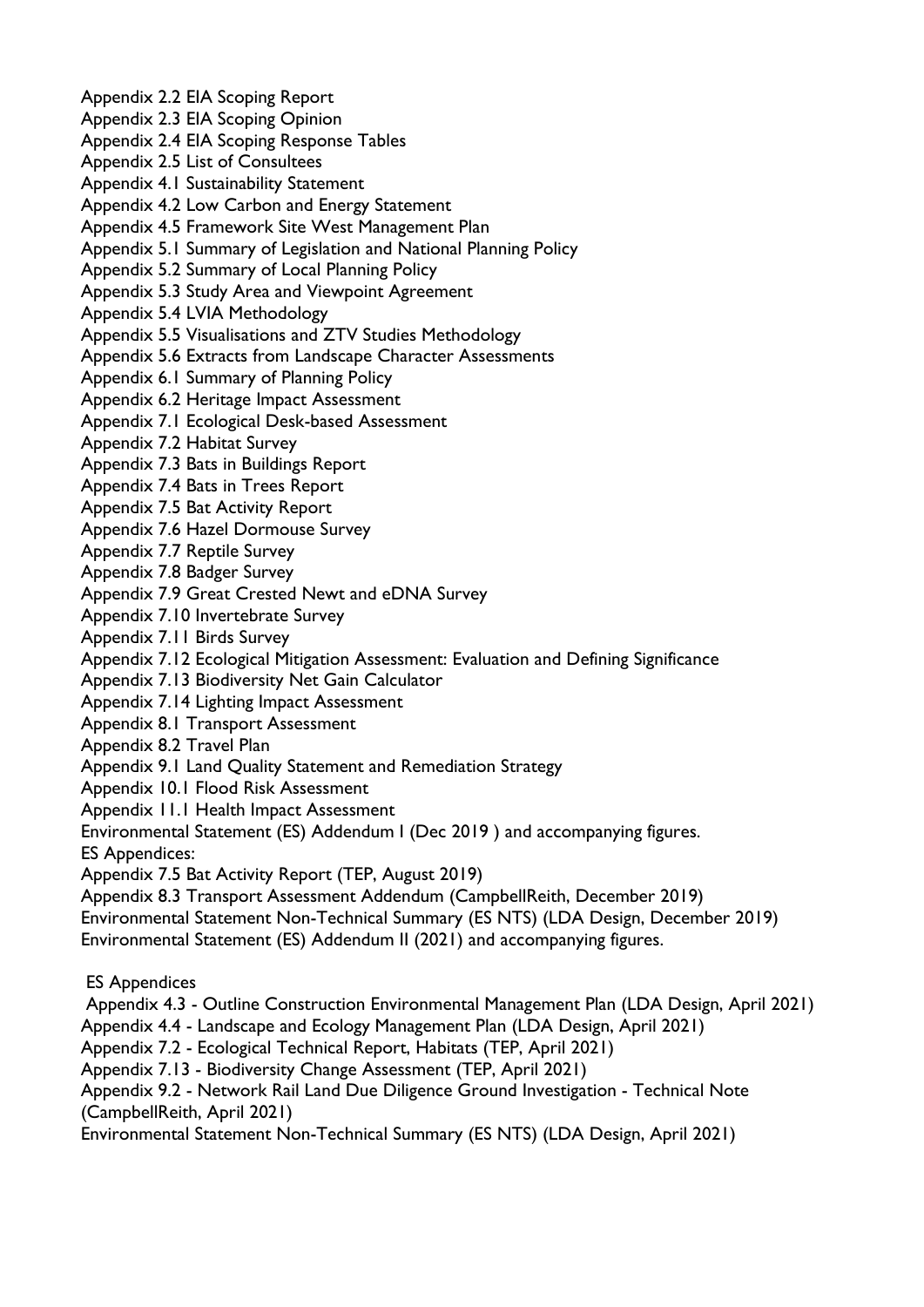Appendix 2.2 EIA Scoping Report
Appendix 2.3 EIA Scoping Opinion
Appendix 2.4 EIA Scoping Response Tables
Appendix 2.5 List of Consultees
Appendix 4.1 Sustainability Statement
Appendix 4.2 Low Carbon and Energy Statement
Appendix 4.5 Framework Site West Management Plan
Appendix 5.1 Summary of Legislation and National Planning Policy
Appendix 5.2 Summary of Local Planning Policy
Appendix 5.3 Study Area and Viewpoint Agreement
Appendix 5.4 LVIA Methodology
Appendix 5.5 Visualisations and ZTV Studies Methodology
Appendix 5.6 Extracts from Landscape Character Assessments
Appendix 6.1 Summary of Planning Policy
Appendix 6.2 Heritage Impact Assessment
Appendix 7.1 Ecological Desk-based Assessment
Appendix 7.2 Habitat Survey
Appendix 7.3 Bats in Buildings Report
Appendix 7.4 Bats in Trees Report
Appendix 7.5 Bat Activity Report
Appendix 7.6 Hazel Dormouse Survey
Appendix 7.7 Reptile Survey
Appendix 7.8 Badger Survey
Appendix 7.9 Great Crested Newt and eDNA Survey
Appendix 7.10 Invertebrate Survey
Appendix 7.11 Birds Survey
Appendix 7.12 Ecological Mitigation Assessment: Evaluation and Defining Significance
Appendix 7.13 Biodiversity Net Gain Calculator
Appendix 7.14 Lighting Impact Assessment
Appendix 8.1 Transport Assessment
Appendix 8.2 Travel Plan
Appendix 9.1 Land Quality Statement and Remediation Strategy
Appendix 10.1 Flood Risk Assessment
Appendix 11.1 Health Impact Assessment
Environmental Statement (ES) Addendum I (Dec 2019 ) and accompanying figures.
ES Appendices:
Appendix 7.5 Bat Activity Report (TEP, August 2019)
Appendix 8.3 Transport Assessment Addendum (CampbellReith, December 2019)
Environmental Statement Non-Technical Summary (ES NTS) (LDA Design, December 2019)
Environmental Statement (ES) Addendum II (2021) and accompanying figures.

ES Appendices
Appendix 4.3 - Outline Construction Environmental Management Plan (LDA Design, April 2021)
Appendix 4.4 - Landscape and Ecology Management Plan (LDA Design, April 2021)
Appendix 7.2 - Ecological Technical Report, Habitats (TEP, April 2021)
Appendix 7.13 - Biodiversity Change Assessment (TEP, April 2021)
Appendix 9.2 - Network Rail Land Due Diligence Ground Investigation - Technical Note (CampbellReith, April 2021)
Environmental Statement Non-Technical Summary (ES NTS) (LDA Design, April 2021)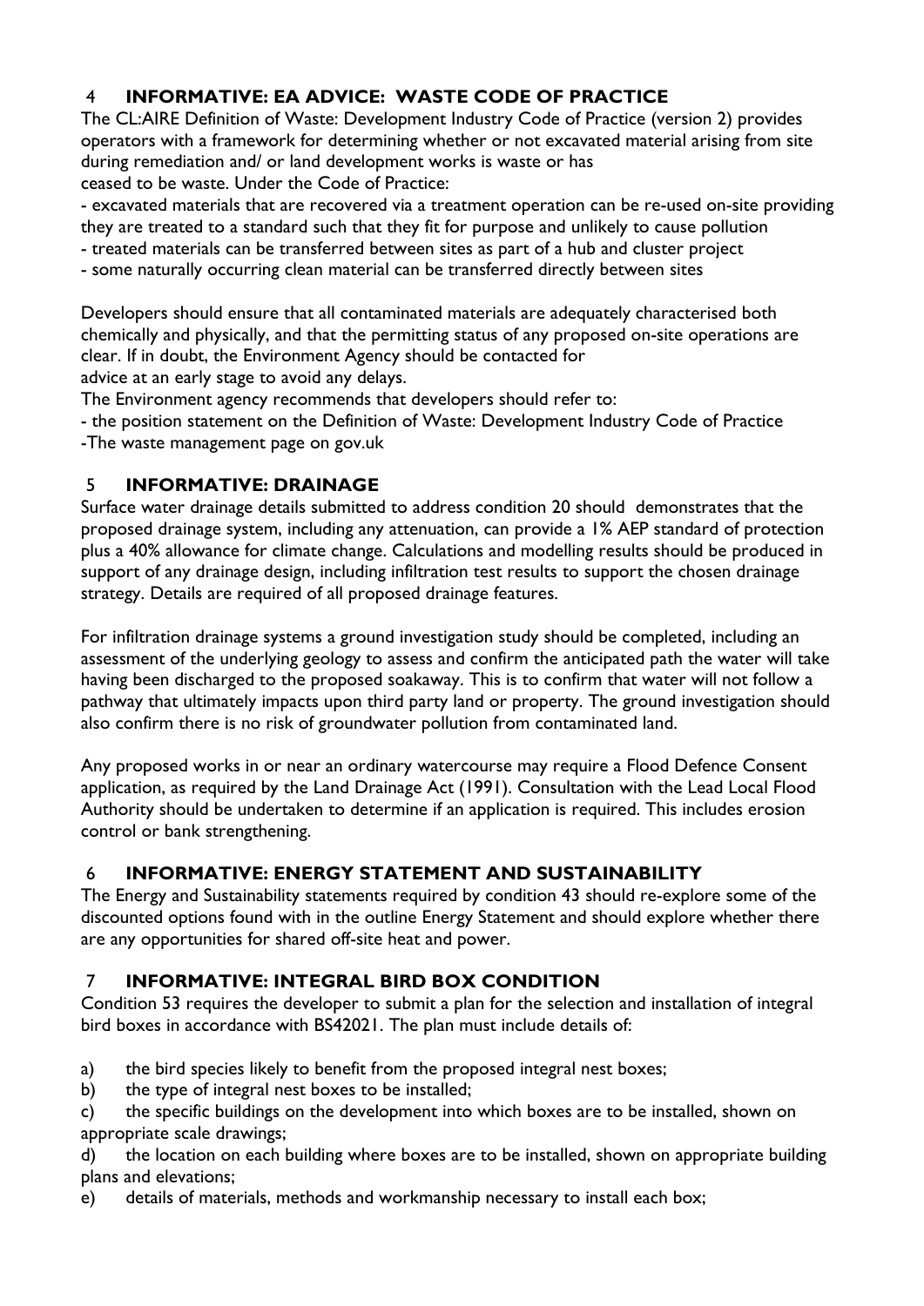## 4 INFORMATIVE: EA ADVICE: WASTE CODE OF PRACTICE

The CL:AIRE Definition of Waste: Development Industry Code of Practice (version 2) provides operators with a framework for determining whether or not excavated material arising from site during remediation and/ or land development works is waste or has ceased to be waste. Under the Code of Practice:

- excavated materials that are recovered via a treatment operation can be re-used on-site providing they are treated to a standard such that they fit for purpose and unlikely to cause pollution
- treated materials can be transferred between sites as part of a hub and cluster project
- some naturally occurring clean material can be transferred directly between sites

Developers should ensure that all contaminated materials are adequately characterised both chemically and physically, and that the permitting status of any proposed on-site operations are clear. If in doubt, the Environment Agency should be contacted for advice at an early stage to avoid any delays.

The Environment agency recommends that developers should refer to:

- the position statement on the Definition of Waste: Development Industry Code of Practice
- The waste management page on gov.uk

## 5 INFORMATIVE: DRAINAGE

Surface water drainage details submitted to address condition 20 should demonstrates that the proposed drainage system, including any attenuation, can provide a 1% AEP standard of protection plus a 40% allowance for climate change. Calculations and modelling results should be produced in support of any drainage design, including infiltration test results to support the chosen drainage strategy. Details are required of all proposed drainage features.

For infiltration drainage systems a ground investigation study should be completed, including an assessment of the underlying geology to assess and confirm the anticipated path the water will take having been discharged to the proposed soakaway. This is to confirm that water will not follow a pathway that ultimately impacts upon third party land or property. The ground investigation should also confirm there is no risk of groundwater pollution from contaminated land.

Any proposed works in or near an ordinary watercourse may require a Flood Defence Consent application, as required by the Land Drainage Act (1991). Consultation with the Lead Local Flood Authority should be undertaken to determine if an application is required. This includes erosion control or bank strengthening.

## 6 INFORMATIVE: ENERGY STATEMENT AND SUSTAINABILITY

The Energy and Sustainability statements required by condition 43 should re-explore some of the discounted options found with in the outline Energy Statement and should explore whether there are any opportunities for shared off-site heat and power.

## 7 INFORMATIVE: INTEGRAL BIRD BOX CONDITION

Condition 53 requires the developer to submit a plan for the selection and installation of integral bird boxes in accordance with BS42021. The plan must include details of:

a) the bird species likely to benefit from the proposed integral nest boxes;

b) the type of integral nest boxes to be installed;

c) the specific buildings on the development into which boxes are to be installed, shown on appropriate scale drawings;

d) the location on each building where boxes are to be installed, shown on appropriate building plans and elevations;

e) details of materials, methods and workmanship necessary to install each box;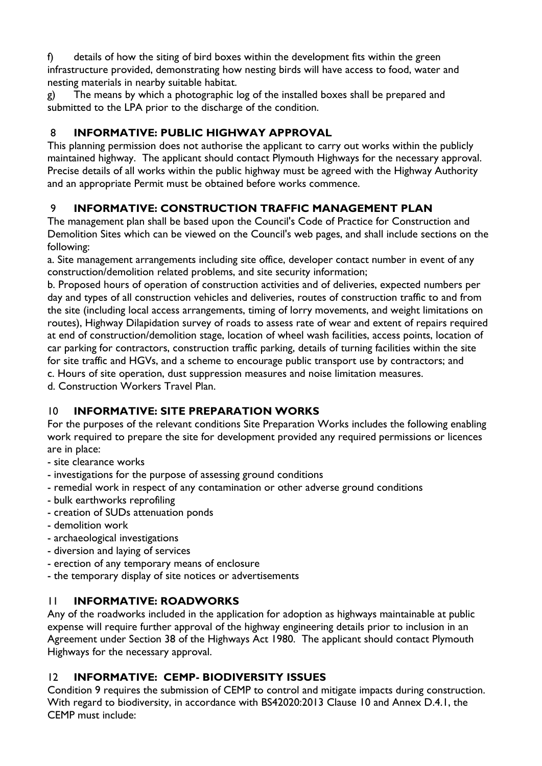f) details of how the siting of bird boxes within the development fits within the green infrastructure provided, demonstrating how nesting birds will have access to food, water and nesting materials in nearby suitable habitat.

g) The means by which a photographic log of the installed boxes shall be prepared and submitted to the LPA prior to the discharge of the condition.

## 8 INFORMATIVE: PUBLIC HIGHWAY APPROVAL

This planning permission does not authorise the applicant to carry out works within the publicly maintained highway. The applicant should contact Plymouth Highways for the necessary approval. Precise details of all works within the public highway must be agreed with the Highway Authority and an appropriate Permit must be obtained before works commence.

## 9 INFORMATIVE: CONSTRUCTION TRAFFIC MANAGEMENT PLAN

The management plan shall be based upon the Council's Code of Practice for Construction and Demolition Sites which can be viewed on the Council's web pages, and shall include sections on the following:

a. Site management arrangements including site office, developer contact number in event of any construction/demolition related problems, and site security information;

b. Proposed hours of operation of construction activities and of deliveries, expected numbers per day and types of all construction vehicles and deliveries, routes of construction traffic to and from the site (including local access arrangements, timing of lorry movements, and weight limitations on routes), Highway Dilapidation survey of roads to assess rate of wear and extent of repairs required at end of construction/demolition stage, location of wheel wash facilities, access points, location of car parking for contractors, construction traffic parking, details of turning facilities within the site for site traffic and HGVs, and a scheme to encourage public transport use by contractors; and

c. Hours of site operation, dust suppression measures and noise limitation measures.

d. Construction Workers Travel Plan.

## 10 INFORMATIVE: SITE PREPARATION WORKS

For the purposes of the relevant conditions Site Preparation Works includes the following enabling work required to prepare the site for development provided any required permissions or licences are in place:

- site clearance works
- investigations for the purpose of assessing ground conditions
- remedial work in respect of any contamination or other adverse ground conditions
- bulk earthworks reprofiling
- creation of SUDs attenuation ponds
- demolition work
- archaeological investigations
- diversion and laying of services
- erection of any temporary means of enclosure
- the temporary display of site notices or advertisements

## 11 INFORMATIVE: ROADWORKS

Any of the roadworks included in the application for adoption as highways maintainable at public expense will require further approval of the highway engineering details prior to inclusion in an Agreement under Section 38 of the Highways Act 1980. The applicant should contact Plymouth Highways for the necessary approval.

## 12 INFORMATIVE: CEMP- BIODIVERSITY ISSUES

Condition 9 requires the submission of CEMP to control and mitigate impacts during construction. With regard to biodiversity, in accordance with BS42020:2013 Clause 10 and Annex D.4.1, the CEMP must include: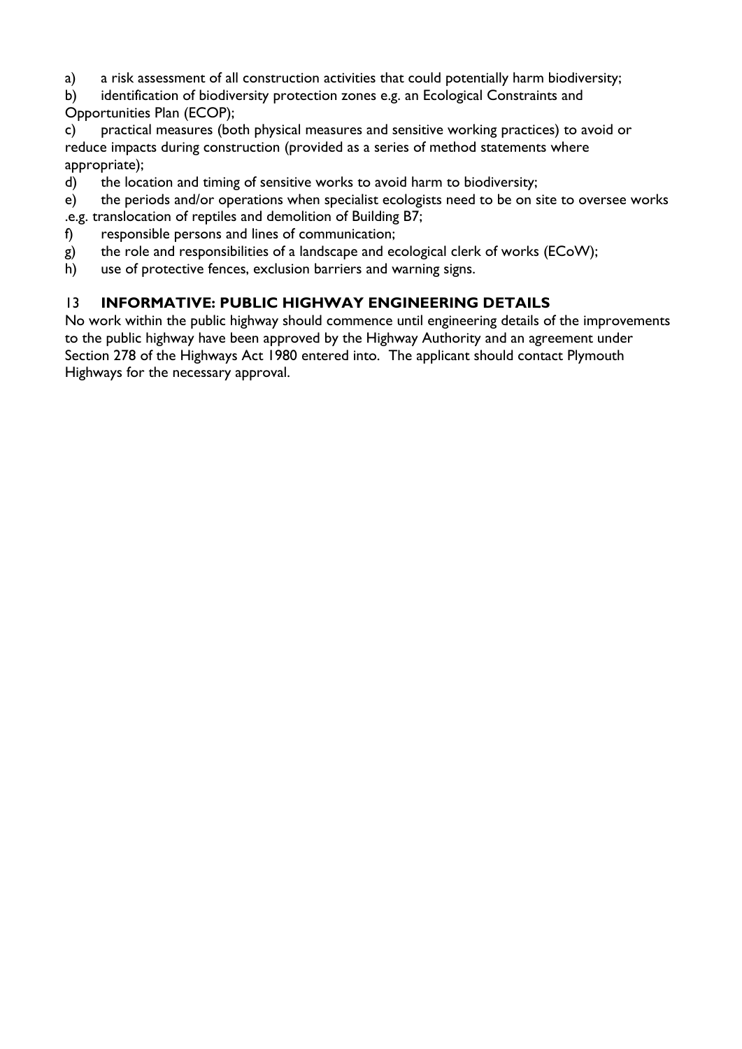a) a risk assessment of all construction activities that could potentially harm biodiversity;

b) identification of biodiversity protection zones e.g. an Ecological Constraints and Opportunities Plan (ECOP);

c) practical measures (both physical measures and sensitive working practices) to avoid or reduce impacts during construction (provided as a series of method statements where appropriate);

d) the location and timing of sensitive works to avoid harm to biodiversity;

e) the periods and/or operations when specialist ecologists need to be on site to oversee works .e.g. translocation of reptiles and demolition of Building B7;

f) responsible persons and lines of communication;

g) the role and responsibilities of a landscape and ecological clerk of works (ECoW);

h) use of protective fences, exclusion barriers and warning signs.

## 13 INFORMATIVE: PUBLIC HIGHWAY ENGINEERING DETAILS

No work within the public highway should commence until engineering details of the improvements to the public highway have been approved by the Highway Authority and an agreement under Section 278 of the Highways Act 1980 entered into. The applicant should contact Plymouth Highways for the necessary approval.